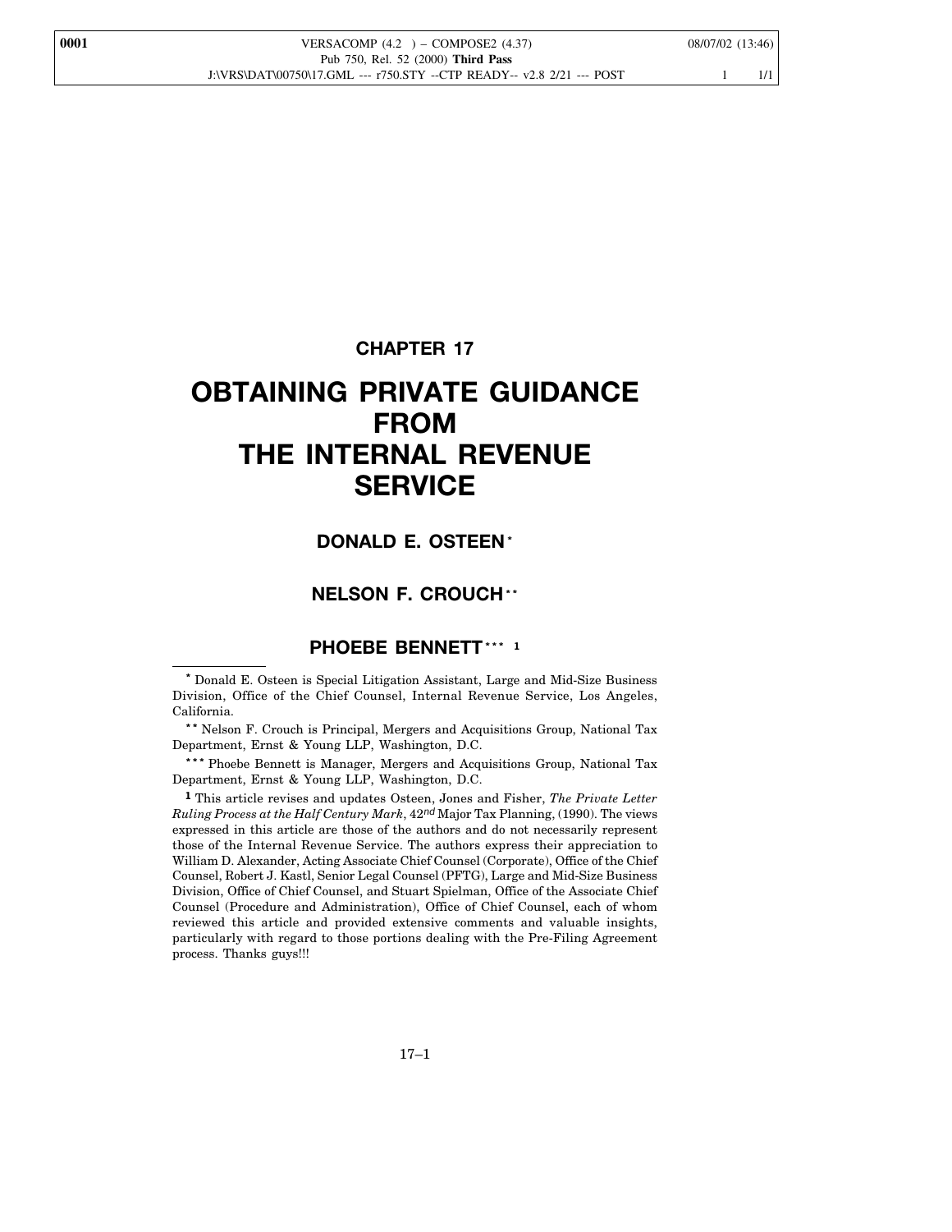# CHAPTER 17

# OBTAINING PRIVATE GUIDANCE FROM THE INTERNAL REVENUE SERVICE

## DONALD E. OSTEEN *

## NELSON F. CROUCH **

## PHOEBE BENNETT *** [1]

---

* Donald E. Osteen is Special Litigation Assistant, Large and Mid-Size Business Division, Office of the Chief Counsel, Internal Revenue Service, Los Angeles, California.

** Nelson F. Crouch is Principal, Mergers and Acquisitions Group, National Tax Department, Ernst & Young LLP, Washington, D.C.

*** Phoebe Bennett is Manager, Mergers and Acquisitions Group, National Tax Department, Ernst & Young LLP, Washington, D.C.

[1] This article revises and updates Osteen, Jones and Fisher, *The Private Letter Ruling Process at the Half Century Mark*, 42*nd* Major Tax Planning, (1990). The views expressed in this article are those of the authors and do not necessarily represent those of the Internal Revenue Service. The authors express their appreciation to William D. Alexander, Acting Associate Chief Counsel (Corporate), Office of the Chief Counsel, Robert J. Kastl, Senior Legal Counsel (PFTG), Large and Mid-Size Business Division, Office of Chief Counsel, and Stuart Spielman, Office of the Associate Chief Counsel (Procedure and Administration), Office of Chief Counsel, each of whom reviewed this article and provided extensive comments and valuable insights, particularly with regard to those portions dealing with the Pre-Filing Agreement process. Thanks guys!!!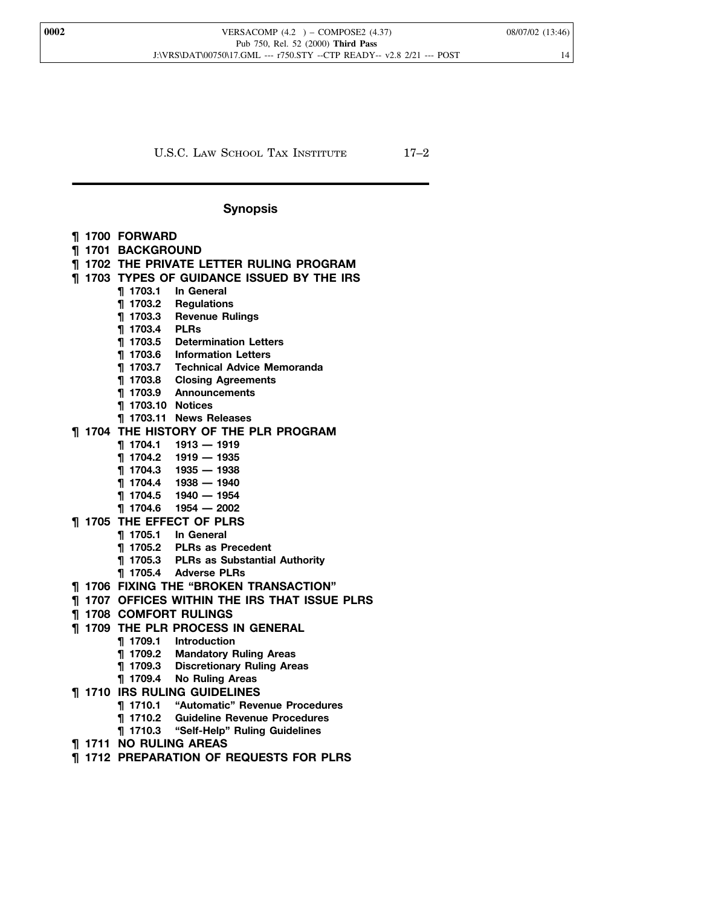## Synopsis

- **¶ 1700 FORWARD**
- **¶ 1701 BACKGROUND**
- **¶ 1702 THE PRIVATE LETTER RULING PROGRAM**
- **¶ 1703 TYPES OF GUIDANCE ISSUED BY THE IRS**
  - **¶ 1703.1 In General**
  - **¶ 1703.2 Regulations**
  - **¶ 1703.3 Revenue Rulings**
  - **¶ 1703.4 PLRs**
  - **¶ 1703.5 Determination Letters**
  - **¶ 1703.6 Information Letters**
  - **¶ 1703.7 Technical Advice Memoranda**
  - **¶ 1703.8 Closing Agreements**
  - **¶ 1703.9 Announcements**
  - **¶ 1703.10 Notices**
  - **¶ 1703.11 News Releases**
- **¶ 1704 THE HISTORY OF THE PLR PROGRAM**
  - **¶ 1704.1 1913 — 1919**
  - **¶ 1704.2 1919 — 1935**
  - **¶ 1704.3 1935 — 1938**
  - **¶ 1704.4 1938 — 1940**
  - **¶ 1704.5 1940 — 1954**
  - **¶ 1704.6 1954 — 2002**
- **¶ 1705 THE EFFECT OF PLRS**
  - **¶ 1705.1 In General**
  - **¶ 1705.2 PLRs as Precedent**
  - **¶ 1705.3 PLRs as Substantial Authority**
  - **¶ 1705.4 Adverse PLRs**
- **¶ 1706 FIXING THE "BROKEN TRANSACTION"**
- **¶ 1707 OFFICES WITHIN THE IRS THAT ISSUE PLRS**
- **¶ 1708 COMFORT RULINGS**
- **¶ 1709 THE PLR PROCESS IN GENERAL**
  - **¶ 1709.1 Introduction**
  - **¶ 1709.2 Mandatory Ruling Areas**
  - **¶ 1709.3 Discretionary Ruling Areas**
  - **¶ 1709.4 No Ruling Areas**
- **¶ 1710 IRS RULING GUIDELINES**
  - **¶ 1710.1 "Automatic" Revenue Procedures**
  - **¶ 1710.2 Guideline Revenue Procedures**
  - **¶ 1710.3 "Self-Help" Ruling Guidelines**
- **¶ 1711 NO RULING AREAS**
- **¶ 1712 PREPARATION OF REQUESTS FOR PLRS**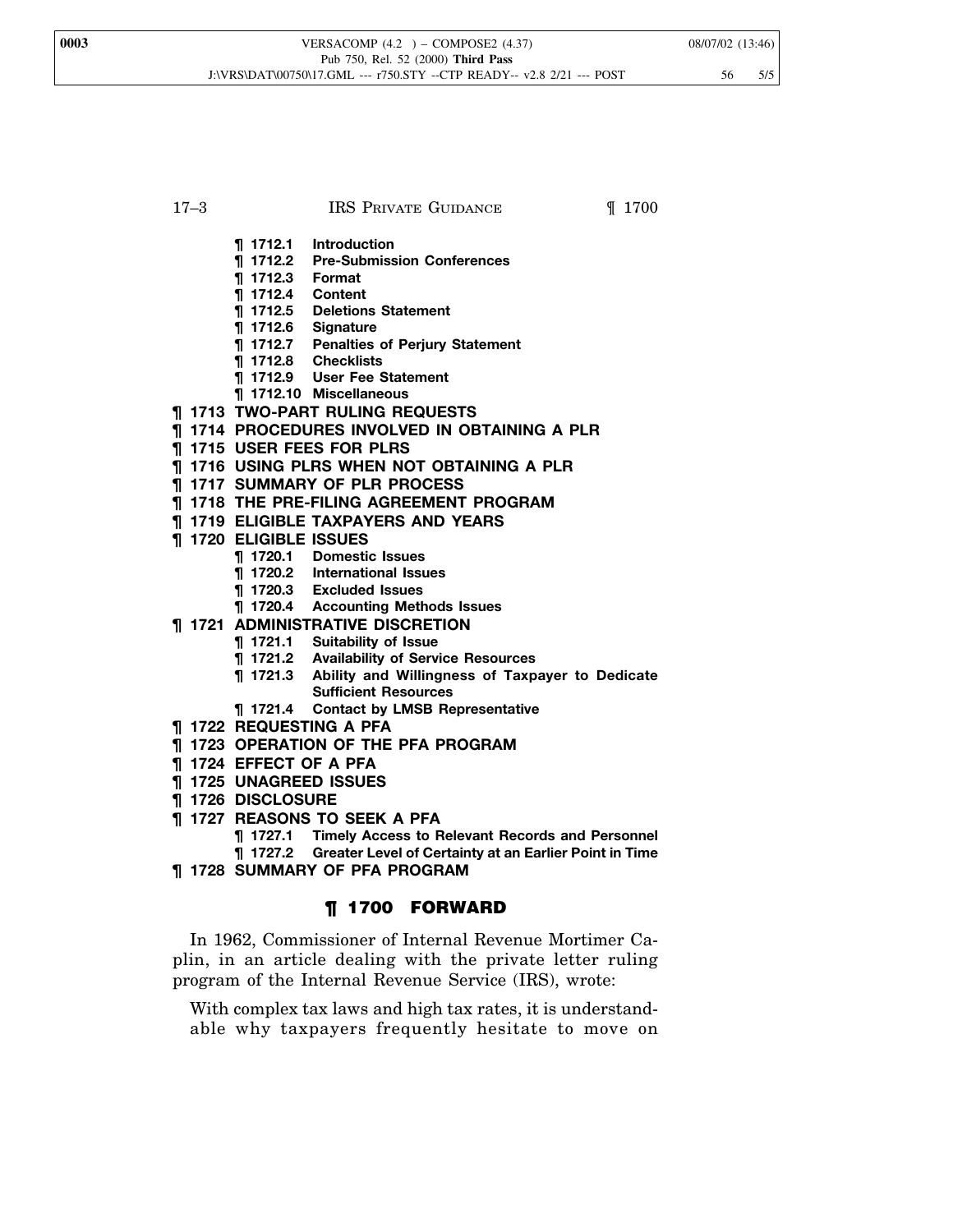- ¶ 1712.1 Introduction
- ¶ 1712.2 Pre-Submission Conferences
- ¶ 1712.3 Format
- ¶ 1712.4 Content
- ¶ 1712.5 Deletions Statement
- ¶ 1712.6 Signature
- ¶ 1712.7 Penalties of Perjury Statement
- ¶ 1712.8 Checklists
- ¶ 1712.9 User Fee Statement
- ¶ 1712.10 Miscellaneous

**¶ 1713 TWO-PART RULING REQUESTS**

**¶ 1714 PROCEDURES INVOLVED IN OBTAINING A PLR**

**¶ 1715 USER FEES FOR PLRS**

**¶ 1716 USING PLRS WHEN NOT OBTAINING A PLR**

**¶ 1717 SUMMARY OF PLR PROCESS**

**¶ 1718 THE PRE-FILING AGREEMENT PROGRAM**

**¶ 1719 ELIGIBLE TAXPAYERS AND YEARS**

**¶ 1720 ELIGIBLE ISSUES**

- ¶ 1720.1 Domestic Issues
- ¶ 1720.2 International Issues
- ¶ 1720.3 Excluded Issues
- ¶ 1720.4 Accounting Methods Issues

**¶ 1721 ADMINISTRATIVE DISCRETION**

- ¶ 1721.1 Suitability of Issue
- ¶ 1721.2 Availability of Service Resources
- ¶ 1721.3 Ability and Willingness of Taxpayer to Dedicate Sufficient Resources
- ¶ 1721.4 Contact by LMSB Representative

**¶ 1722 REQUESTING A PFA**

**¶ 1723 OPERATION OF THE PFA PROGRAM**

**¶ 1724 EFFECT OF A PFA**

**¶ 1725 UNAGREED ISSUES**

**¶ 1726 DISCLOSURE**

**¶ 1727 REASONS TO SEEK A PFA**

- ¶ 1727.1 Timely Access to Relevant Records and Personnel
- ¶ 1727.2 Greater Level of Certainty at an Earlier Point in Time

**¶ 1728 SUMMARY OF PFA PROGRAM**

## ¶ 1700 FORWARD

In 1962, Commissioner of Internal Revenue Mortimer Caplin, in an article dealing with the private letter ruling program of the Internal Revenue Service (IRS), wrote:

> With complex tax laws and high tax rates, it is understandable why taxpayers frequently hesitate to move on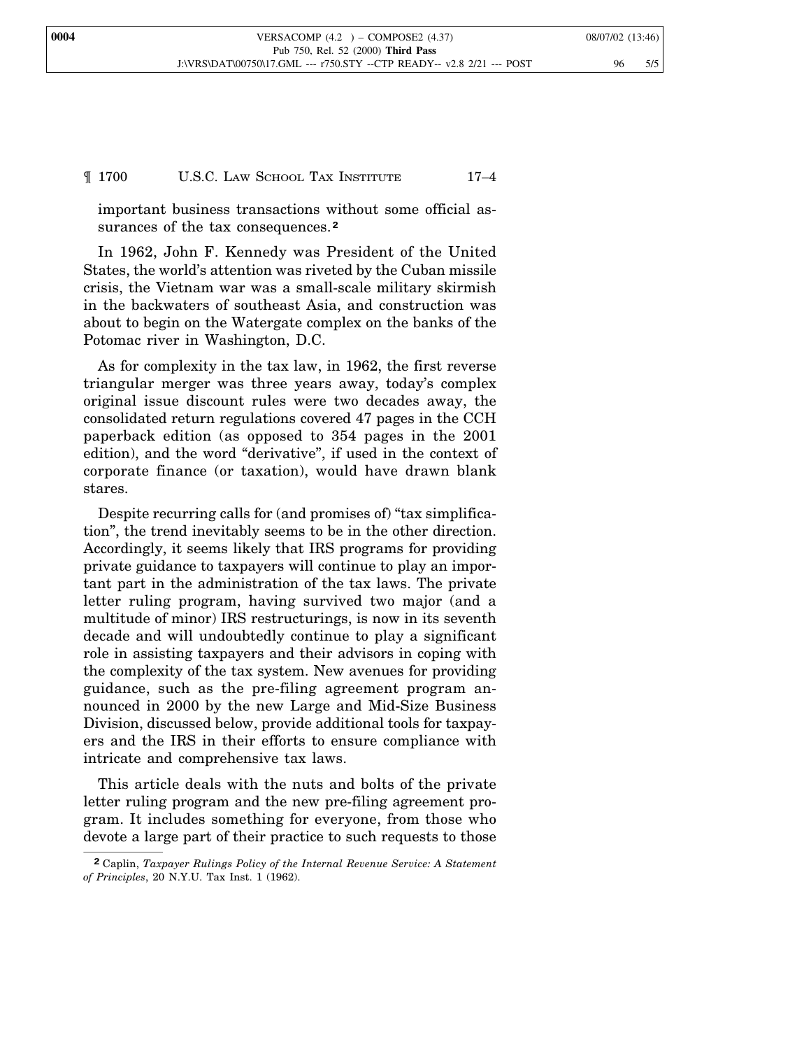important business transactions without some official assurances of the tax consequences.[2]

In 1962, John F. Kennedy was President of the United States, the world's attention was riveted by the Cuban missile crisis, the Vietnam war was a small-scale military skirmish in the backwaters of southeast Asia, and construction was about to begin on the Watergate complex on the banks of the Potomac river in Washington, D.C.

As for complexity in the tax law, in 1962, the first reverse triangular merger was three years away, today's complex original issue discount rules were two decades away, the consolidated return regulations covered 47 pages in the CCH paperback edition (as opposed to 354 pages in the 2001 edition), and the word "derivative", if used in the context of corporate finance (or taxation), would have drawn blank stares.

Despite recurring calls for (and promises of) "tax simplification", the trend inevitably seems to be in the other direction. Accordingly, it seems likely that IRS programs for providing private guidance to taxpayers will continue to play an important part in the administration of the tax laws. The private letter ruling program, having survived two major (and a multitude of minor) IRS restructurings, is now in its seventh decade and will undoubtedly continue to play a significant role in assisting taxpayers and their advisors in coping with the complexity of the tax system. New avenues for providing guidance, such as the pre-filing agreement program announced in 2000 by the new Large and Mid-Size Business Division, discussed below, provide additional tools for taxpayers and the IRS in their efforts to ensure compliance with intricate and comprehensive tax laws.

This article deals with the nuts and bolts of the private letter ruling program and the new pre-filing agreement program. It includes something for everyone, from those who devote a large part of their practice to such requests to those

---

[2] Caplin, *Taxpayer Rulings Policy of the Internal Revenue Service: A Statement of Principles*, 20 N.Y.U. Tax Inst. 1 (1962).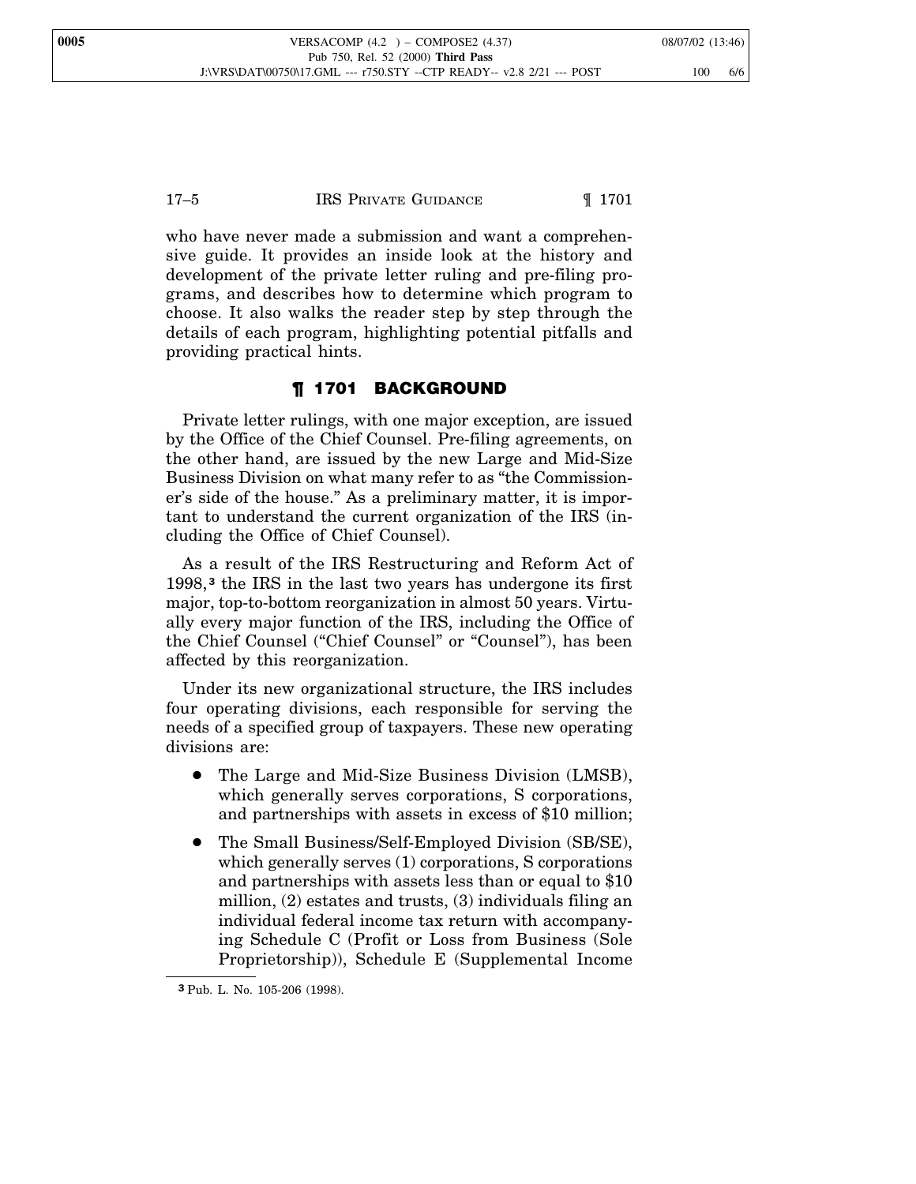who have never made a submission and want a comprehensive guide. It provides an inside look at the history and development of the private letter ruling and pre-filing programs, and describes how to determine which program to choose. It also walks the reader step by step through the details of each program, highlighting potential pitfalls and providing practical hints.

## ¶ 1701 BACKGROUND

Private letter rulings, with one major exception, are issued by the Office of the Chief Counsel. Pre-filing agreements, on the other hand, are issued by the new Large and Mid-Size Business Division on what many refer to as "the Commissioner's side of the house." As a preliminary matter, it is important to understand the current organization of the IRS (including the Office of Chief Counsel).

As a result of the IRS Restructuring and Reform Act of 1998,[3] the IRS in the last two years has undergone its first major, top-to-bottom reorganization in almost 50 years. Virtually every major function of the IRS, including the Office of the Chief Counsel ("Chief Counsel" or "Counsel"), has been affected by this reorganization.

Under its new organizational structure, the IRS includes four operating divisions, each responsible for serving the needs of a specified group of taxpayers. These new operating divisions are:

- The Large and Mid-Size Business Division (LMSB), which generally serves corporations, S corporations, and partnerships with assets in excess of $10 million;
- The Small Business/Self-Employed Division (SB/SE), which generally serves (1) corporations, S corporations and partnerships with assets less than or equal to $10 million, (2) estates and trusts, (3) individuals filing an individual federal income tax return with accompanying Schedule C (Profit or Loss from Business (Sole Proprietorship)), Schedule E (Supplemental Income

[3] Pub. L. No. 105-206 (1998).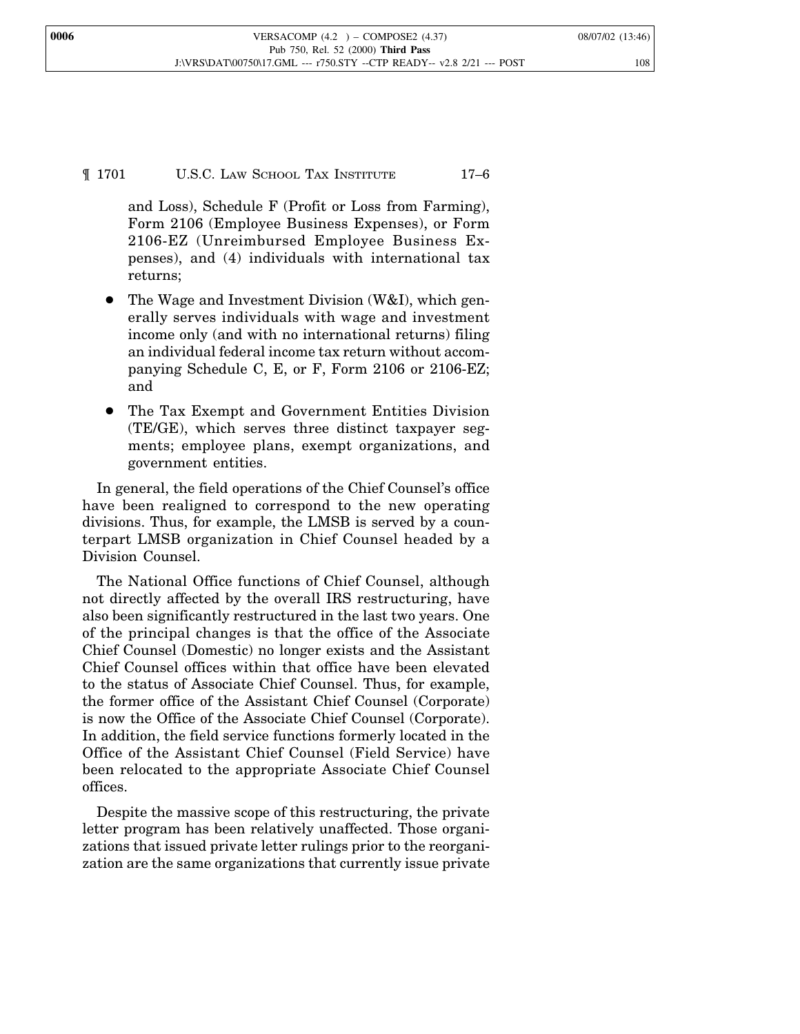and Loss), Schedule F (Profit or Loss from Farming), Form 2106 (Employee Business Expenses), or Form 2106-EZ (Unreimbursed Employee Business Expenses), and (4) individuals with international tax returns;

- The Wage and Investment Division (W&I), which generally serves individuals with wage and investment income only (and with no international returns) filing an individual federal income tax return without accompanying Schedule C, E, or F, Form 2106 or 2106-EZ; and
- The Tax Exempt and Government Entities Division (TE/GE), which serves three distinct taxpayer segments; employee plans, exempt organizations, and government entities.

In general, the field operations of the Chief Counsel's office have been realigned to correspond to the new operating divisions. Thus, for example, the LMSB is served by a counterpart LMSB organization in Chief Counsel headed by a Division Counsel.

The National Office functions of Chief Counsel, although not directly affected by the overall IRS restructuring, have also been significantly restructured in the last two years. One of the principal changes is that the office of the Associate Chief Counsel (Domestic) no longer exists and the Assistant Chief Counsel offices within that office have been elevated to the status of Associate Chief Counsel. Thus, for example, the former office of the Assistant Chief Counsel (Corporate) is now the Office of the Associate Chief Counsel (Corporate). In addition, the field service functions formerly located in the Office of the Assistant Chief Counsel (Field Service) have been relocated to the appropriate Associate Chief Counsel offices.

Despite the massive scope of this restructuring, the private letter program has been relatively unaffected. Those organizations that issued private letter rulings prior to the reorganization are the same organizations that currently issue private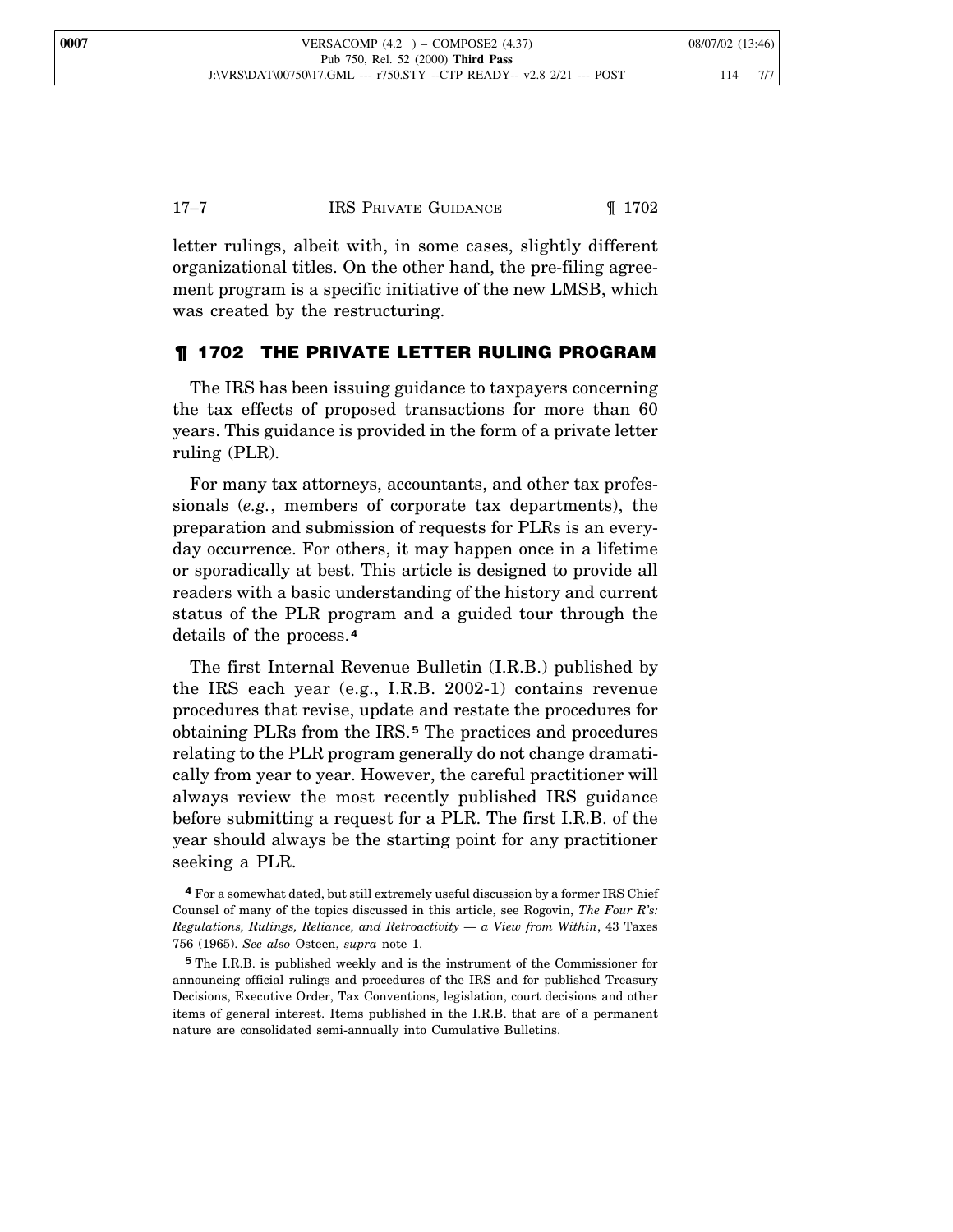letter rulings, albeit with, in some cases, slightly different organizational titles. On the other hand, the pre-filing agreement program is a specific initiative of the new LMSB, which was created by the restructuring.

## ¶ 1702 THE PRIVATE LETTER RULING PROGRAM

The IRS has been issuing guidance to taxpayers concerning the tax effects of proposed transactions for more than 60 years. This guidance is provided in the form of a private letter ruling (PLR).

For many tax attorneys, accountants, and other tax professionals (*e.g.*, members of corporate tax departments), the preparation and submission of requests for PLRs is an everyday occurrence. For others, it may happen once in a lifetime or sporadically at best. This article is designed to provide all readers with a basic understanding of the history and current status of the PLR program and a guided tour through the details of the process.[4]

The first Internal Revenue Bulletin (I.R.B.) published by the IRS each year (e.g., I.R.B. 2002-1) contains revenue procedures that revise, update and restate the procedures for obtaining PLRs from the IRS.[5] The practices and procedures relating to the PLR program generally do not change dramatically from year to year. However, the careful practitioner will always review the most recently published IRS guidance before submitting a request for a PLR. The first I.R.B. of the year should always be the starting point for any practitioner seeking a PLR.

---

[4] For a somewhat dated, but still extremely useful discussion by a former IRS Chief Counsel of many of the topics discussed in this article, see Rogovin, *The Four R's: Regulations, Rulings, Reliance, and Retroactivity — a View from Within*, 43 Taxes 756 (1965). *See also* Osteen, *supra* note 1.

[5] The I.R.B. is published weekly and is the instrument of the Commissioner for announcing official rulings and procedures of the IRS and for published Treasury Decisions, Executive Order, Tax Conventions, legislation, court decisions and other items of general interest. Items published in the I.R.B. that are of a permanent nature are consolidated semi-annually into Cumulative Bulletins.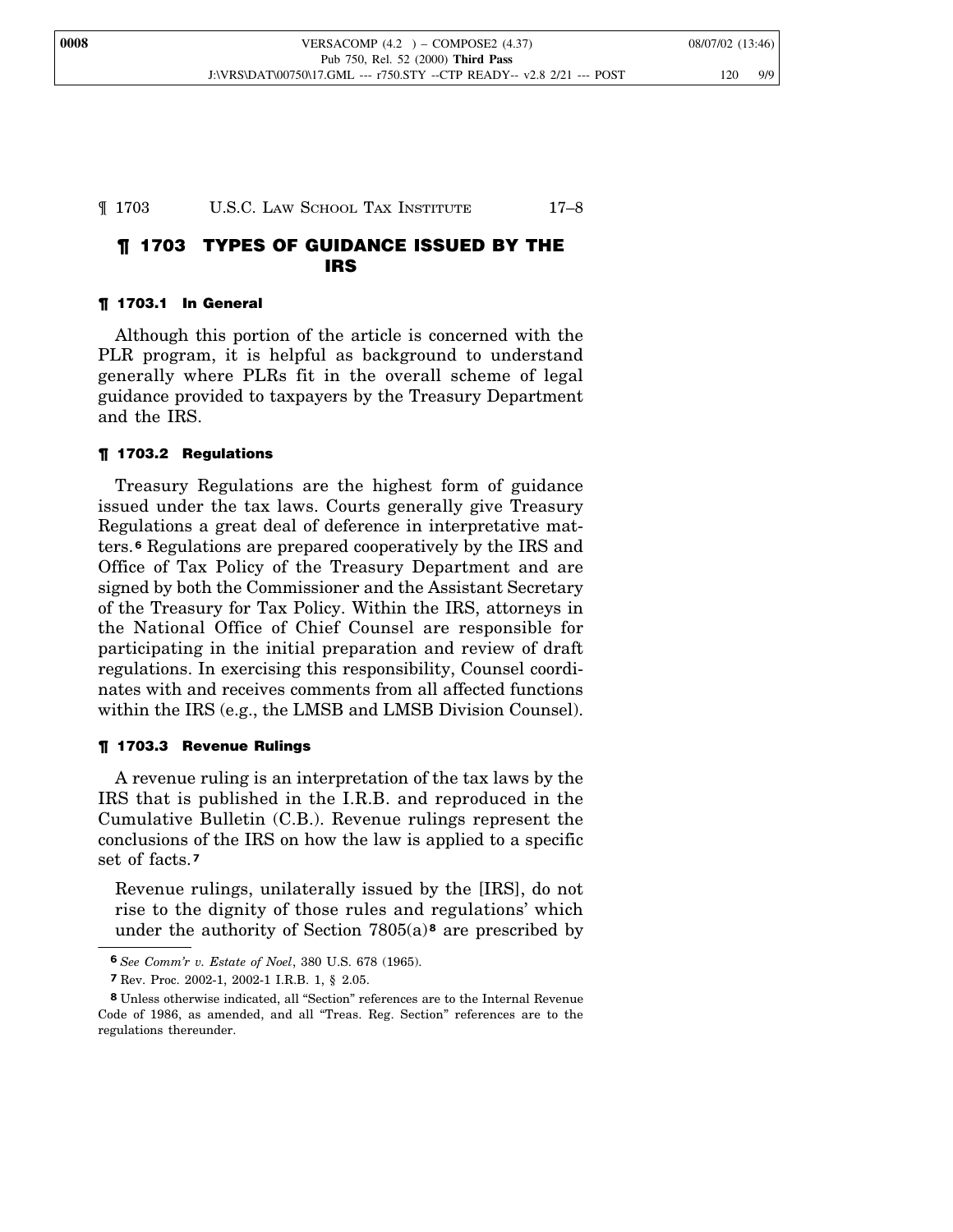## ¶ 1703 TYPES OF GUIDANCE ISSUED BY THE IRS

### ¶ 1703.1 In General

Although this portion of the article is concerned with the PLR program, it is helpful as background to understand generally where PLRs fit in the overall scheme of legal guidance provided to taxpayers by the Treasury Department and the IRS.

### ¶ 1703.2 Regulations

Treasury Regulations are the highest form of guidance issued under the tax laws. Courts generally give Treasury Regulations a great deal of deference in interpretative matters.[6] Regulations are prepared cooperatively by the IRS and Office of Tax Policy of the Treasury Department and are signed by both the Commissioner and the Assistant Secretary of the Treasury for Tax Policy. Within the IRS, attorneys in the National Office of Chief Counsel are responsible for participating in the initial preparation and review of draft regulations. In exercising this responsibility, Counsel coordinates with and receives comments from all affected functions within the IRS (e.g., the LMSB and LMSB Division Counsel).

### ¶ 1703.3 Revenue Rulings

A revenue ruling is an interpretation of the tax laws by the IRS that is published in the I.R.B. and reproduced in the Cumulative Bulletin (C.B.). Revenue rulings represent the conclusions of the IRS on how the law is applied to a specific set of facts.[7]

> Revenue rulings, unilaterally issued by the [IRS], do not rise to the dignity of those rules and regulations' which under the authority of Section 7805(a)[8] are prescribed by

---

[6] *See Comm'r v. Estate of Noel*, 380 U.S. 678 (1965).

[7] Rev. Proc. 2002-1, 2002-1 I.R.B. 1, § 2.05.

[8] Unless otherwise indicated, all "Section" references are to the Internal Revenue Code of 1986, as amended, and all "Treas. Reg. Section" references are to the regulations thereunder.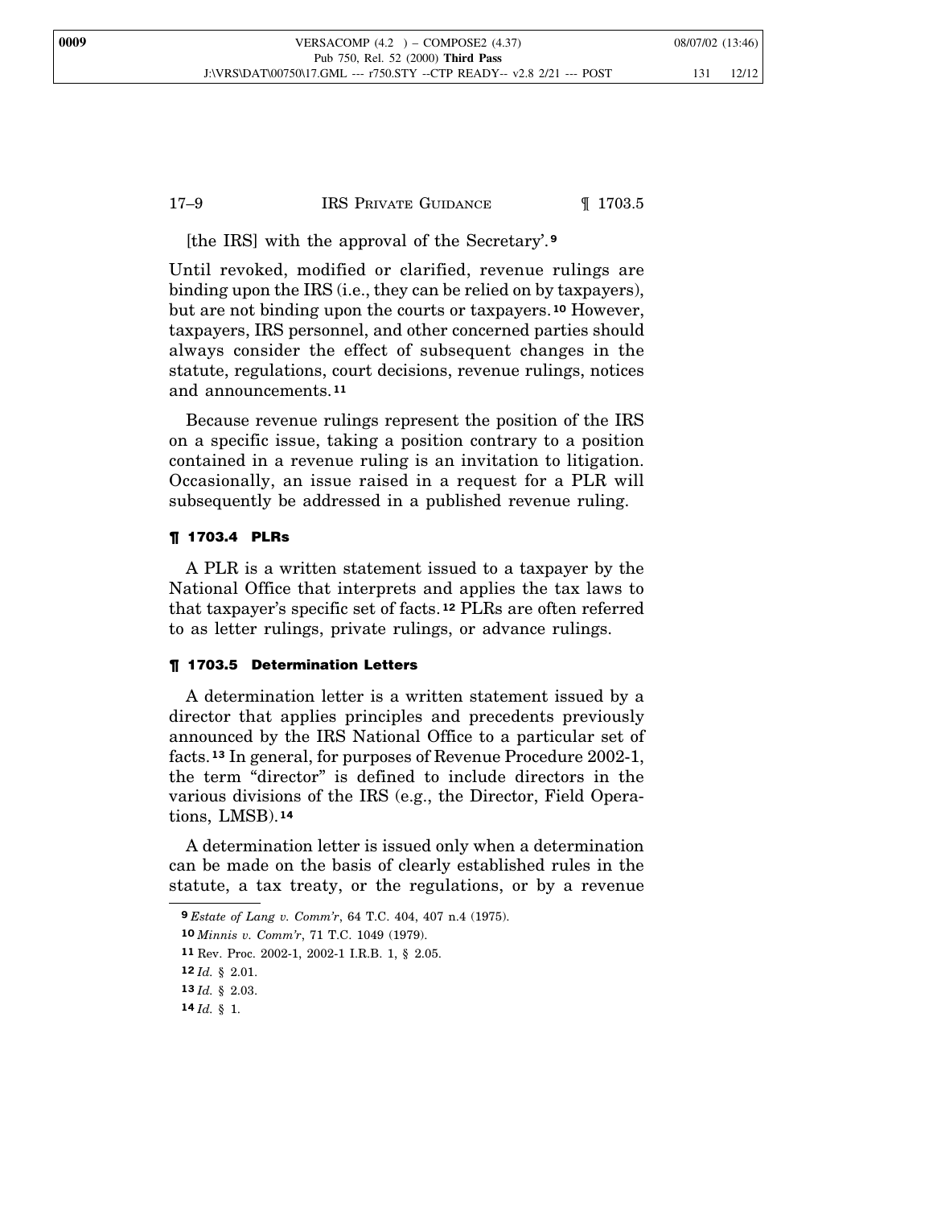[the IRS] with the approval of the Secretary'.[9]

Until revoked, modified or clarified, revenue rulings are binding upon the IRS (i.e., they can be relied on by taxpayers), but are not binding upon the courts or taxpayers.[10] However, taxpayers, IRS personnel, and other concerned parties should always consider the effect of subsequent changes in the statute, regulations, court decisions, revenue rulings, notices and announcements.[11]

Because revenue rulings represent the position of the IRS on a specific issue, taking a position contrary to a position contained in a revenue ruling is an invitation to litigation. Occasionally, an issue raised in a request for a PLR will subsequently be addressed in a published revenue ruling.

### ¶ 1703.4 PLRs

A PLR is a written statement issued to a taxpayer by the National Office that interprets and applies the tax laws to that taxpayer's specific set of facts.[12] PLRs are often referred to as letter rulings, private rulings, or advance rulings.

### ¶ 1703.5 Determination Letters

A determination letter is a written statement issued by a director that applies principles and precedents previously announced by the IRS National Office to a particular set of facts.[13] In general, for purposes of Revenue Procedure 2002-1, the term "director" is defined to include directors in the various divisions of the IRS (e.g., the Director, Field Operations, LMSB).[14]

A determination letter is issued only when a determination can be made on the basis of clearly established rules in the statute, a tax treaty, or the regulations, or by a revenue

---

[9] *Estate of Lang v. Comm'r*, 64 T.C. 404, 407 n.4 (1975).

[10] *Minnis v. Comm'r*, 71 T.C. 1049 (1979).

[11] Rev. Proc. 2002-1, 2002-1 I.R.B. 1, § 2.05.

[12] *Id.* § 2.01.

[13] *Id.* § 2.03.

[14] *Id.* § 1.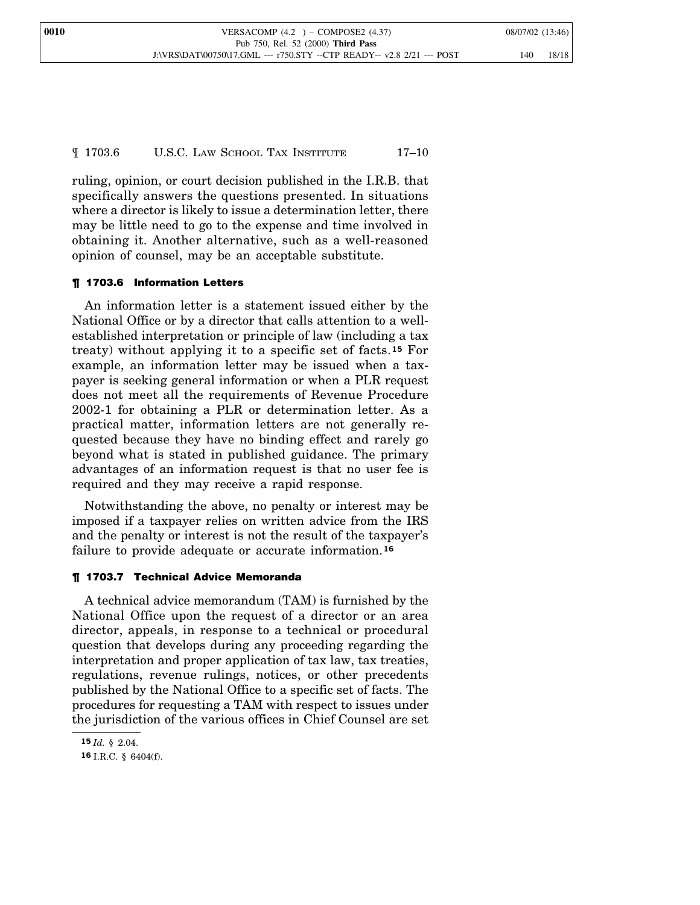ruling, opinion, or court decision published in the I.R.B. that specifically answers the questions presented. In situations where a director is likely to issue a determination letter, there may be little need to go to the expense and time involved in obtaining it. Another alternative, such as a well-reasoned opinion of counsel, may be an acceptable substitute.

### ¶ 1703.6 Information Letters

An information letter is a statement issued either by the National Office or by a director that calls attention to a well-established interpretation or principle of law (including a tax treaty) without applying it to a specific set of facts.[15] For example, an information letter may be issued when a taxpayer is seeking general information or when a PLR request does not meet all the requirements of Revenue Procedure 2002-1 for obtaining a PLR or determination letter. As a practical matter, information letters are not generally requested because they have no binding effect and rarely go beyond what is stated in published guidance. The primary advantages of an information request is that no user fee is required and they may receive a rapid response.

Notwithstanding the above, no penalty or interest may be imposed if a taxpayer relies on written advice from the IRS and the penalty or interest is not the result of the taxpayer's failure to provide adequate or accurate information.[16]

### ¶ 1703.7 Technical Advice Memoranda

A technical advice memorandum (TAM) is furnished by the National Office upon the request of a director or an area director, appeals, in response to a technical or procedural question that develops during any proceeding regarding the interpretation and proper application of tax law, tax treaties, regulations, revenue rulings, notices, or other precedents published by the National Office to a specific set of facts. The procedures for requesting a TAM with respect to issues under the jurisdiction of the various offices in Chief Counsel are set

---

[15] *Id.* § 2.04.

[16] I.R.C. § 6404(f).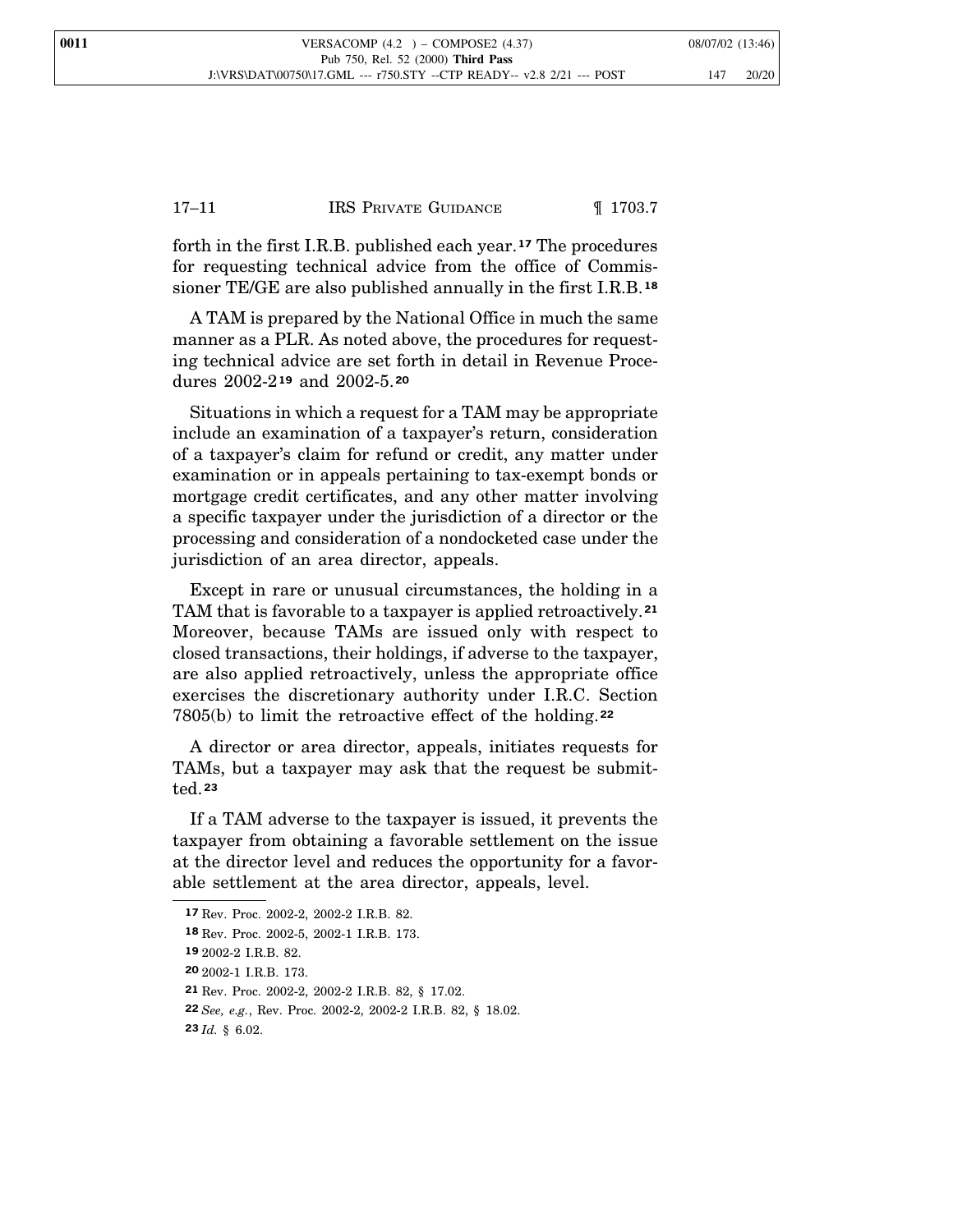forth in the first I.R.B. published each year.[17] The procedures for requesting technical advice from the office of Commissioner TE/GE are also published annually in the first I.R.B.[18]

A TAM is prepared by the National Office in much the same manner as a PLR. As noted above, the procedures for requesting technical advice are set forth in detail in Revenue Procedures 2002-2[19] and 2002-5.[20]

Situations in which a request for a TAM may be appropriate include an examination of a taxpayer's return, consideration of a taxpayer's claim for refund or credit, any matter under examination or in appeals pertaining to tax-exempt bonds or mortgage credit certificates, and any other matter involving a specific taxpayer under the jurisdiction of a director or the processing and consideration of a nondocketed case under the jurisdiction of an area director, appeals.

Except in rare or unusual circumstances, the holding in a TAM that is favorable to a taxpayer is applied retroactively.[21] Moreover, because TAMs are issued only with respect to closed transactions, their holdings, if adverse to the taxpayer, are also applied retroactively, unless the appropriate office exercises the discretionary authority under I.R.C. Section 7805(b) to limit the retroactive effect of the holding.[22]

A director or area director, appeals, initiates requests for TAMs, but a taxpayer may ask that the request be submitted.[23]

If a TAM adverse to the taxpayer is issued, it prevents the taxpayer from obtaining a favorable settlement on the issue at the director level and reduces the opportunity for a favorable settlement at the area director, appeals, level.

---

[17] Rev. Proc. 2002-2, 2002-2 I.R.B. 82.

[18] Rev. Proc. 2002-5, 2002-1 I.R.B. 173.

[19] 2002-2 I.R.B. 82.

[20] 2002-1 I.R.B. 173.

[21] Rev. Proc. 2002-2, 2002-2 I.R.B. 82, § 17.02.

[22] *See, e.g.*, Rev. Proc. 2002-2, 2002-2 I.R.B. 82, § 18.02.

[23] *Id.* § 6.02.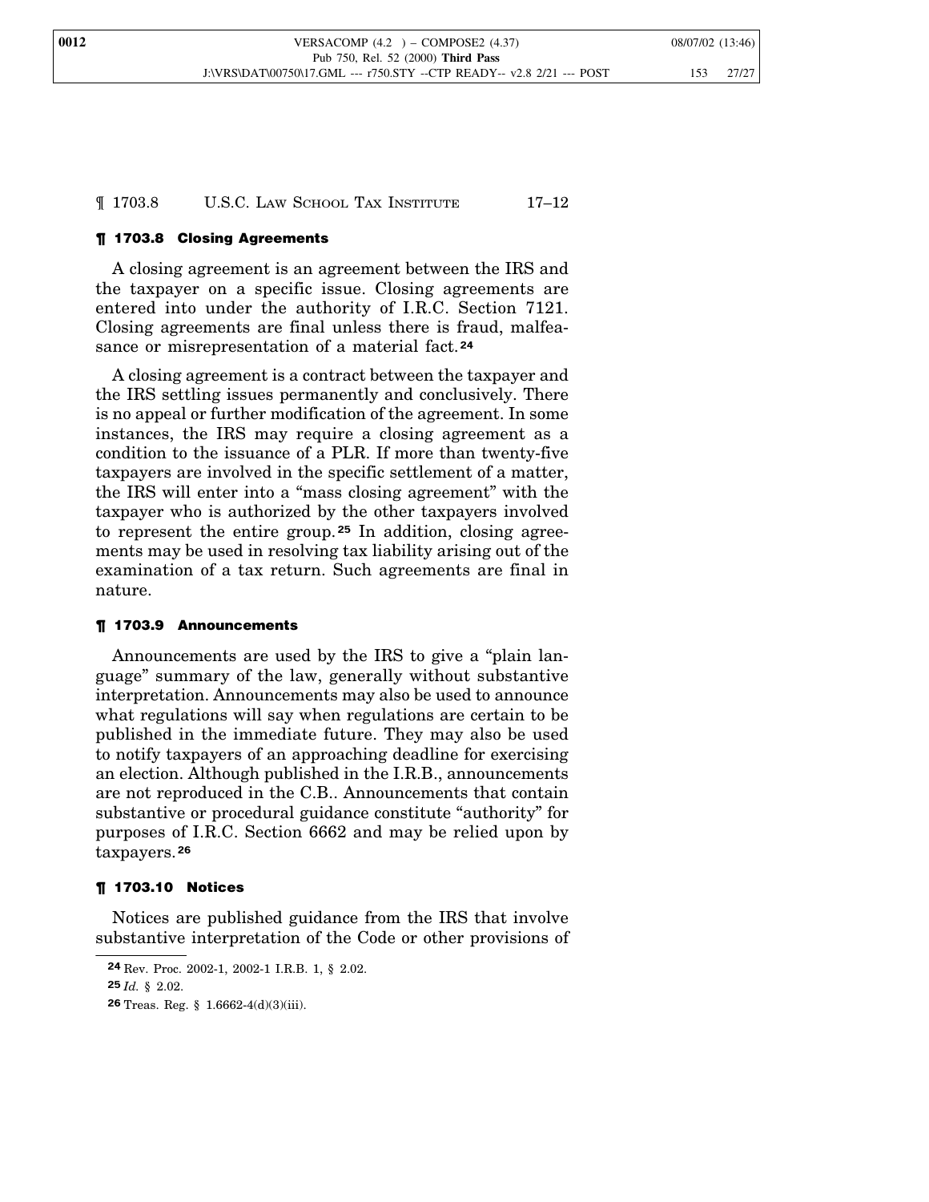## ¶ 1703.8 Closing Agreements

A closing agreement is an agreement between the IRS and the taxpayer on a specific issue. Closing agreements are entered into under the authority of I.R.C. Section 7121. Closing agreements are final unless there is fraud, malfeasance or misrepresentation of a material fact.[24]

A closing agreement is a contract between the taxpayer and the IRS settling issues permanently and conclusively. There is no appeal or further modification of the agreement. In some instances, the IRS may require a closing agreement as a condition to the issuance of a PLR. If more than twenty-five taxpayers are involved in the specific settlement of a matter, the IRS will enter into a "mass closing agreement" with the taxpayer who is authorized by the other taxpayers involved to represent the entire group.[25] In addition, closing agreements may be used in resolving tax liability arising out of the examination of a tax return. Such agreements are final in nature.

## ¶ 1703.9 Announcements

Announcements are used by the IRS to give a "plain language" summary of the law, generally without substantive interpretation. Announcements may also be used to announce what regulations will say when regulations are certain to be published in the immediate future. They may also be used to notify taxpayers of an approaching deadline for exercising an election. Although published in the I.R.B., announcements are not reproduced in the C.B.. Announcements that contain substantive or procedural guidance constitute "authority" for purposes of I.R.C. Section 6662 and may be relied upon by taxpayers.[26]

## ¶ 1703.10 Notices

Notices are published guidance from the IRS that involve substantive interpretation of the Code or other provisions of

---

[24] Rev. Proc. 2002-1, 2002-1 I.R.B. 1, § 2.02.

[25] *Id.* § 2.02.

[26] Treas. Reg. § 1.6662-4(d)(3)(iii).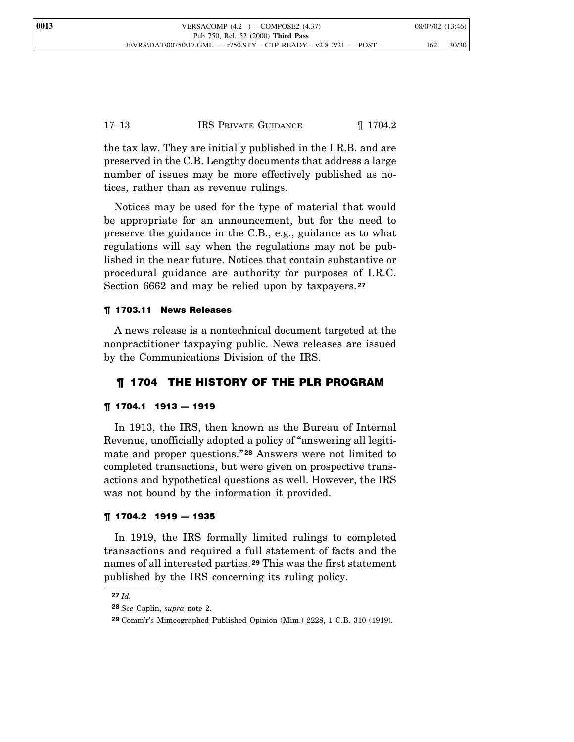the tax law. They are initially published in the I.R.B. and are preserved in the C.B. Lengthy documents that address a large number of issues may be more effectively published as notices, rather than as revenue rulings.

Notices may be used for the type of material that would be appropriate for an announcement, but for the need to preserve the guidance in the C.B., e.g., guidance as to what regulations will say when the regulations may not be published in the near future. Notices that contain substantive or procedural guidance are authority for purposes of I.R.C. Section 6662 and may be relied upon by taxpayers.[27]

### ¶ 1703.11 News Releases

A news release is a nontechnical document targeted at the nonpractitioner taxpaying public. News releases are issued by the Communications Division of the IRS.

## ¶ 1704 THE HISTORY OF THE PLR PROGRAM

### ¶ 1704.1 1913 — 1919

In 1913, the IRS, then known as the Bureau of Internal Revenue, unofficially adopted a policy of "answering all legitimate and proper questions."[28] Answers were not limited to completed transactions, but were given on prospective transactions and hypothetical questions as well. However, the IRS was not bound by the information it provided.

### ¶ 1704.2 1919 — 1935

In 1919, the IRS formally limited rulings to completed transactions and required a full statement of facts and the names of all interested parties.[29] This was the first statement published by the IRS concerning its ruling policy.

---

[27] *Id.*

[28] *See* Caplin, *supra* note 2.

[29] Comm'r's Mimeographed Published Opinion (Mim.) 2228, 1 C.B. 310 (1919).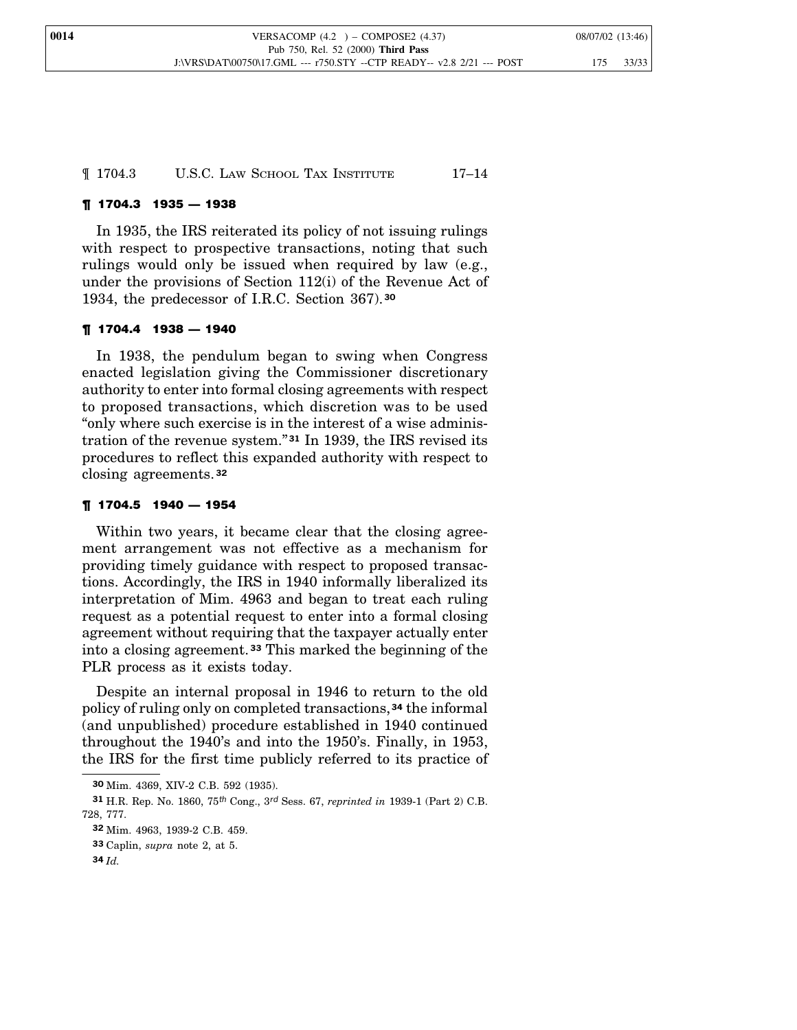## ¶ 1704.3 1935 — 1938

In 1935, the IRS reiterated its policy of not issuing rulings with respect to prospective transactions, noting that such rulings would only be issued when required by law (e.g., under the provisions of Section 112(i) of the Revenue Act of 1934, the predecessor of I.R.C. Section 367).[30]

## ¶ 1704.4 1938 — 1940

In 1938, the pendulum began to swing when Congress enacted legislation giving the Commissioner discretionary authority to enter into formal closing agreements with respect to proposed transactions, which discretion was to be used "only where such exercise is in the interest of a wise administration of the revenue system."[31] In 1939, the IRS revised its procedures to reflect this expanded authority with respect to closing agreements.[32]

## ¶ 1704.5 1940 — 1954

Within two years, it became clear that the closing agreement arrangement was not effective as a mechanism for providing timely guidance with respect to proposed transactions. Accordingly, the IRS in 1940 informally liberalized its interpretation of Mim. 4963 and began to treat each ruling request as a potential request to enter into a formal closing agreement without requiring that the taxpayer actually enter into a closing agreement.[33] This marked the beginning of the PLR process as it exists today.

Despite an internal proposal in 1946 to return to the old policy of ruling only on completed transactions,[34] the informal (and unpublished) procedure established in 1940 continued throughout the 1940's and into the 1950's. Finally, in 1953, the IRS for the first time publicly referred to its practice of

---

[30] Mim. 4369, XIV-2 C.B. 592 (1935).

[31] H.R. Rep. No. 1860, 75th Cong., 3rd Sess. 67, *reprinted in* 1939-1 (Part 2) C.B. 728, 777.

[32] Mim. 4963, 1939-2 C.B. 459.

[33] Caplin, *supra* note 2, at 5.

[34] *Id.*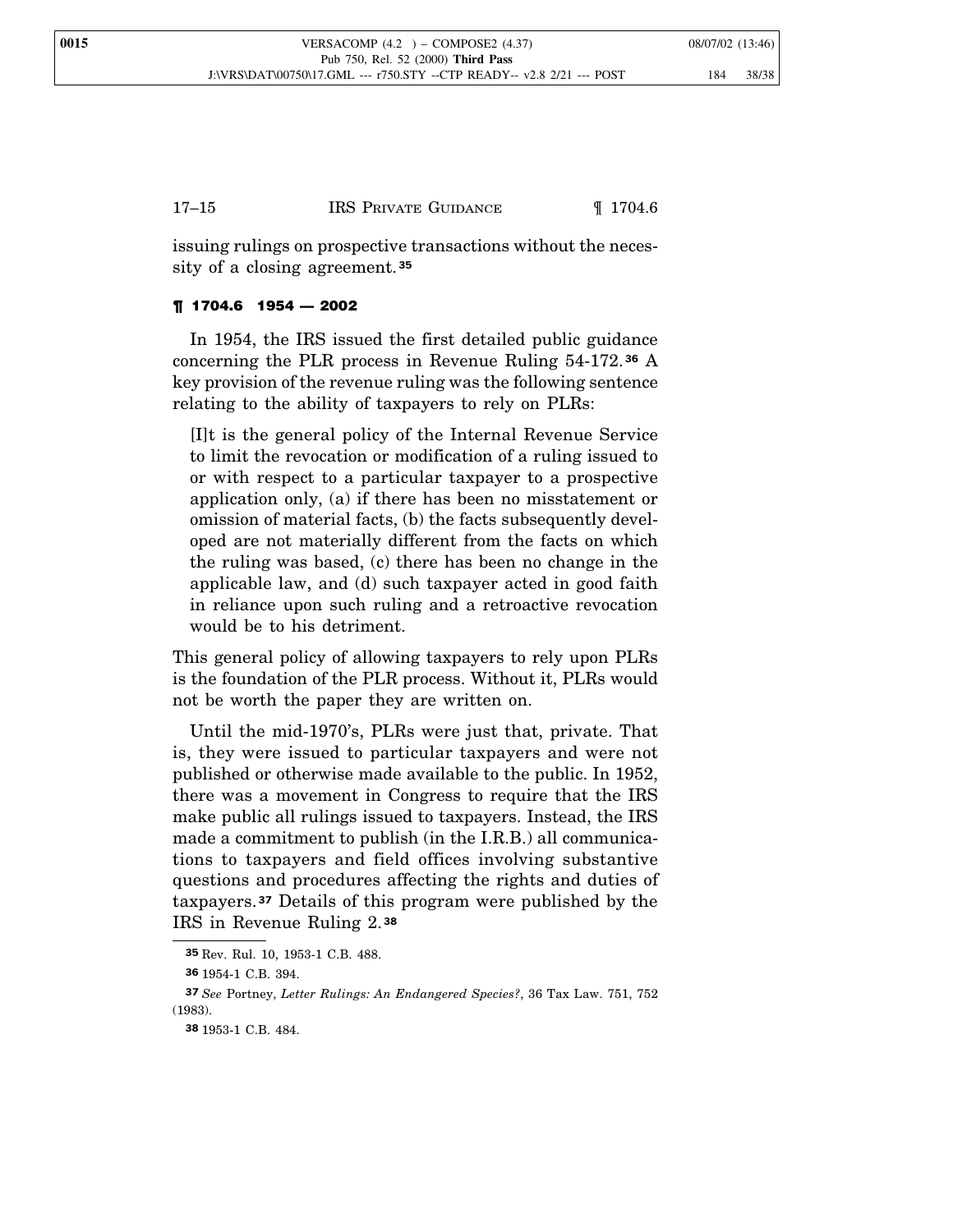issuing rulings on prospective transactions without the necessity of a closing agreement.[35]

### ¶ 1704.6 1954 — 2002

In 1954, the IRS issued the first detailed public guidance concerning the PLR process in Revenue Ruling 54-172.[36] A key provision of the revenue ruling was the following sentence relating to the ability of taxpayers to rely on PLRs:

> [I]t is the general policy of the Internal Revenue Service to limit the revocation or modification of a ruling issued to or with respect to a particular taxpayer to a prospective application only, (a) if there has been no misstatement or omission of material facts, (b) the facts subsequently developed are not materially different from the facts on which the ruling was based, (c) there has been no change in the applicable law, and (d) such taxpayer acted in good faith in reliance upon such ruling and a retroactive revocation would be to his detriment.

This general policy of allowing taxpayers to rely upon PLRs is the foundation of the PLR process. Without it, PLRs would not be worth the paper they are written on.

Until the mid-1970's, PLRs were just that, private. That is, they were issued to particular taxpayers and were not published or otherwise made available to the public. In 1952, there was a movement in Congress to require that the IRS make public all rulings issued to taxpayers. Instead, the IRS made a commitment to publish (in the I.R.B.) all communications to taxpayers and field offices involving substantive questions and procedures affecting the rights and duties of taxpayers.[37] Details of this program were published by the IRS in Revenue Ruling 2.[38]

---

[35] Rev. Rul. 10, 1953-1 C.B. 488.

[36] 1954-1 C.B. 394.

[37] *See* Portney, *Letter Rulings: An Endangered Species?*, 36 Tax Law. 751, 752 (1983).

[38] 1953-1 C.B. 484.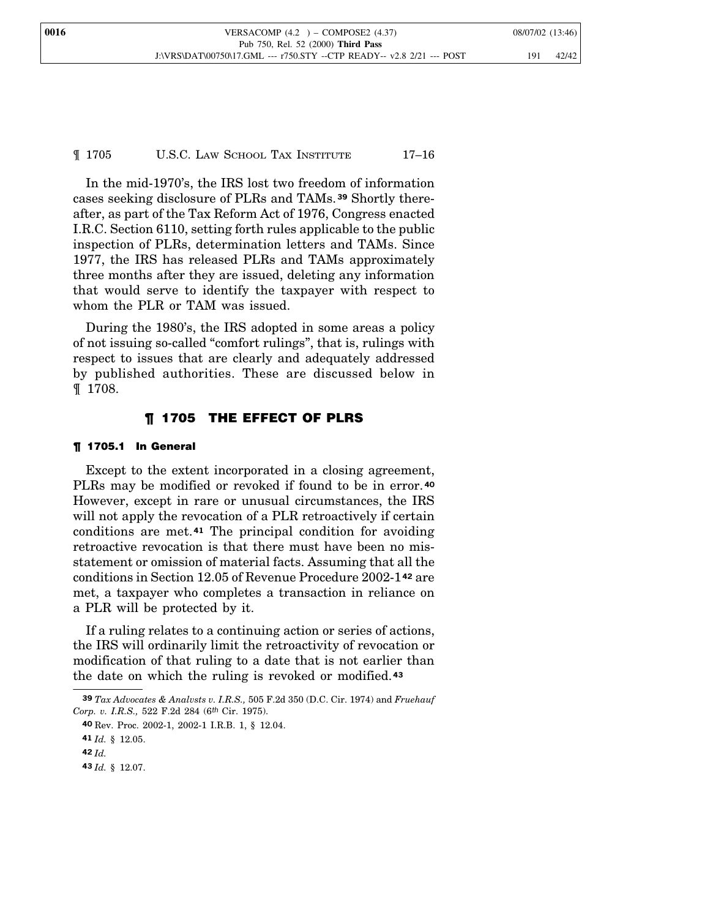In the mid-1970's, the IRS lost two freedom of information cases seeking disclosure of PLRs and TAMs.[39] Shortly thereafter, as part of the Tax Reform Act of 1976, Congress enacted I.R.C. Section 6110, setting forth rules applicable to the public inspection of PLRs, determination letters and TAMs. Since 1977, the IRS has released PLRs and TAMs approximately three months after they are issued, deleting any information that would serve to identify the taxpayer with respect to whom the PLR or TAM was issued.

During the 1980's, the IRS adopted in some areas a policy of not issuing so-called "comfort rulings", that is, rulings with respect to issues that are clearly and adequately addressed by published authorities. These are discussed below in ¶ 1708.

## ¶ 1705 THE EFFECT OF PLRS

### ¶ 1705.1 In General

Except to the extent incorporated in a closing agreement, PLRs may be modified or revoked if found to be in error.[40] However, except in rare or unusual circumstances, the IRS will not apply the revocation of a PLR retroactively if certain conditions are met.[41] The principal condition for avoiding retroactive revocation is that there must have been no misstatement or omission of material facts. Assuming that all the conditions in Section 12.05 of Revenue Procedure 2002-1[42] are met, a taxpayer who completes a transaction in reliance on a PLR will be protected by it.

If a ruling relates to a continuing action or series of actions, the IRS will ordinarily limit the retroactivity of revocation or modification of that ruling to a date that is not earlier than the date on which the ruling is revoked or modified.[43]

---

[39] *Tax Advocates & Analysts v. I.R.S.,* 505 F.2d 350 (D.C. Cir. 1974) and *Fruehauf Corp. v. I.R.S.,* 522 F.2d 284 (6th Cir. 1975).

[40] Rev. Proc. 2002-1, 2002-1 I.R.B. 1, § 12.04.

[41] *Id.* § 12.05.

[42] *Id.*

[43] *Id.* § 12.07.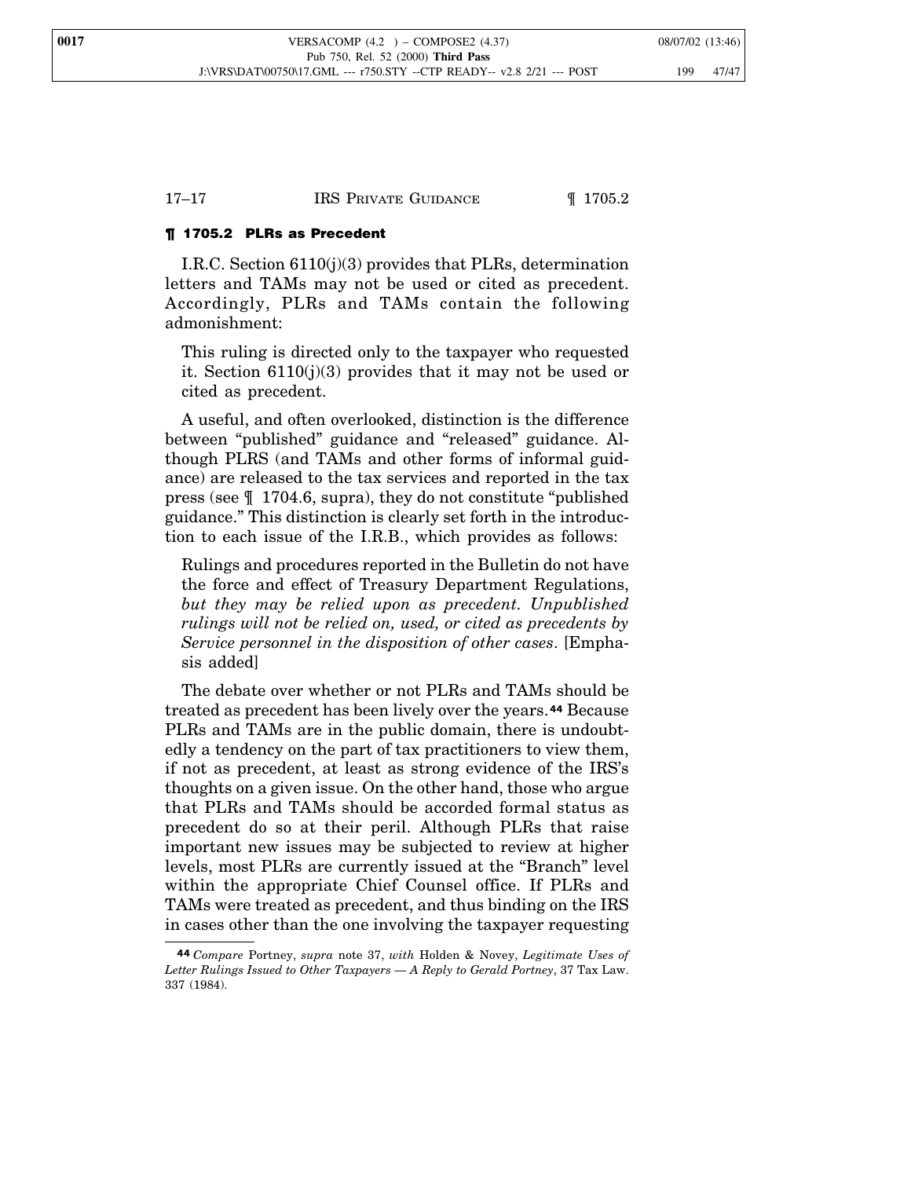## ¶ 1705.2 PLRs as Precedent

I.R.C. Section 6110(j)(3) provides that PLRs, determination letters and TAMs may not be used or cited as precedent. Accordingly, PLRs and TAMs contain the following admonishment:

> This ruling is directed only to the taxpayer who requested it. Section 6110(j)(3) provides that it may not be used or cited as precedent.

A useful, and often overlooked, distinction is the difference between "published" guidance and "released" guidance. Although PLRS (and TAMs and other forms of informal guidance) are released to the tax services and reported in the tax press (see ¶ 1704.6, supra), they do not constitute "published guidance." This distinction is clearly set forth in the introduction to each issue of the I.R.B., which provides as follows:

> Rulings and procedures reported in the Bulletin do not have the force and effect of Treasury Department Regulations, *but they may be relied upon as precedent. Unpublished rulings will not be relied on, used, or cited as precedents by Service personnel in the disposition of other cases*. [Emphasis added]

The debate over whether or not PLRs and TAMs should be treated as precedent has been lively over the years.[44] Because PLRs and TAMs are in the public domain, there is undoubtedly a tendency on the part of tax practitioners to view them, if not as precedent, at least as strong evidence of the IRS's thoughts on a given issue. On the other hand, those who argue that PLRs and TAMs should be accorded formal status as precedent do so at their peril. Although PLRs that raise important new issues may be subjected to review at higher levels, most PLRs are currently issued at the "Branch" level within the appropriate Chief Counsel office. If PLRs and TAMs were treated as precedent, and thus binding on the IRS in cases other than the one involving the taxpayer requesting

---

[44] *Compare* Portney, *supra* note 37, *with* Holden & Novey, *Legitimate Uses of Letter Rulings Issued to Other Taxpayers — A Reply to Gerald Portney*, 37 Tax Law. 337 (1984).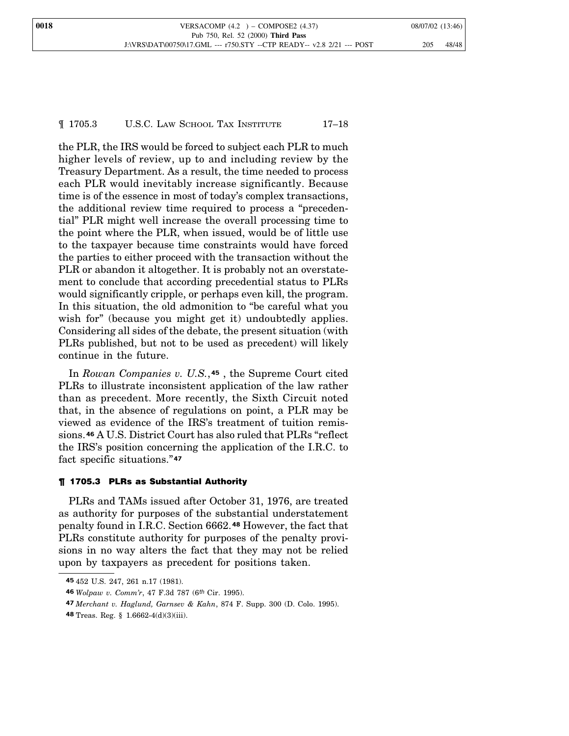the PLR, the IRS would be forced to subject each PLR to much higher levels of review, up to and including review by the Treasury Department. As a result, the time needed to process each PLR would inevitably increase significantly. Because time is of the essence in most of today's complex transactions, the additional review time required to process a "precedential" PLR might well increase the overall processing time to the point where the PLR, when issued, would be of little use to the taxpayer because time constraints would have forced the parties to either proceed with the transaction without the PLR or abandon it altogether. It is probably not an overstatement to conclude that according precedential status to PLRs would significantly cripple, or perhaps even kill, the program. In this situation, the old admonition to "be careful what you wish for" (because you might get it) undoubtedly applies. Considering all sides of the debate, the present situation (with PLRs published, but not to be used as precedent) will likely continue in the future.

In *Rowan Companies v. U.S.*,[45] , the Supreme Court cited PLRs to illustrate inconsistent application of the law rather than as precedent. More recently, the Sixth Circuit noted that, in the absence of regulations on point, a PLR may be viewed as evidence of the IRS's treatment of tuition remissions.[46] A U.S. District Court has also ruled that PLRs "reflect the IRS's position concerning the application of the I.R.C. to fact specific situations."[47]

## ¶ 1705.3 PLRs as Substantial Authority

PLRs and TAMs issued after October 31, 1976, are treated as authority for purposes of the substantial understatement penalty found in I.R.C. Section 6662.[48] However, the fact that PLRs constitute authority for purposes of the penalty provisions in no way alters the fact that they may not be relied upon by taxpayers as precedent for positions taken.

---

[45] 452 U.S. 247, 261 n.17 (1981).

[46] *Wolpaw v. Comm'r*, 47 F.3d 787 (6th Cir. 1995).

[47] *Merchant v. Haglund, Garnsev & Kahn*, 874 F. Supp. 300 (D. Colo. 1995).

[48] Treas. Reg. § 1.6662-4(d)(3)(iii).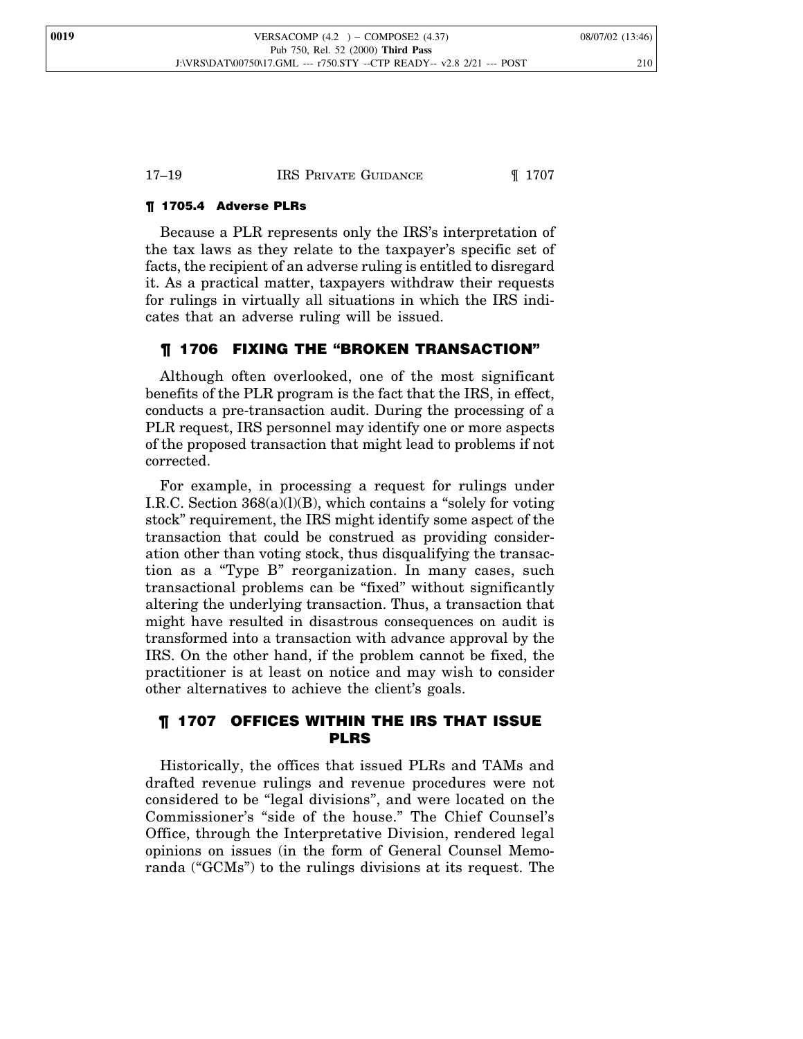### ¶ 1705.4 Adverse PLRs

Because a PLR represents only the IRS's interpretation of the tax laws as they relate to the taxpayer's specific set of facts, the recipient of an adverse ruling is entitled to disregard it. As a practical matter, taxpayers withdraw their requests for rulings in virtually all situations in which the IRS indicates that an adverse ruling will be issued.

## ¶ 1706 FIXING THE "BROKEN TRANSACTION"

Although often overlooked, one of the most significant benefits of the PLR program is the fact that the IRS, in effect, conducts a pre-transaction audit. During the processing of a PLR request, IRS personnel may identify one or more aspects of the proposed transaction that might lead to problems if not corrected.

For example, in processing a request for rulings under I.R.C. Section 368(a)(l)(B), which contains a "solely for voting stock" requirement, the IRS might identify some aspect of the transaction that could be construed as providing consideration other than voting stock, thus disqualifying the transaction as a "Type B" reorganization. In many cases, such transactional problems can be "fixed" without significantly altering the underlying transaction. Thus, a transaction that might have resulted in disastrous consequences on audit is transformed into a transaction with advance approval by the IRS. On the other hand, if the problem cannot be fixed, the practitioner is at least on notice and may wish to consider other alternatives to achieve the client's goals.

## ¶ 1707 OFFICES WITHIN THE IRS THAT ISSUE PLRS

Historically, the offices that issued PLRs and TAMs and drafted revenue rulings and revenue procedures were not considered to be "legal divisions", and were located on the Commissioner's "side of the house." The Chief Counsel's Office, through the Interpretative Division, rendered legal opinions on issues (in the form of General Counsel Memoranda ("GCMs") to the rulings divisions at its request. The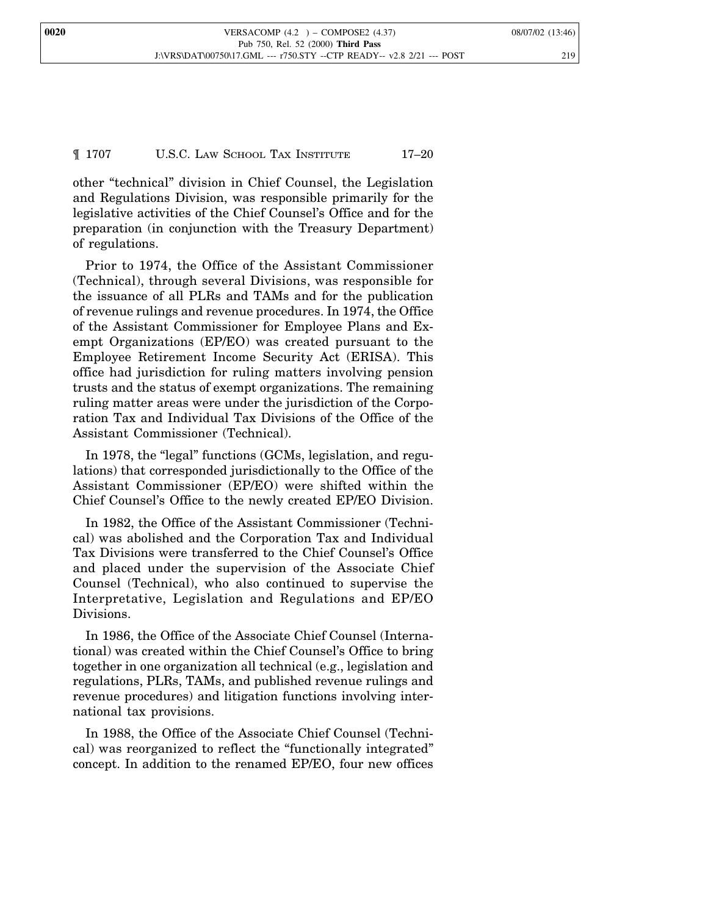other "technical" division in Chief Counsel, the Legislation and Regulations Division, was responsible primarily for the legislative activities of the Chief Counsel's Office and for the preparation (in conjunction with the Treasury Department) of regulations.

Prior to 1974, the Office of the Assistant Commissioner (Technical), through several Divisions, was responsible for the issuance of all PLRs and TAMs and for the publication of revenue rulings and revenue procedures. In 1974, the Office of the Assistant Commissioner for Employee Plans and Exempt Organizations (EP/EO) was created pursuant to the Employee Retirement Income Security Act (ERISA). This office had jurisdiction for ruling matters involving pension trusts and the status of exempt organizations. The remaining ruling matter areas were under the jurisdiction of the Corporation Tax and Individual Tax Divisions of the Office of the Assistant Commissioner (Technical).

In 1978, the "legal" functions (GCMs, legislation, and regulations) that corresponded jurisdictionally to the Office of the Assistant Commissioner (EP/EO) were shifted within the Chief Counsel's Office to the newly created EP/EO Division.

In 1982, the Office of the Assistant Commissioner (Technical) was abolished and the Corporation Tax and Individual Tax Divisions were transferred to the Chief Counsel's Office and placed under the supervision of the Associate Chief Counsel (Technical), who also continued to supervise the Interpretative, Legislation and Regulations and EP/EO Divisions.

In 1986, the Office of the Associate Chief Counsel (International) was created within the Chief Counsel's Office to bring together in one organization all technical (e.g., legislation and regulations, PLRs, TAMs, and published revenue rulings and revenue procedures) and litigation functions involving international tax provisions.

In 1988, the Office of the Associate Chief Counsel (Technical) was reorganized to reflect the "functionally integrated" concept. In addition to the renamed EP/EO, four new offices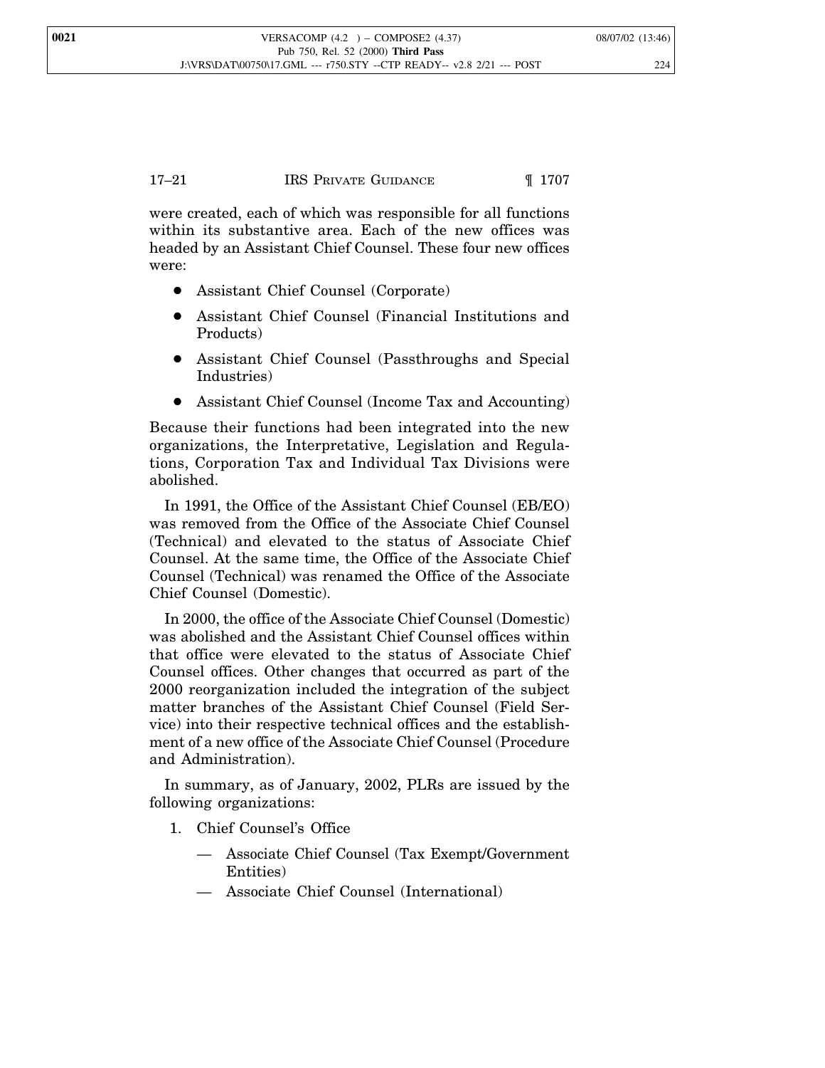were created, each of which was responsible for all functions within its substantive area. Each of the new offices was headed by an Assistant Chief Counsel. These four new offices were:

- Assistant Chief Counsel (Corporate)
- Assistant Chief Counsel (Financial Institutions and Products)
- Assistant Chief Counsel (Passthroughs and Special Industries)
- Assistant Chief Counsel (Income Tax and Accounting)

Because their functions had been integrated into the new organizations, the Interpretative, Legislation and Regulations, Corporation Tax and Individual Tax Divisions were abolished.

In 1991, the Office of the Assistant Chief Counsel (EB/EO) was removed from the Office of the Associate Chief Counsel (Technical) and elevated to the status of Associate Chief Counsel. At the same time, the Office of the Associate Chief Counsel (Technical) was renamed the Office of the Associate Chief Counsel (Domestic).

In 2000, the office of the Associate Chief Counsel (Domestic) was abolished and the Assistant Chief Counsel offices within that office were elevated to the status of Associate Chief Counsel offices. Other changes that occurred as part of the 2000 reorganization included the integration of the subject matter branches of the Assistant Chief Counsel (Field Service) into their respective technical offices and the establishment of a new office of the Associate Chief Counsel (Procedure and Administration).

In summary, as of January, 2002, PLRs are issued by the following organizations:

1. Chief Counsel's Office
   - Associate Chief Counsel (Tax Exempt/Government Entities)
   - Associate Chief Counsel (International)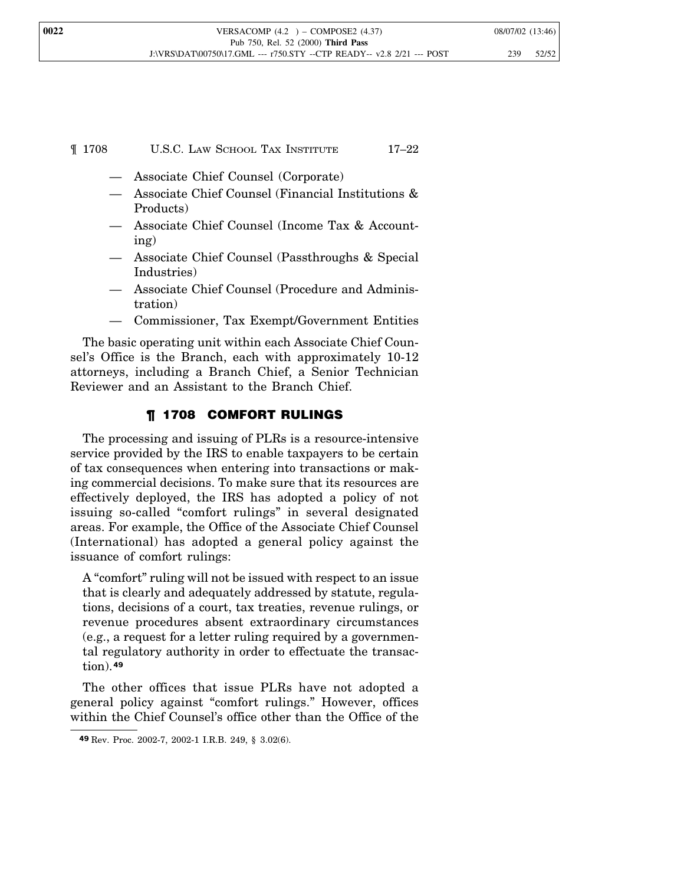— Associate Chief Counsel (Corporate)

— Associate Chief Counsel (Financial Institutions & Products)

— Associate Chief Counsel (Income Tax & Accounting)

— Associate Chief Counsel (Passthroughs & Special Industries)

— Associate Chief Counsel (Procedure and Administration)

— Commissioner, Tax Exempt/Government Entities

The basic operating unit within each Associate Chief Counsel's Office is the Branch, each with approximately 10-12 attorneys, including a Branch Chief, a Senior Technician Reviewer and an Assistant to the Branch Chief.

## ¶ 1708 COMFORT RULINGS

The processing and issuing of PLRs is a resource-intensive service provided by the IRS to enable taxpayers to be certain of tax consequences when entering into transactions or making commercial decisions. To make sure that its resources are effectively deployed, the IRS has adopted a policy of not issuing so-called "comfort rulings" in several designated areas. For example, the Office of the Associate Chief Counsel (International) has adopted a general policy against the issuance of comfort rulings:

> A "comfort" ruling will not be issued with respect to an issue that is clearly and adequately addressed by statute, regulations, decisions of a court, tax treaties, revenue rulings, or revenue procedures absent extraordinary circumstances (e.g., a request for a letter ruling required by a governmental regulatory authority in order to effectuate the transaction).[49]

The other offices that issue PLRs have not adopted a general policy against "comfort rulings." However, offices within the Chief Counsel's office other than the Office of the

---

[49] Rev. Proc. 2002-7, 2002-1 I.R.B. 249, § 3.02(6).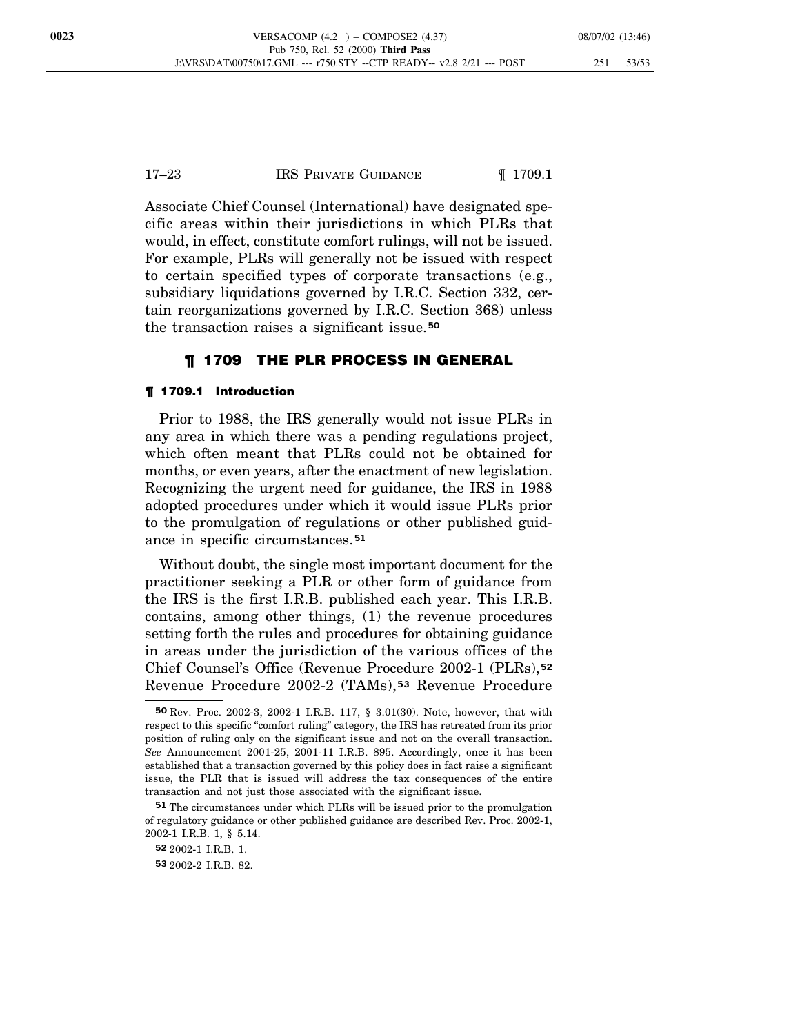Associate Chief Counsel (International) have designated specific areas within their jurisdictions in which PLRs that would, in effect, constitute comfort rulings, will not be issued. For example, PLRs will generally not be issued with respect to certain specified types of corporate transactions (e.g., subsidiary liquidations governed by I.R.C. Section 332, certain reorganizations governed by I.R.C. Section 368) unless the transaction raises a significant issue.[50]

## ¶ 1709 THE PLR PROCESS IN GENERAL

### ¶ 1709.1 Introduction

Prior to 1988, the IRS generally would not issue PLRs in any area in which there was a pending regulations project, which often meant that PLRs could not be obtained for months, or even years, after the enactment of new legislation. Recognizing the urgent need for guidance, the IRS in 1988 adopted procedures under which it would issue PLRs prior to the promulgation of regulations or other published guidance in specific circumstances.[51]

Without doubt, the single most important document for the practitioner seeking a PLR or other form of guidance from the IRS is the first I.R.B. published each year. This I.R.B. contains, among other things, (1) the revenue procedures setting forth the rules and procedures for obtaining guidance in areas under the jurisdiction of the various offices of the Chief Counsel's Office (Revenue Procedure 2002-1 (PLRs),[52] Revenue Procedure 2002-2 (TAMs),[53] Revenue Procedure

---

[50] Rev. Proc. 2002-3, 2002-1 I.R.B. 117, § 3.01(30). Note, however, that with respect to this specific "comfort ruling" category, the IRS has retreated from its prior position of ruling only on the significant issue and not on the overall transaction. *See* Announcement 2001-25, 2001-11 I.R.B. 895. Accordingly, once it has been established that a transaction governed by this policy does in fact raise a significant issue, the PLR that is issued will address the tax consequences of the entire transaction and not just those associated with the significant issue.

[51] The circumstances under which PLRs will be issued prior to the promulgation of regulatory guidance or other published guidance are described Rev. Proc. 2002-1, 2002-1 I.R.B. 1, § 5.14.

[52] 2002-1 I.R.B. 1.

[53] 2002-2 I.R.B. 82.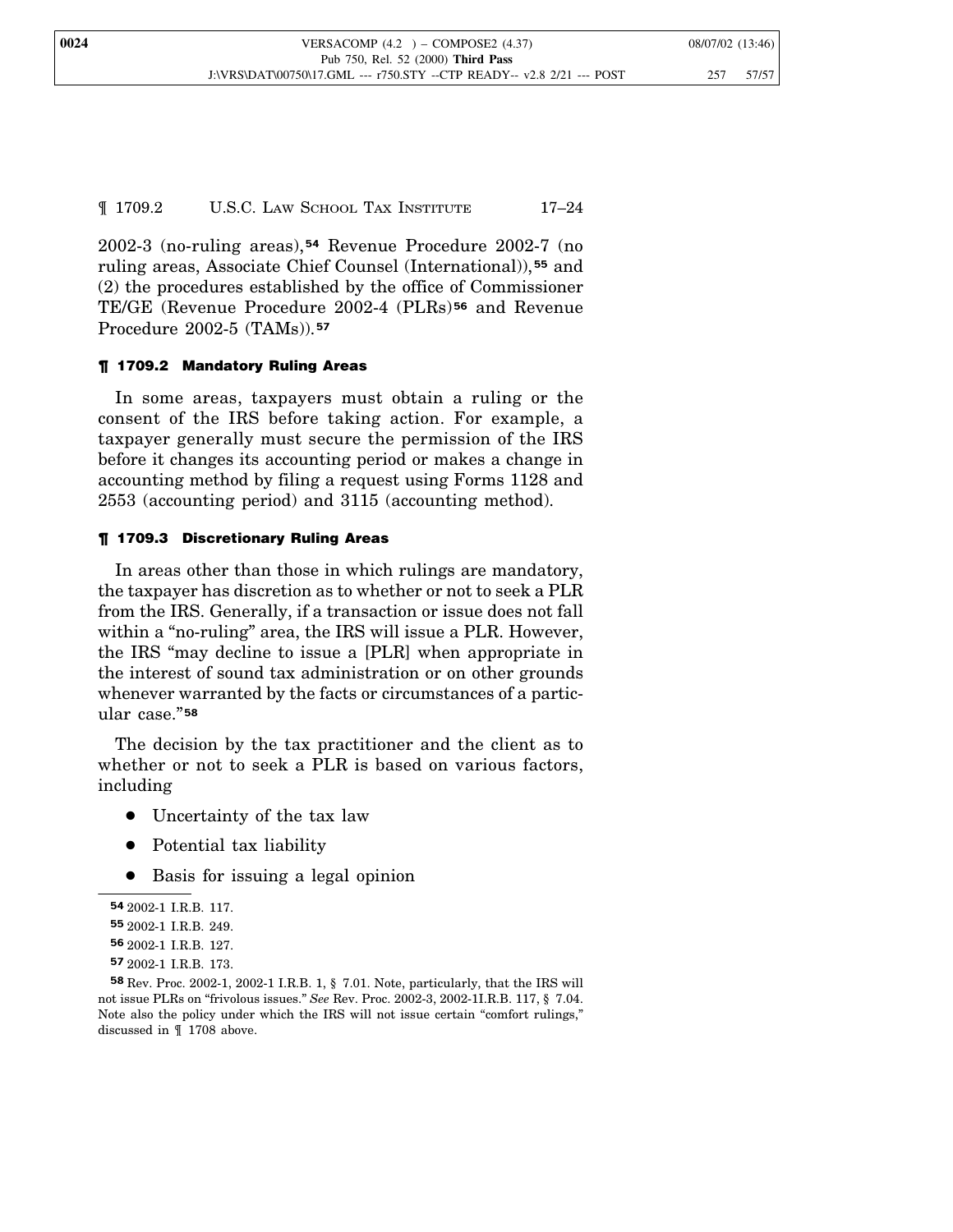2002-3 (no-ruling areas),[54] Revenue Procedure 2002-7 (no ruling areas, Associate Chief Counsel (International)),[55] and (2) the procedures established by the office of Commissioner TE/GE (Revenue Procedure 2002-4 (PLRs)[56] and Revenue Procedure 2002-5 (TAMs)).[57]

### ¶ 1709.2 Mandatory Ruling Areas

In some areas, taxpayers must obtain a ruling or the consent of the IRS before taking action. For example, a taxpayer generally must secure the permission of the IRS before it changes its accounting period or makes a change in accounting method by filing a request using Forms 1128 and 2553 (accounting period) and 3115 (accounting method).

### ¶ 1709.3 Discretionary Ruling Areas

In areas other than those in which rulings are mandatory, the taxpayer has discretion as to whether or not to seek a PLR from the IRS. Generally, if a transaction or issue does not fall within a "no-ruling" area, the IRS will issue a PLR. However, the IRS "may decline to issue a [PLR] when appropriate in the interest of sound tax administration or on other grounds whenever warranted by the facts or circumstances of a particular case."[58]

The decision by the tax practitioner and the client as to whether or not to seek a PLR is based on various factors, including

- Uncertainty of the tax law
- Potential tax liability
- Basis for issuing a legal opinion

---

[54] 2002-1 I.R.B. 117.

[55] 2002-1 I.R.B. 249.

[56] 2002-1 I.R.B. 127.

[57] 2002-1 I.R.B. 173.

[58] Rev. Proc. 2002-1, 2002-1 I.R.B. 1, § 7.01. Note, particularly, that the IRS will not issue PLRs on "frivolous issues." *See* Rev. Proc. 2002-3, 2002-1I.R.B. 117, § 7.04. Note also the policy under which the IRS will not issue certain "comfort rulings," discussed in ¶ 1708 above.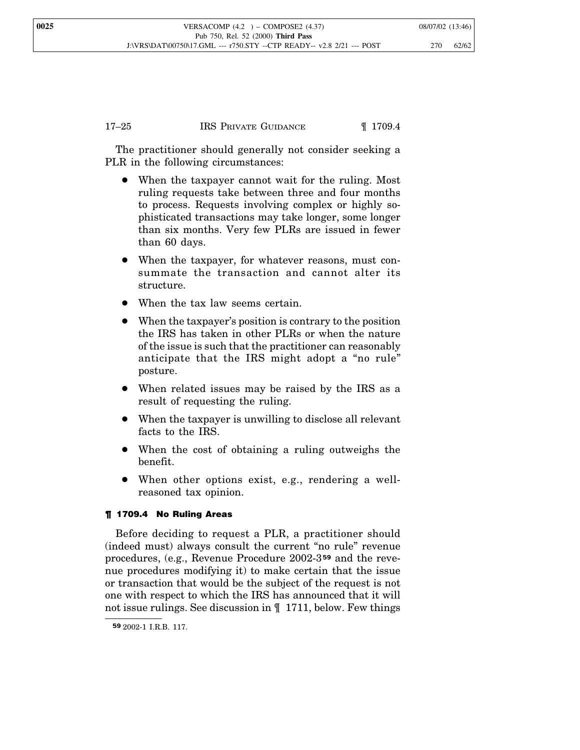The practitioner should generally not consider seeking a PLR in the following circumstances:

- When the taxpayer cannot wait for the ruling. Most ruling requests take between three and four months to process. Requests involving complex or highly sophisticated transactions may take longer, some longer than six months. Very few PLRs are issued in fewer than 60 days.
- When the taxpayer, for whatever reasons, must consummate the transaction and cannot alter its structure.
- When the tax law seems certain.
- When the taxpayer's position is contrary to the position the IRS has taken in other PLRs or when the nature of the issue is such that the practitioner can reasonably anticipate that the IRS might adopt a "no rule" posture.
- When related issues may be raised by the IRS as a result of requesting the ruling.
- When the taxpayer is unwilling to disclose all relevant facts to the IRS.
- When the cost of obtaining a ruling outweighs the benefit.
- When other options exist, e.g., rendering a well-reasoned tax opinion.

### ¶ 1709.4 No Ruling Areas

Before deciding to request a PLR, a practitioner should (indeed must) always consult the current "no rule" revenue procedures, (e.g., Revenue Procedure 2002-3[59] and the revenue procedures modifying it) to make certain that the issue or transaction that would be the subject of the request is not one with respect to which the IRS has announced that it will not issue rulings. See discussion in ¶ 1711, below. Few things

---

[59] 2002-1 I.R.B. 117.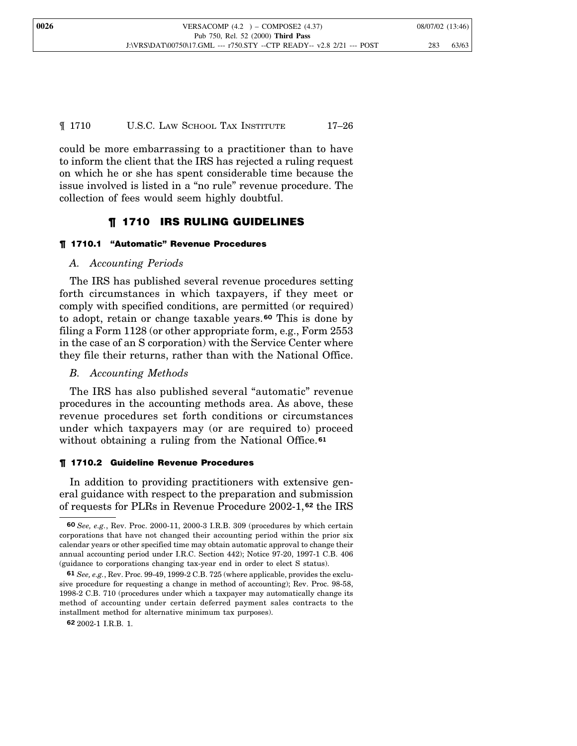could be more embarrassing to a practitioner than to have to inform the client that the IRS has rejected a ruling request on which he or she has spent considerable time because the issue involved is listed in a "no rule" revenue procedure. The collection of fees would seem highly doubtful.

## ¶ 1710 IRS RULING GUIDELINES

### ¶ 1710.1 "Automatic" Revenue Procedures

*A. Accounting Periods*

The IRS has published several revenue procedures setting forth circumstances in which taxpayers, if they meet or comply with specified conditions, are permitted (or required) to adopt, retain or change taxable years.[60] This is done by filing a Form 1128 (or other appropriate form, e.g., Form 2553 in the case of an S corporation) with the Service Center where they file their returns, rather than with the National Office.

*B. Accounting Methods*

The IRS has also published several "automatic" revenue procedures in the accounting methods area. As above, these revenue procedures set forth conditions or circumstances under which taxpayers may (or are required to) proceed without obtaining a ruling from the National Office.[61]

### ¶ 1710.2 Guideline Revenue Procedures

In addition to providing practitioners with extensive general guidance with respect to the preparation and submission of requests for PLRs in Revenue Procedure 2002-1,[62] the IRS

---

[60] *See, e.g.*, Rev. Proc. 2000-11, 2000-3 I.R.B. 309 (procedures by which certain corporations that have not changed their accounting period within the prior six calendar years or other specified time may obtain automatic approval to change their annual accounting period under I.R.C. Section 442); Notice 97-20, 1997-1 C.B. 406 (guidance to corporations changing tax-year end in order to elect S status).

[61] *See, e.g.*, Rev. Proc. 99-49, 1999-2 C.B. 725 (where applicable, provides the exclusive procedure for requesting a change in method of accounting); Rev. Proc. 98-58, 1998-2 C.B. 710 (procedures under which a taxpayer may automatically change its method of accounting under certain deferred payment sales contracts to the installment method for alternative minimum tax purposes).

[62] 2002-1 I.R.B. 1.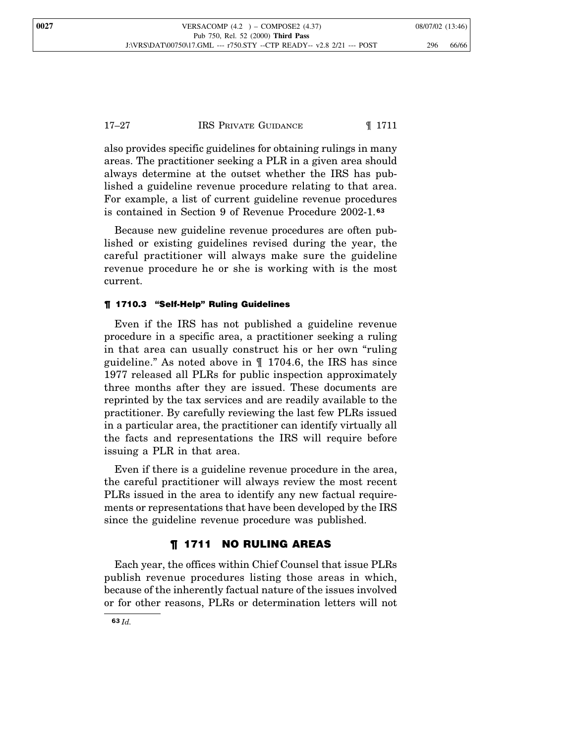also provides specific guidelines for obtaining rulings in many areas. The practitioner seeking a PLR in a given area should always determine at the outset whether the IRS has published a guideline revenue procedure relating to that area. For example, a list of current guideline revenue procedures is contained in Section 9 of Revenue Procedure 2002-1.[63]

Because new guideline revenue procedures are often published or existing guidelines revised during the year, the careful practitioner will always make sure the guideline revenue procedure he or she is working with is the most current.

#### ¶ 1710.3 "Self-Help" Ruling Guidelines

Even if the IRS has not published a guideline revenue procedure in a specific area, a practitioner seeking a ruling in that area can usually construct his or her own "ruling guideline." As noted above in ¶ 1704.6, the IRS has since 1977 released all PLRs for public inspection approximately three months after they are issued. These documents are reprinted by the tax services and are readily available to the practitioner. By carefully reviewing the last few PLRs issued in a particular area, the practitioner can identify virtually all the facts and representations the IRS will require before issuing a PLR in that area.

Even if there is a guideline revenue procedure in the area, the careful practitioner will always review the most recent PLRs issued in the area to identify any new factual requirements or representations that have been developed by the IRS since the guideline revenue procedure was published.

### ¶ 1711 NO RULING AREAS

Each year, the offices within Chief Counsel that issue PLRs publish revenue procedures listing those areas in which, because of the inherently factual nature of the issues involved or for other reasons, PLRs or determination letters will not

---

[63] *Id.*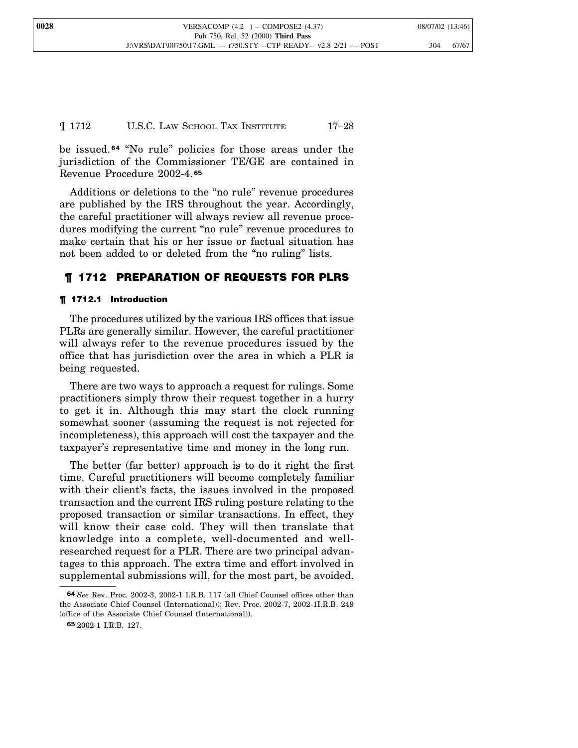be issued.[64] "No rule" policies for those areas under the jurisdiction of the Commissioner TE/GE are contained in Revenue Procedure 2002-4.[65]

Additions or deletions to the "no rule" revenue procedures are published by the IRS throughout the year. Accordingly, the careful practitioner will always review all revenue procedures modifying the current "no rule" revenue procedures to make certain that his or her issue or factual situation has not been added to or deleted from the "no ruling" lists.

## ¶ 1712 PREPARATION OF REQUESTS FOR PLRS

### ¶ 1712.1 Introduction

The procedures utilized by the various IRS offices that issue PLRs are generally similar. However, the careful practitioner will always refer to the revenue procedures issued by the office that has jurisdiction over the area in which a PLR is being requested.

There are two ways to approach a request for rulings. Some practitioners simply throw their request together in a hurry to get it in. Although this may start the clock running somewhat sooner (assuming the request is not rejected for incompleteness), this approach will cost the taxpayer and the taxpayer's representative time and money in the long run.

The better (far better) approach is to do it right the first time. Careful practitioners will become completely familiar with their client's facts, the issues involved in the proposed transaction and the current IRS ruling posture relating to the proposed transaction or similar transactions. In effect, they will know their case cold. They will then translate that knowledge into a complete, well-documented and well-researched request for a PLR. There are two principal advantages to this approach. The extra time and effort involved in supplemental submissions will, for the most part, be avoided.

---

[64] *See* Rev. Proc. 2002-3, 2002-1 I.R.B. 117 (all Chief Counsel offices other than the Associate Chief Counsel (International)); Rev. Proc. 2002-7, 2002-1I.R.B. 249 (office of the Associate Chief Counsel (International)).

[65] 2002-1 I.R.B. 127.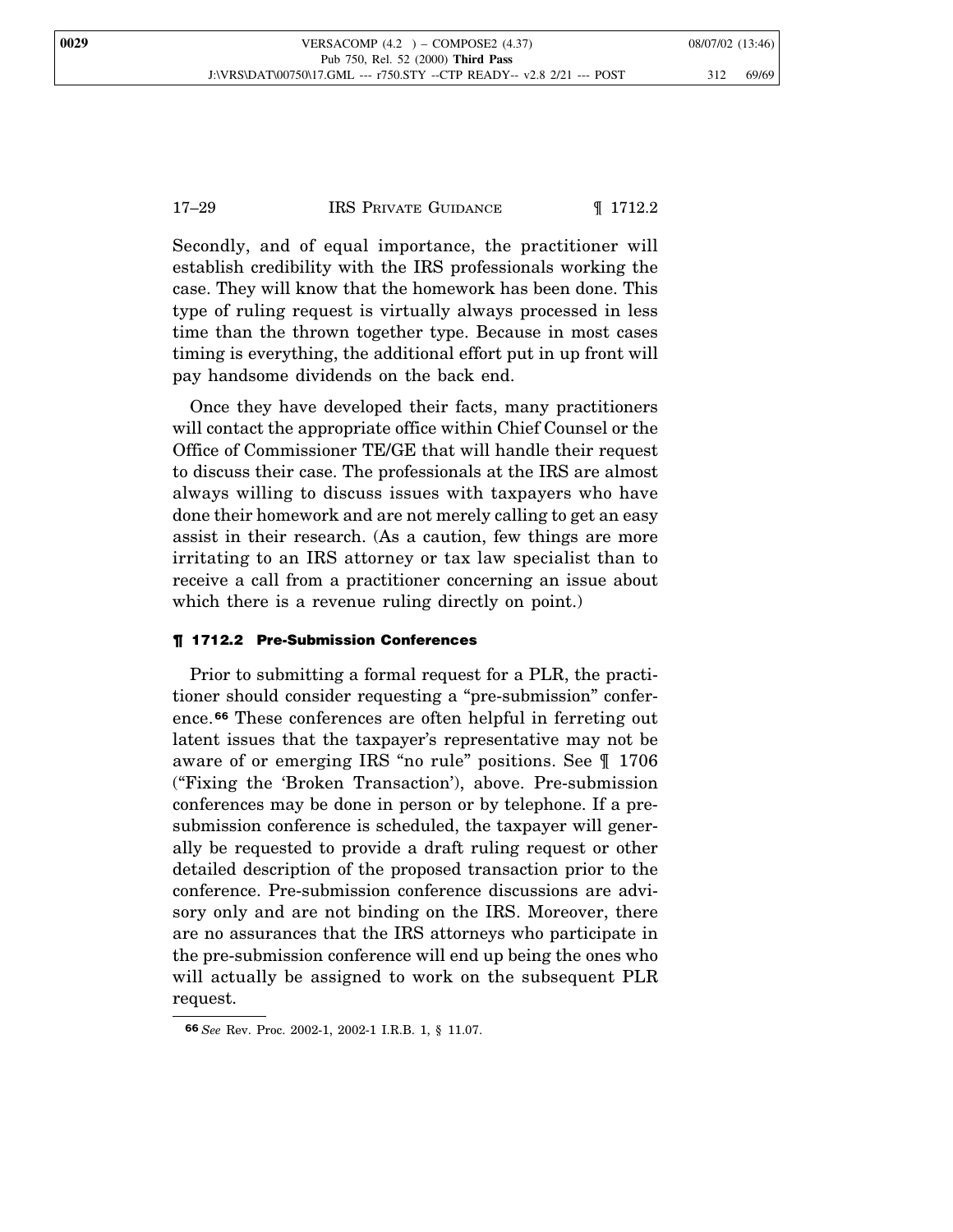Secondly, and of equal importance, the practitioner will establish credibility with the IRS professionals working the case. They will know that the homework has been done. This type of ruling request is virtually always processed in less time than the thrown together type. Because in most cases timing is everything, the additional effort put in up front will pay handsome dividends on the back end.

Once they have developed their facts, many practitioners will contact the appropriate office within Chief Counsel or the Office of Commissioner TE/GE that will handle their request to discuss their case. The professionals at the IRS are almost always willing to discuss issues with taxpayers who have done their homework and are not merely calling to get an easy assist in their research. (As a caution, few things are more irritating to an IRS attorney or tax law specialist than to receive a call from a practitioner concerning an issue about which there is a revenue ruling directly on point.)

#### ¶ 1712.2 Pre-Submission Conferences

Prior to submitting a formal request for a PLR, the practitioner should consider requesting a "pre-submission" conference.[66] These conferences are often helpful in ferreting out latent issues that the taxpayer's representative may not be aware of or emerging IRS "no rule" positions. See ¶ 1706 ("Fixing the 'Broken Transaction'), above. Pre-submission conferences may be done in person or by telephone. If a pre-submission conference is scheduled, the taxpayer will generally be requested to provide a draft ruling request or other detailed description of the proposed transaction prior to the conference. Pre-submission conference discussions are advisory only and are not binding on the IRS. Moreover, there are no assurances that the IRS attorneys who participate in the pre-submission conference will end up being the ones who will actually be assigned to work on the subsequent PLR request.

---

[66] *See* Rev. Proc. 2002-1, 2002-1 I.R.B. 1, § 11.07.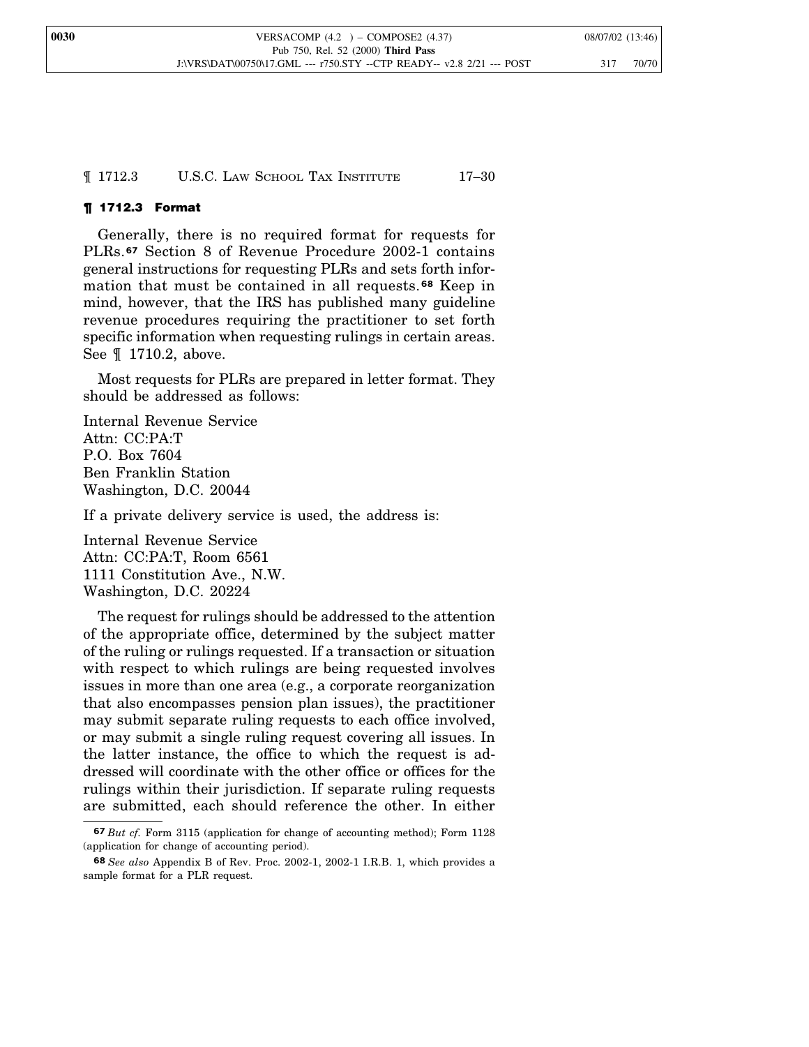## ¶ 1712.3 Format

Generally, there is no required format for requests for PLRs.[67] Section 8 of Revenue Procedure 2002-1 contains general instructions for requesting PLRs and sets forth information that must be contained in all requests.[68] Keep in mind, however, that the IRS has published many guideline revenue procedures requiring the practitioner to set forth specific information when requesting rulings in certain areas. See ¶ 1710.2, above.

Most requests for PLRs are prepared in letter format. They should be addressed as follows:

Internal Revenue Service
Attn: CC:PA:T
P.O. Box 7604
Ben Franklin Station
Washington, D.C. 20044

If a private delivery service is used, the address is:

Internal Revenue Service
Attn: CC:PA:T, Room 6561
1111 Constitution Ave., N.W.
Washington, D.C. 20224

The request for rulings should be addressed to the attention of the appropriate office, determined by the subject matter of the ruling or rulings requested. If a transaction or situation with respect to which rulings are being requested involves issues in more than one area (e.g., a corporate reorganization that also encompasses pension plan issues), the practitioner may submit separate ruling requests to each office involved, or may submit a single ruling request covering all issues. In the latter instance, the office to which the request is addressed will coordinate with the other office or offices for the rulings within their jurisdiction. If separate ruling requests are submitted, each should reference the other. In either

---

[67] *But cf.* Form 3115 (application for change of accounting method); Form 1128 (application for change of accounting period).

[68] *See also* Appendix B of Rev. Proc. 2002-1, 2002-1 I.R.B. 1, which provides a sample format for a PLR request.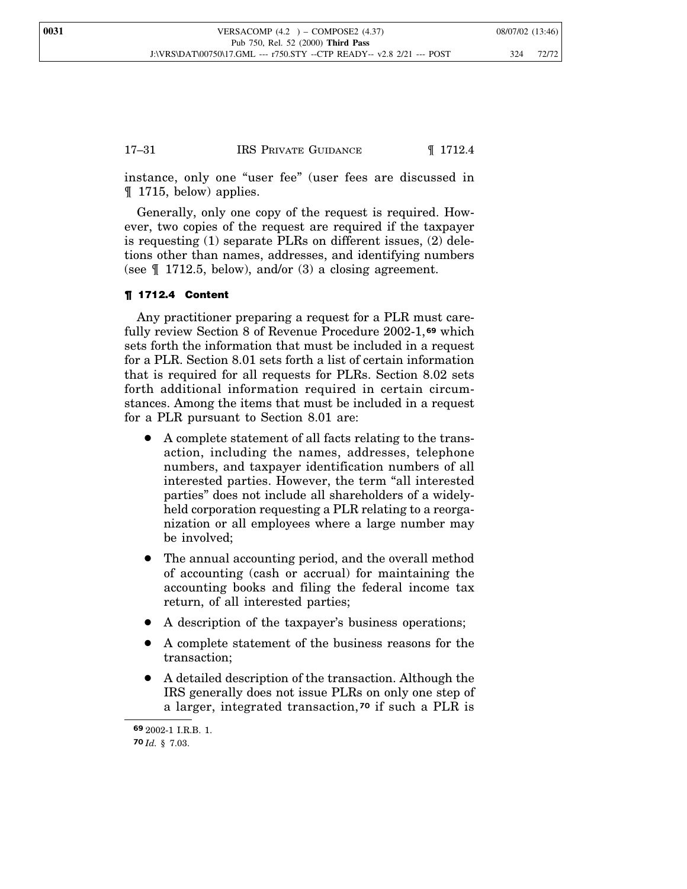instance, only one "user fee" (user fees are discussed in ¶ 1715, below) applies.

Generally, only one copy of the request is required. However, two copies of the request are required if the taxpayer is requesting (1) separate PLRs on different issues, (2) deletions other than names, addresses, and identifying numbers (see ¶ 1712.5, below), and/or (3) a closing agreement.

## ¶ 1712.4 Content

Any practitioner preparing a request for a PLR must carefully review Section 8 of Revenue Procedure 2002-1,[69] which sets forth the information that must be included in a request for a PLR. Section 8.01 sets forth a list of certain information that is required for all requests for PLRs. Section 8.02 sets forth additional information required in certain circumstances. Among the items that must be included in a request for a PLR pursuant to Section 8.01 are:

- A complete statement of all facts relating to the transaction, including the names, addresses, telephone numbers, and taxpayer identification numbers of all interested parties. However, the term "all interested parties" does not include all shareholders of a widely-held corporation requesting a PLR relating to a reorganization or all employees where a large number may be involved;
- The annual accounting period, and the overall method of accounting (cash or accrual) for maintaining the accounting books and filing the federal income tax return, of all interested parties;
- A description of the taxpayer's business operations;
- A complete statement of the business reasons for the transaction;
- A detailed description of the transaction. Although the IRS generally does not issue PLRs on only one step of a larger, integrated transaction,[70] if such a PLR is

---

[69] 2002-1 I.R.B. 1.

[70] *Id.* § 7.03.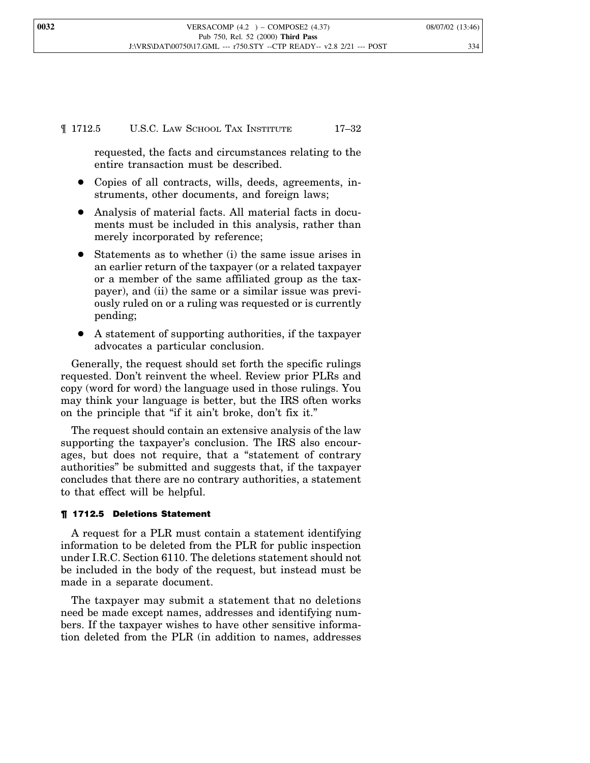requested, the facts and circumstances relating to the entire transaction must be described.

- Copies of all contracts, wills, deeds, agreements, instruments, other documents, and foreign laws;
- Analysis of material facts. All material facts in documents must be included in this analysis, rather than merely incorporated by reference;
- Statements as to whether (i) the same issue arises in an earlier return of the taxpayer (or a related taxpayer or a member of the same affiliated group as the taxpayer), and (ii) the same or a similar issue was previously ruled on or a ruling was requested or is currently pending;
- A statement of supporting authorities, if the taxpayer advocates a particular conclusion.

Generally, the request should set forth the specific rulings requested. Don't reinvent the wheel. Review prior PLRs and copy (word for word) the language used in those rulings. You may think your language is better, but the IRS often works on the principle that "if it ain't broke, don't fix it."

The request should contain an extensive analysis of the law supporting the taxpayer's conclusion. The IRS also encourages, but does not require, that a "statement of contrary authorities" be submitted and suggests that, if the taxpayer concludes that there are no contrary authorities, a statement to that effect will be helpful.

#### ¶ 1712.5 Deletions Statement

A request for a PLR must contain a statement identifying information to be deleted from the PLR for public inspection under I.R.C. Section 6110. The deletions statement should not be included in the body of the request, but instead must be made in a separate document.

The taxpayer may submit a statement that no deletions need be made except names, addresses and identifying numbers. If the taxpayer wishes to have other sensitive information deleted from the PLR (in addition to names, addresses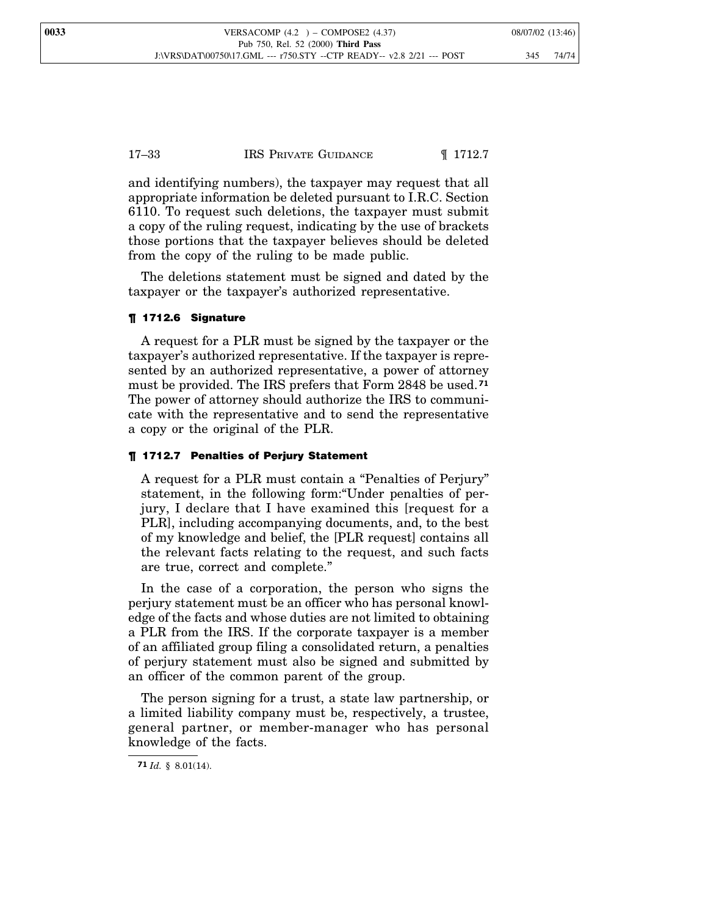and identifying numbers), the taxpayer may request that all appropriate information be deleted pursuant to I.R.C. Section 6110. To request such deletions, the taxpayer must submit a copy of the ruling request, indicating by the use of brackets those portions that the taxpayer believes should be deleted from the copy of the ruling to be made public.

The deletions statement must be signed and dated by the taxpayer or the taxpayer's authorized representative.

### ¶ 1712.6 Signature

A request for a PLR must be signed by the taxpayer or the taxpayer's authorized representative. If the taxpayer is represented by an authorized representative, a power of attorney must be provided. The IRS prefers that Form 2848 be used.[71] The power of attorney should authorize the IRS to communicate with the representative and to send the representative a copy or the original of the PLR.

### ¶ 1712.7 Penalties of Perjury Statement

A request for a PLR must contain a "Penalties of Perjury" statement, in the following form:"Under penalties of perjury, I declare that I have examined this [request for a PLR], including accompanying documents, and, to the best of my knowledge and belief, the [PLR request] contains all the relevant facts relating to the request, and such facts are true, correct and complete."

In the case of a corporation, the person who signs the perjury statement must be an officer who has personal knowledge of the facts and whose duties are not limited to obtaining a PLR from the IRS. If the corporate taxpayer is a member of an affiliated group filing a consolidated return, a penalties of perjury statement must also be signed and submitted by an officer of the common parent of the group.

The person signing for a trust, a state law partnership, or a limited liability company must be, respectively, a trustee, general partner, or member-manager who has personal knowledge of the facts.

---

[71] *Id.* § 8.01(14).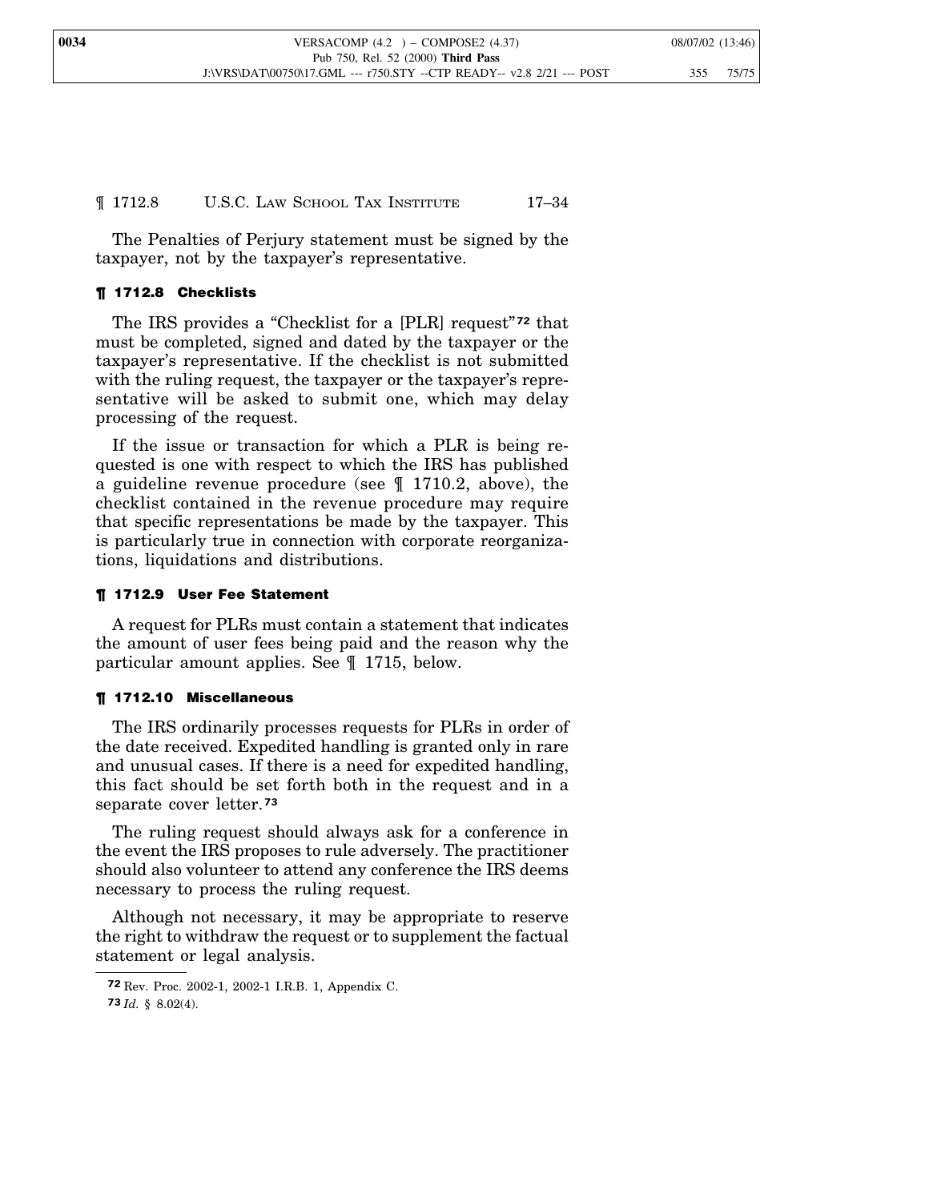The Penalties of Perjury statement must be signed by the taxpayer, not by the taxpayer's representative.

### ¶ 1712.8 Checklists

The IRS provides a "Checklist for a [PLR] request"[72] that must be completed, signed and dated by the taxpayer or the taxpayer's representative. If the checklist is not submitted with the ruling request, the taxpayer or the taxpayer's representative will be asked to submit one, which may delay processing of the request.

If the issue or transaction for which a PLR is being requested is one with respect to which the IRS has published a guideline revenue procedure (see ¶ 1710.2, above), the checklist contained in the revenue procedure may require that specific representations be made by the taxpayer. This is particularly true in connection with corporate reorganizations, liquidations and distributions.

### ¶ 1712.9 User Fee Statement

A request for PLRs must contain a statement that indicates the amount of user fees being paid and the reason why the particular amount applies. See ¶ 1715, below.

### ¶ 1712.10 Miscellaneous

The IRS ordinarily processes requests for PLRs in order of the date received. Expedited handling is granted only in rare and unusual cases. If there is a need for expedited handling, this fact should be set forth both in the request and in a separate cover letter.[73]

The ruling request should always ask for a conference in the event the IRS proposes to rule adversely. The practitioner should also volunteer to attend any conference the IRS deems necessary to process the ruling request.

Although not necessary, it may be appropriate to reserve the right to withdraw the request or to supplement the factual statement or legal analysis.

---

[72] Rev. Proc. 2002-1, 2002-1 I.R.B. 1, Appendix C.

[73] *Id.* § 8.02(4).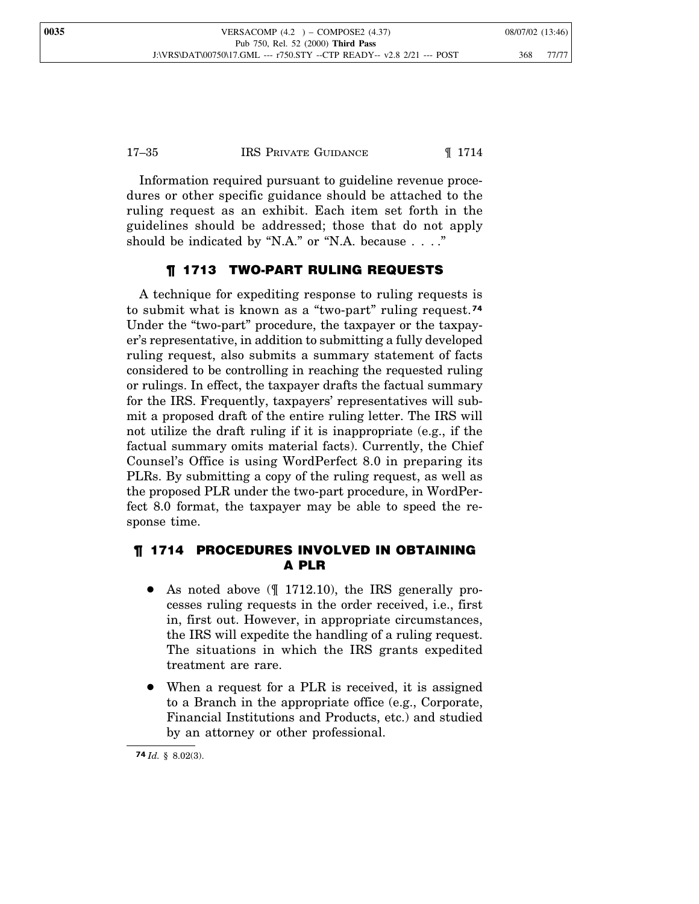Information required pursuant to guideline revenue procedures or other specific guidance should be attached to the ruling request as an exhibit. Each item set forth in the guidelines should be addressed; those that do not apply should be indicated by "N.A." or "N.A. because . . . ."

## ¶ 1713 TWO-PART RULING REQUESTS

A technique for expediting response to ruling requests is to submit what is known as a "two-part" ruling request.[74] Under the "two-part" procedure, the taxpayer or the taxpayer's representative, in addition to submitting a fully developed ruling request, also submits a summary statement of facts considered to be controlling in reaching the requested ruling or rulings. In effect, the taxpayer drafts the factual summary for the IRS. Frequently, taxpayers' representatives will submit a proposed draft of the entire ruling letter. The IRS will not utilize the draft ruling if it is inappropriate (e.g., if the factual summary omits material facts). Currently, the Chief Counsel's Office is using WordPerfect 8.0 in preparing its PLRs. By submitting a copy of the ruling request, as well as the proposed PLR under the two-part procedure, in WordPerfect 8.0 format, the taxpayer may be able to speed the response time.

## ¶ 1714 PROCEDURES INVOLVED IN OBTAINING A PLR

- As noted above (¶ 1712.10), the IRS generally processes ruling requests in the order received, i.e., first in, first out. However, in appropriate circumstances, the IRS will expedite the handling of a ruling request. The situations in which the IRS grants expedited treatment are rare.
- When a request for a PLR is received, it is assigned to a Branch in the appropriate office (e.g., Corporate, Financial Institutions and Products, etc.) and studied by an attorney or other professional.

---

[74] *Id.* § 8.02(3).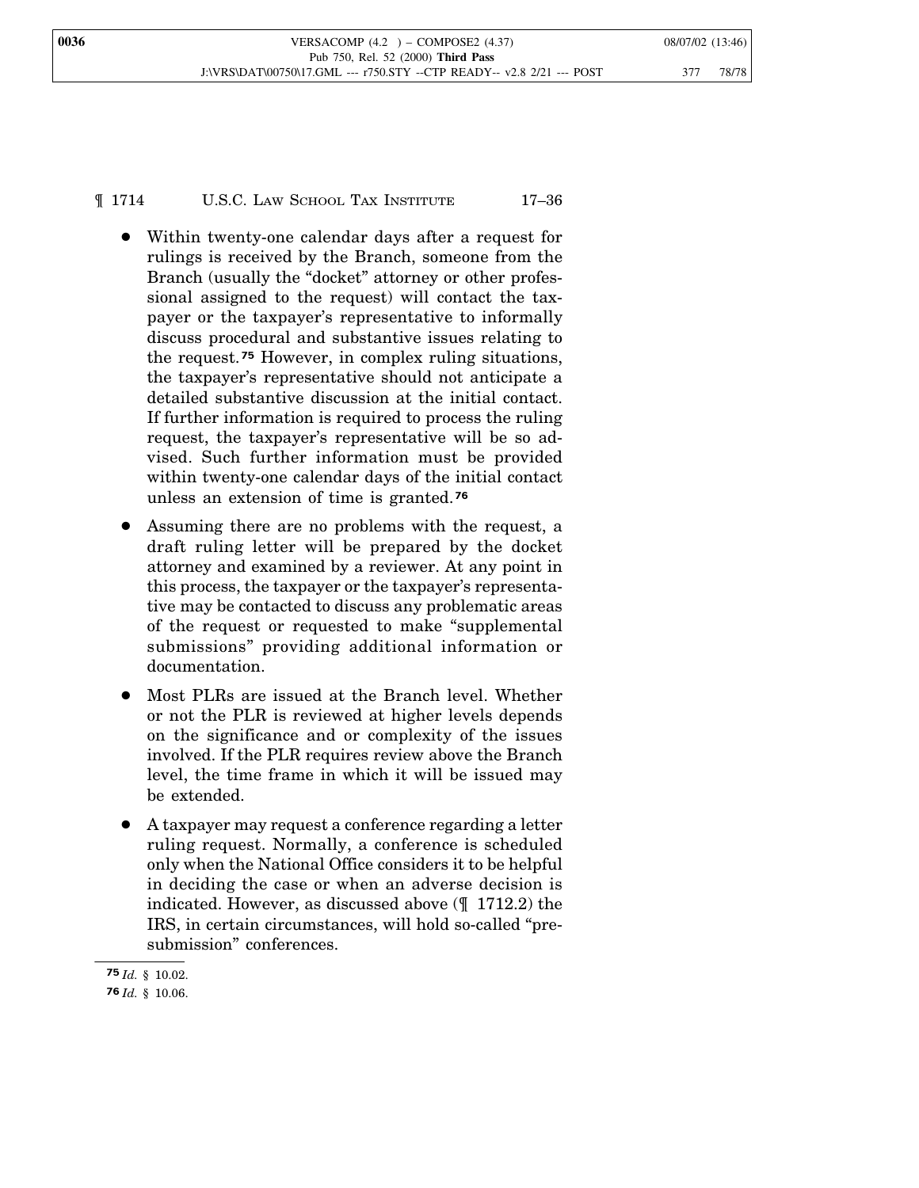- Within twenty-one calendar days after a request for rulings is received by the Branch, someone from the Branch (usually the "docket" attorney or other professional assigned to the request) will contact the taxpayer or the taxpayer's representative to informally discuss procedural and substantive issues relating to the request.[75] However, in complex ruling situations, the taxpayer's representative should not anticipate a detailed substantive discussion at the initial contact. If further information is required to process the ruling request, the taxpayer's representative will be so advised. Such further information must be provided within twenty-one calendar days of the initial contact unless an extension of time is granted.[76]

- Assuming there are no problems with the request, a draft ruling letter will be prepared by the docket attorney and examined by a reviewer. At any point in this process, the taxpayer or the taxpayer's representative may be contacted to discuss any problematic areas of the request or requested to make "supplemental submissions" providing additional information or documentation.

- Most PLRs are issued at the Branch level. Whether or not the PLR is reviewed at higher levels depends on the significance and or complexity of the issues involved. If the PLR requires review above the Branch level, the time frame in which it will be issued may be extended.

- A taxpayer may request a conference regarding a letter ruling request. Normally, a conference is scheduled only when the National Office considers it to be helpful in deciding the case or when an adverse decision is indicated. However, as discussed above (¶ 1712.2) the IRS, in certain circumstances, will hold so-called "pre-submission" conferences.

---

[75] *Id.* § 10.02.

[76] *Id.* § 10.06.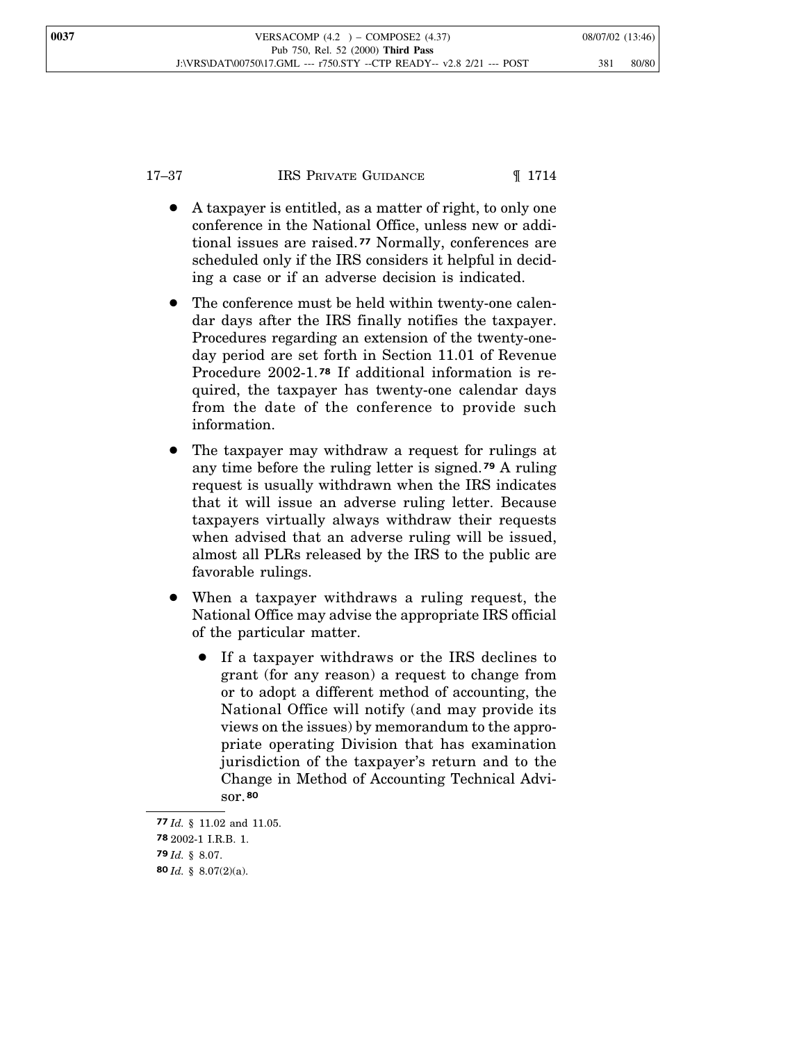- A taxpayer is entitled, as a matter of right, to only one conference in the National Office, unless new or additional issues are raised.[77] Normally, conferences are scheduled only if the IRS considers it helpful in deciding a case or if an adverse decision is indicated.

- The conference must be held within twenty-one calendar days after the IRS finally notifies the taxpayer. Procedures regarding an extension of the twenty-one-day period are set forth in Section 11.01 of Revenue Procedure 2002-1.[78] If additional information is required, the taxpayer has twenty-one calendar days from the date of the conference to provide such information.

- The taxpayer may withdraw a request for rulings at any time before the ruling letter is signed.[79] A ruling request is usually withdrawn when the IRS indicates that it will issue an adverse ruling letter. Because taxpayers virtually always withdraw their requests when advised that an adverse ruling will be issued, almost all PLRs released by the IRS to the public are favorable rulings.

- When a taxpayer withdraws a ruling request, the National Office may advise the appropriate IRS official of the particular matter.

  - If a taxpayer withdraws or the IRS declines to grant (for any reason) a request to change from or to adopt a different method of accounting, the National Office will notify (and may provide its views on the issues) by memorandum to the appropriate operating Division that has examination jurisdiction of the taxpayer's return and to the Change in Method of Accounting Technical Advisor.[80]

---

[77] *Id.* § 11.02 and 11.05.

[78] 2002-1 I.R.B. 1.

[79] *Id.* § 8.07.

[80] *Id.* § 8.07(2)(a).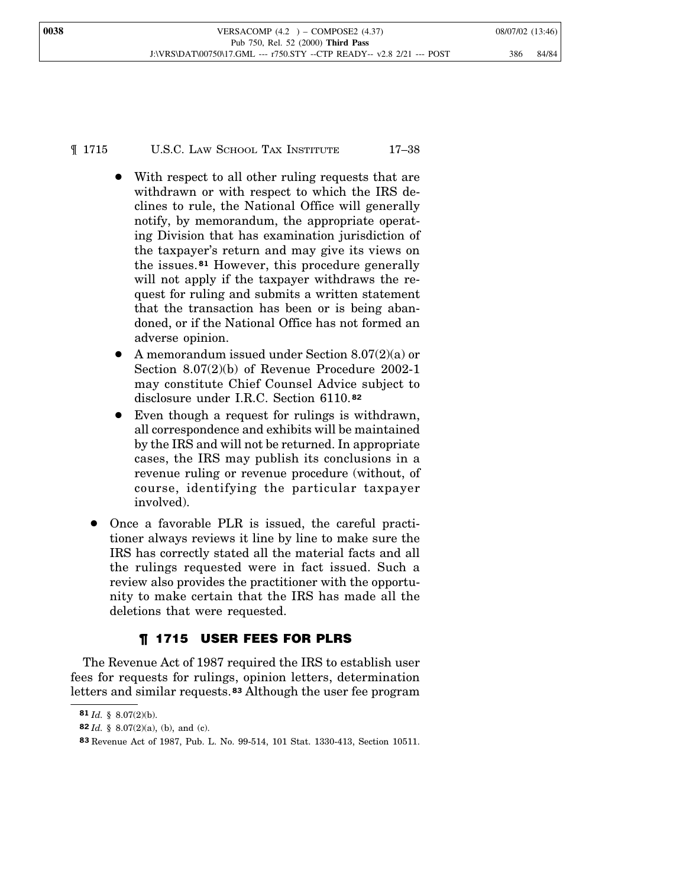- With respect to all other ruling requests that are withdrawn or with respect to which the IRS declines to rule, the National Office will generally notify, by memorandum, the appropriate operating Division that has examination jurisdiction of the taxpayer's return and may give its views on the issues.[81] However, this procedure generally will not apply if the taxpayer withdraws the request for ruling and submits a written statement that the transaction has been or is being abandoned, or if the National Office has not formed an adverse opinion.
- A memorandum issued under Section 8.07(2)(a) or Section 8.07(2)(b) of Revenue Procedure 2002-1 may constitute Chief Counsel Advice subject to disclosure under I.R.C. Section 6110.[82]
- Even though a request for rulings is withdrawn, all correspondence and exhibits will be maintained by the IRS and will not be returned. In appropriate cases, the IRS may publish its conclusions in a revenue ruling or revenue procedure (without, of course, identifying the particular taxpayer involved).

- Once a favorable PLR is issued, the careful practitioner always reviews it line by line to make sure the IRS has correctly stated all the material facts and all the rulings requested were in fact issued. Such a review also provides the practitioner with the opportunity to make certain that the IRS has made all the deletions that were requested.

## ¶ 1715 USER FEES FOR PLRS

The Revenue Act of 1987 required the IRS to establish user fees for requests for rulings, opinion letters, determination letters and similar requests.[83] Although the user fee program

---

[81] *Id.* § 8.07(2)(b).

[82] *Id.* § 8.07(2)(a), (b), and (c).

[83] Revenue Act of 1987, Pub. L. No. 99-514, 101 Stat. 1330-413, Section 10511.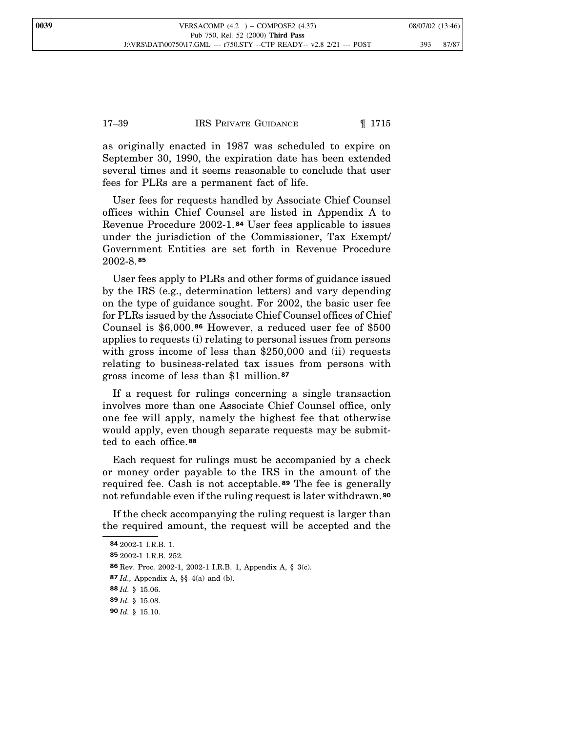as originally enacted in 1987 was scheduled to expire on September 30, 1990, the expiration date has been extended several times and it seems reasonable to conclude that user fees for PLRs are a permanent fact of life.

User fees for requests handled by Associate Chief Counsel offices within Chief Counsel are listed in Appendix A to Revenue Procedure 2002-1.[84] User fees applicable to issues under the jurisdiction of the Commissioner, Tax Exempt/Government Entities are set forth in Revenue Procedure 2002-8.[85]

User fees apply to PLRs and other forms of guidance issued by the IRS (e.g., determination letters) and vary depending on the type of guidance sought. For 2002, the basic user fee for PLRs issued by the Associate Chief Counsel offices of Chief Counsel is $6,000.[86] However, a reduced user fee of $500 applies to requests (i) relating to personal issues from persons with gross income of less than $250,000 and (ii) requests relating to business-related tax issues from persons with gross income of less than $1 million.[87]

If a request for rulings concerning a single transaction involves more than one Associate Chief Counsel office, only one fee will apply, namely the highest fee that otherwise would apply, even though separate requests may be submitted to each office.[88]

Each request for rulings must be accompanied by a check or money order payable to the IRS in the amount of the required fee. Cash is not acceptable.[89] The fee is generally not refundable even if the ruling request is later withdrawn.[90]

If the check accompanying the ruling request is larger than the required amount, the request will be accepted and the

---

[84] 2002-1 I.R.B. 1.

[85] 2002-1 I.R.B. 252.

[86] Rev. Proc. 2002-1, 2002-1 I.R.B. 1, Appendix A, § 3(c).

[87] *Id.,* Appendix A, §§ 4(a) and (b).

[88] *Id.* § 15.06.

[89] *Id.* § 15.08.

[90] *Id.* § 15.10.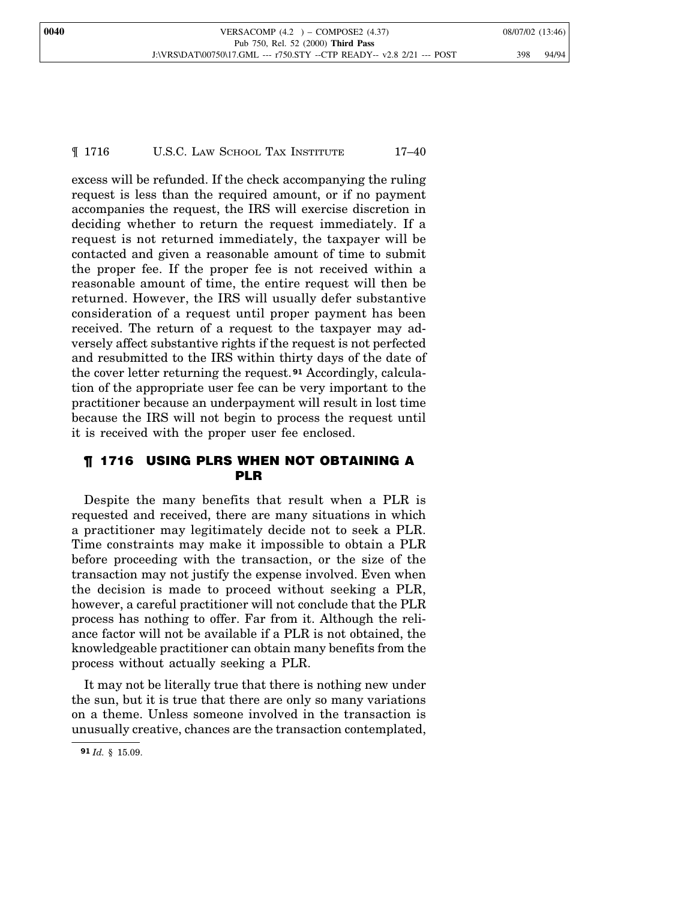excess will be refunded. If the check accompanying the ruling request is less than the required amount, or if no payment accompanies the request, the IRS will exercise discretion in deciding whether to return the request immediately. If a request is not returned immediately, the taxpayer will be contacted and given a reasonable amount of time to submit the proper fee. If the proper fee is not received within a reasonable amount of time, the entire request will then be returned. However, the IRS will usually defer substantive consideration of a request until proper payment has been received. The return of a request to the taxpayer may adversely affect substantive rights if the request is not perfected and resubmitted to the IRS within thirty days of the date of the cover letter returning the request.[91] Accordingly, calculation of the appropriate user fee can be very important to the practitioner because an underpayment will result in lost time because the IRS will not begin to process the request until it is received with the proper user fee enclosed.

## ¶ 1716 USING PLRS WHEN NOT OBTAINING A PLR

Despite the many benefits that result when a PLR is requested and received, there are many situations in which a practitioner may legitimately decide not to seek a PLR. Time constraints may make it impossible to obtain a PLR before proceeding with the transaction, or the size of the transaction may not justify the expense involved. Even when the decision is made to proceed without seeking a PLR, however, a careful practitioner will not conclude that the PLR process has nothing to offer. Far from it. Although the reliance factor will not be available if a PLR is not obtained, the knowledgeable practitioner can obtain many benefits from the process without actually seeking a PLR.

It may not be literally true that there is nothing new under the sun, but it is true that there are only so many variations on a theme. Unless someone involved in the transaction is unusually creative, chances are the transaction contemplated,

[91] *Id.* § 15.09.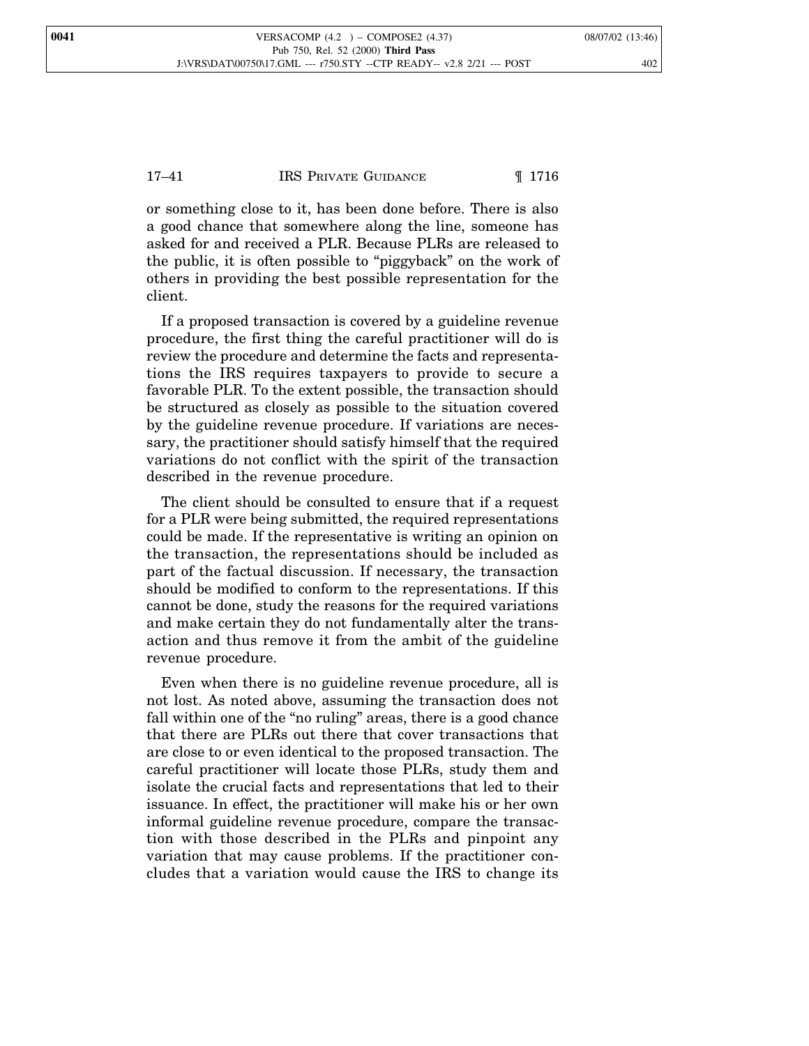or something close to it, has been done before. There is also a good chance that somewhere along the line, someone has asked for and received a PLR. Because PLRs are released to the public, it is often possible to "piggyback" on the work of others in providing the best possible representation for the client.

If a proposed transaction is covered by a guideline revenue procedure, the first thing the careful practitioner will do is review the procedure and determine the facts and representations the IRS requires taxpayers to provide to secure a favorable PLR. To the extent possible, the transaction should be structured as closely as possible to the situation covered by the guideline revenue procedure. If variations are necessary, the practitioner should satisfy himself that the required variations do not conflict with the spirit of the transaction described in the revenue procedure.

The client should be consulted to ensure that if a request for a PLR were being submitted, the required representations could be made. If the representative is writing an opinion on the transaction, the representations should be included as part of the factual discussion. If necessary, the transaction should be modified to conform to the representations. If this cannot be done, study the reasons for the required variations and make certain they do not fundamentally alter the transaction and thus remove it from the ambit of the guideline revenue procedure.

Even when there is no guideline revenue procedure, all is not lost. As noted above, assuming the transaction does not fall within one of the "no ruling" areas, there is a good chance that there are PLRs out there that cover transactions that are close to or even identical to the proposed transaction. The careful practitioner will locate those PLRs, study them and isolate the crucial facts and representations that led to their issuance. In effect, the practitioner will make his or her own informal guideline revenue procedure, compare the transaction with those described in the PLRs and pinpoint any variation that may cause problems. If the practitioner concludes that a variation would cause the IRS to change its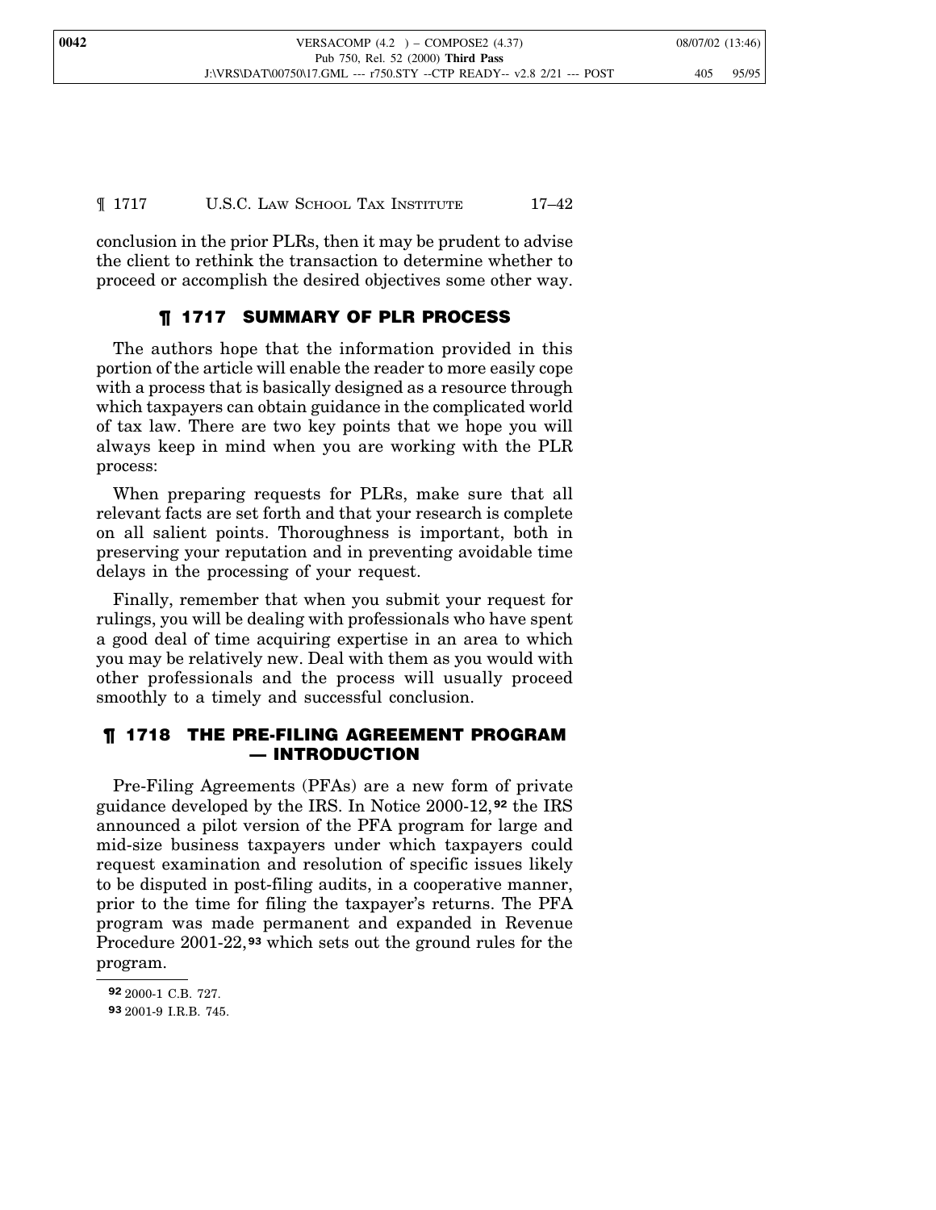conclusion in the prior PLRs, then it may be prudent to advise the client to rethink the transaction to determine whether to proceed or accomplish the desired objectives some other way.

## ¶ 1717 SUMMARY OF PLR PROCESS

The authors hope that the information provided in this portion of the article will enable the reader to more easily cope with a process that is basically designed as a resource through which taxpayers can obtain guidance in the complicated world of tax law. There are two key points that we hope you will always keep in mind when you are working with the PLR process:

When preparing requests for PLRs, make sure that all relevant facts are set forth and that your research is complete on all salient points. Thoroughness is important, both in preserving your reputation and in preventing avoidable time delays in the processing of your request.

Finally, remember that when you submit your request for rulings, you will be dealing with professionals who have spent a good deal of time acquiring expertise in an area to which you may be relatively new. Deal with them as you would with other professionals and the process will usually proceed smoothly to a timely and successful conclusion.

## ¶ 1718 THE PRE-FILING AGREEMENT PROGRAM — INTRODUCTION

Pre-Filing Agreements (PFAs) are a new form of private guidance developed by the IRS. In Notice 2000-12,[92] the IRS announced a pilot version of the PFA program for large and mid-size business taxpayers under which taxpayers could request examination and resolution of specific issues likely to be disputed in post-filing audits, in a cooperative manner, prior to the time for filing the taxpayer's returns. The PFA program was made permanent and expanded in Revenue Procedure 2001-22,[93] which sets out the ground rules for the program.

[92] 2000-1 C.B. 727.

[93] 2001-9 I.R.B. 745.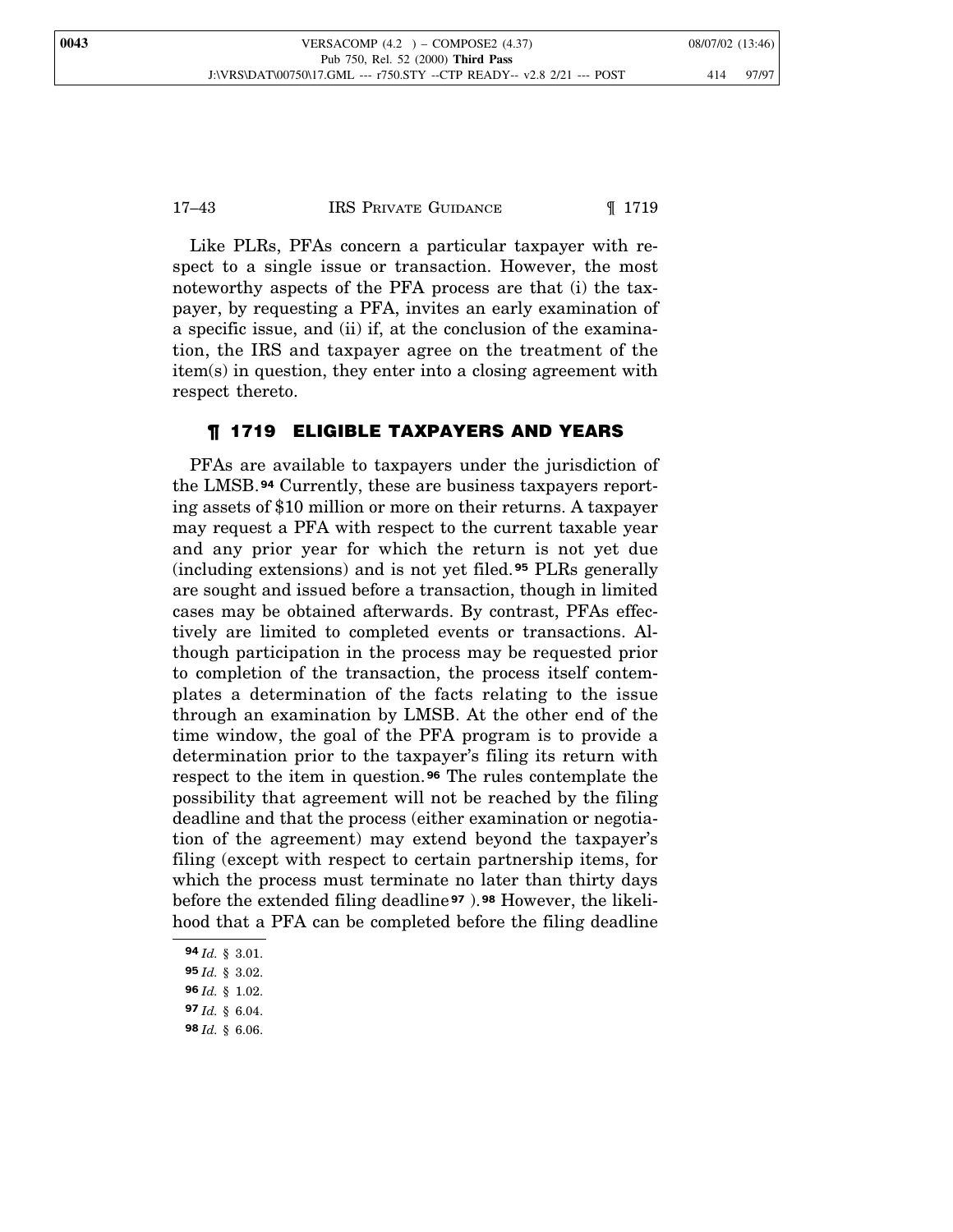Like PLRs, PFAs concern a particular taxpayer with respect to a single issue or transaction. However, the most noteworthy aspects of the PFA process are that (i) the taxpayer, by requesting a PFA, invites an early examination of a specific issue, and (ii) if, at the conclusion of the examination, the IRS and taxpayer agree on the treatment of the item(s) in question, they enter into a closing agreement with respect thereto.

## ¶ 1719 ELIGIBLE TAXPAYERS AND YEARS

PFAs are available to taxpayers under the jurisdiction of the LMSB.[94] Currently, these are business taxpayers reporting assets of $10 million or more on their returns. A taxpayer may request a PFA with respect to the current taxable year and any prior year for which the return is not yet due (including extensions) and is not yet filed.[95] PLRs generally are sought and issued before a transaction, though in limited cases may be obtained afterwards. By contrast, PFAs effectively are limited to completed events or transactions. Although participation in the process may be requested prior to completion of the transaction, the process itself contemplates a determination of the facts relating to the issue through an examination by LMSB. At the other end of the time window, the goal of the PFA program is to provide a determination prior to the taxpayer's filing its return with respect to the item in question.[96] The rules contemplate the possibility that agreement will not be reached by the filing deadline and that the process (either examination or negotiation of the agreement) may extend beyond the taxpayer's filing (except with respect to certain partnership items, for which the process must terminate no later than thirty days before the extended filing deadline[97]).[98] However, the likelihood that a PFA can be completed before the filing deadline

---

[94] *Id.* § 3.01.

[95] *Id.* § 3.02.

[96] *Id.* § 1.02.

[97] *Id.* § 6.04.

[98] *Id.* § 6.06.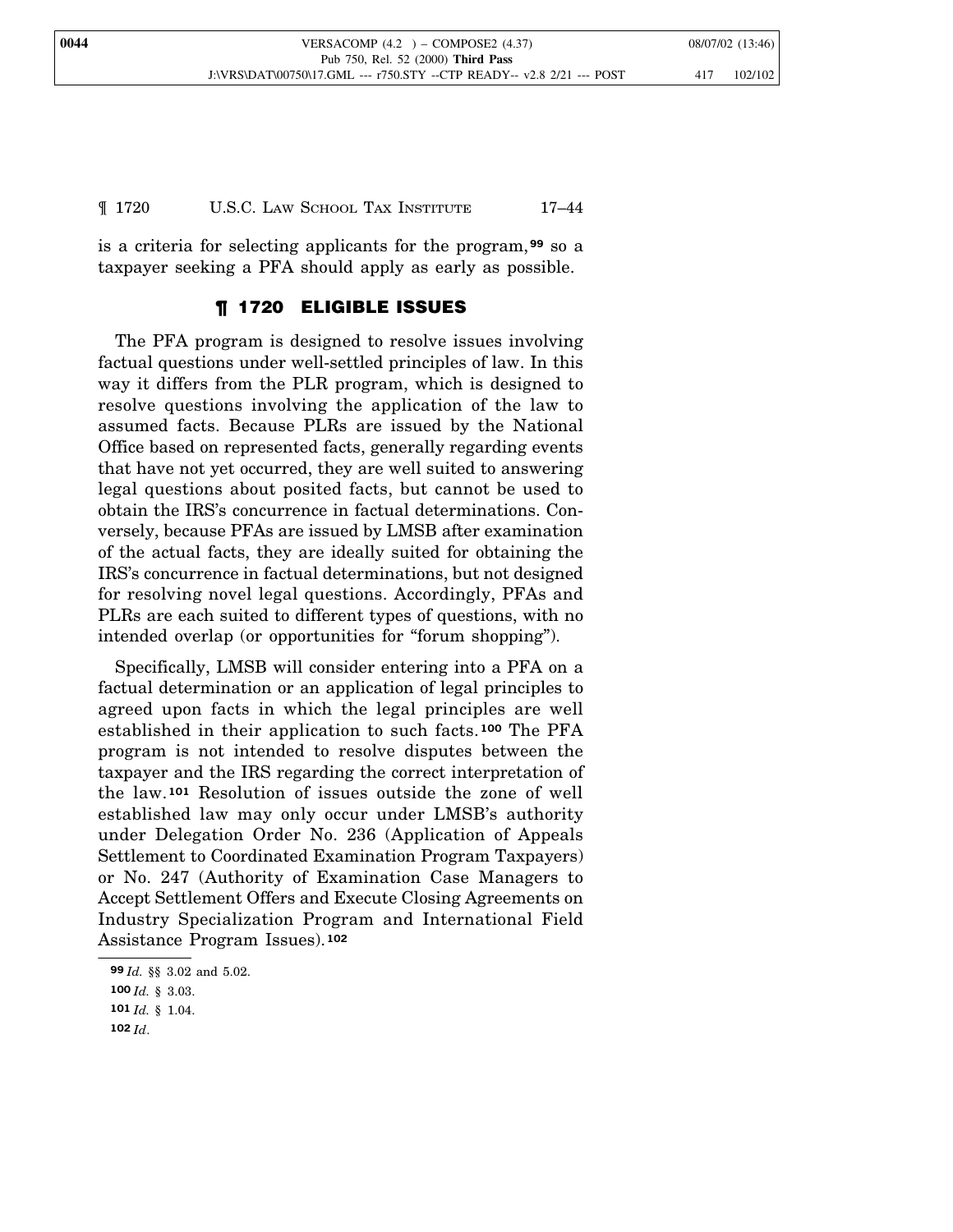is a criteria for selecting applicants for the program,[99] so a taxpayer seeking a PFA should apply as early as possible.

## ¶ 1720 ELIGIBLE ISSUES

The PFA program is designed to resolve issues involving factual questions under well-settled principles of law. In this way it differs from the PLR program, which is designed to resolve questions involving the application of the law to assumed facts. Because PLRs are issued by the National Office based on represented facts, generally regarding events that have not yet occurred, they are well suited to answering legal questions about posited facts, but cannot be used to obtain the IRS's concurrence in factual determinations. Conversely, because PFAs are issued by LMSB after examination of the actual facts, they are ideally suited for obtaining the IRS's concurrence in factual determinations, but not designed for resolving novel legal questions. Accordingly, PFAs and PLRs are each suited to different types of questions, with no intended overlap (or opportunities for "forum shopping").

Specifically, LMSB will consider entering into a PFA on a factual determination or an application of legal principles to agreed upon facts in which the legal principles are well established in their application to such facts.[100] The PFA program is not intended to resolve disputes between the taxpayer and the IRS regarding the correct interpretation of the law.[101] Resolution of issues outside the zone of well established law may only occur under LMSB's authority under Delegation Order No. 236 (Application of Appeals Settlement to Coordinated Examination Program Taxpayers) or No. 247 (Authority of Examination Case Managers to Accept Settlement Offers and Execute Closing Agreements on Industry Specialization Program and International Field Assistance Program Issues).[102]

---

[99] *Id.* §§ 3.02 and 5.02.

[100] *Id.* § 3.03.

[101] *Id.* § 1.04.

[102] *Id*.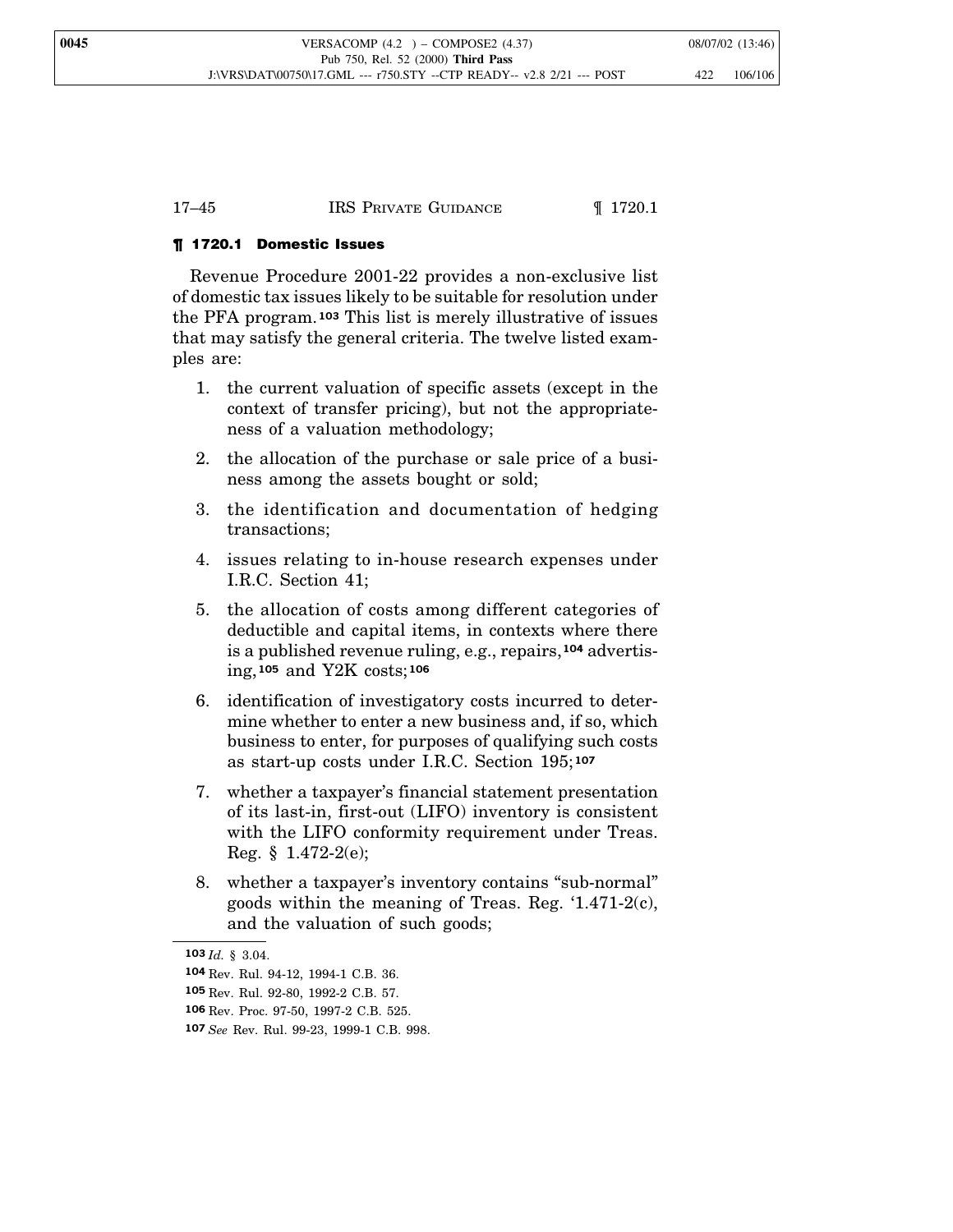## ¶ 1720.1 Domestic Issues

Revenue Procedure 2001-22 provides a non-exclusive list of domestic tax issues likely to be suitable for resolution under the PFA program.[103] This list is merely illustrative of issues that may satisfy the general criteria. The twelve listed examples are:

1. the current valuation of specific assets (except in the context of transfer pricing), but not the appropriateness of a valuation methodology;
2. the allocation of the purchase or sale price of a business among the assets bought or sold;
3. the identification and documentation of hedging transactions;
4. issues relating to in-house research expenses under I.R.C. Section 41;
5. the allocation of costs among different categories of deductible and capital items, in contexts where there is a published revenue ruling, e.g., repairs,[104] advertising,[105] and Y2K costs;[106]
6. identification of investigatory costs incurred to determine whether to enter a new business and, if so, which business to enter, for purposes of qualifying such costs as start-up costs under I.R.C. Section 195;[107]
7. whether a taxpayer's financial statement presentation of its last-in, first-out (LIFO) inventory is consistent with the LIFO conformity requirement under Treas. Reg. § 1.472-2(e);
8. whether a taxpayer's inventory contains "sub-normal" goods within the meaning of Treas. Reg. '1.471-2(c), and the valuation of such goods;

---

[103] *Id.* § 3.04.

[104] Rev. Rul. 94-12, 1994-1 C.B. 36.

[105] Rev. Rul. 92-80, 1992-2 C.B. 57.

[106] Rev. Proc. 97-50, 1997-2 C.B. 525.

[107] *See* Rev. Rul. 99-23, 1999-1 C.B. 998.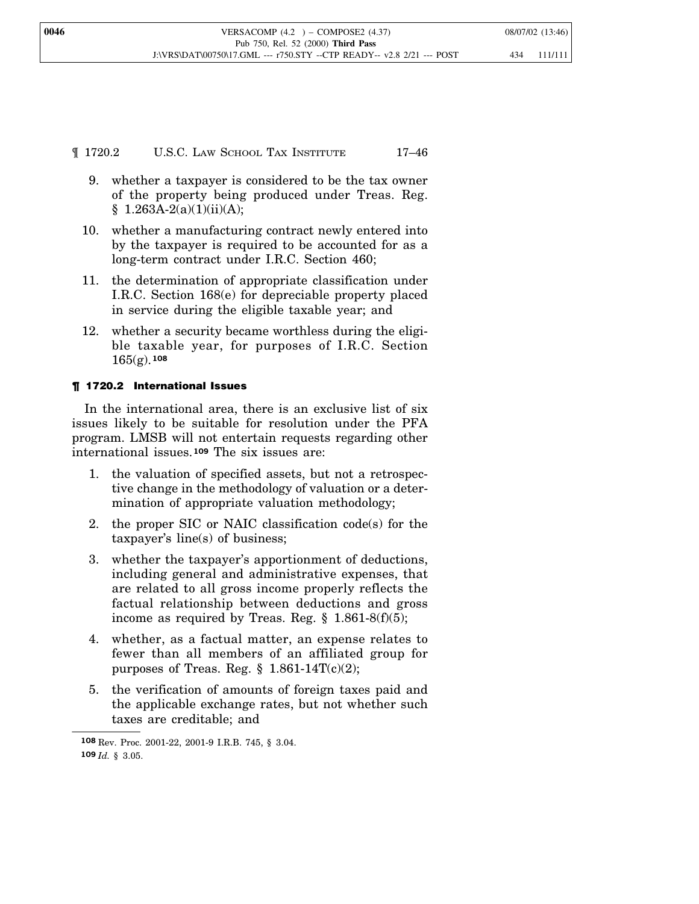9. whether a taxpayer is considered to be the tax owner of the property being produced under Treas. Reg. § 1.263A-2(a)(1)(ii)(A);
10. whether a manufacturing contract newly entered into by the taxpayer is required to be accounted for as a long-term contract under I.R.C. Section 460;
11. the determination of appropriate classification under I.R.C. Section 168(e) for depreciable property placed in service during the eligible taxable year; and
12. whether a security became worthless during the eligible taxable year, for purposes of I.R.C. Section 165(g).[108]

### ¶ 1720.2 International Issues

In the international area, there is an exclusive list of six issues likely to be suitable for resolution under the PFA program. LMSB will not entertain requests regarding other international issues.[109] The six issues are:

1. the valuation of specified assets, but not a retrospective change in the methodology of valuation or a determination of appropriate valuation methodology;
2. the proper SIC or NAIC classification code(s) for the taxpayer's line(s) of business;
3. whether the taxpayer's apportionment of deductions, including general and administrative expenses, that are related to all gross income properly reflects the factual relationship between deductions and gross income as required by Treas. Reg. § 1.861-8(f)(5);
4. whether, as a factual matter, an expense relates to fewer than all members of an affiliated group for purposes of Treas. Reg. § 1.861-14T(c)(2);
5. the verification of amounts of foreign taxes paid and the applicable exchange rates, but not whether such taxes are creditable; and

---

[108] Rev. Proc. 2001-22, 2001-9 I.R.B. 745, § 3.04.

[109] *Id.* § 3.05.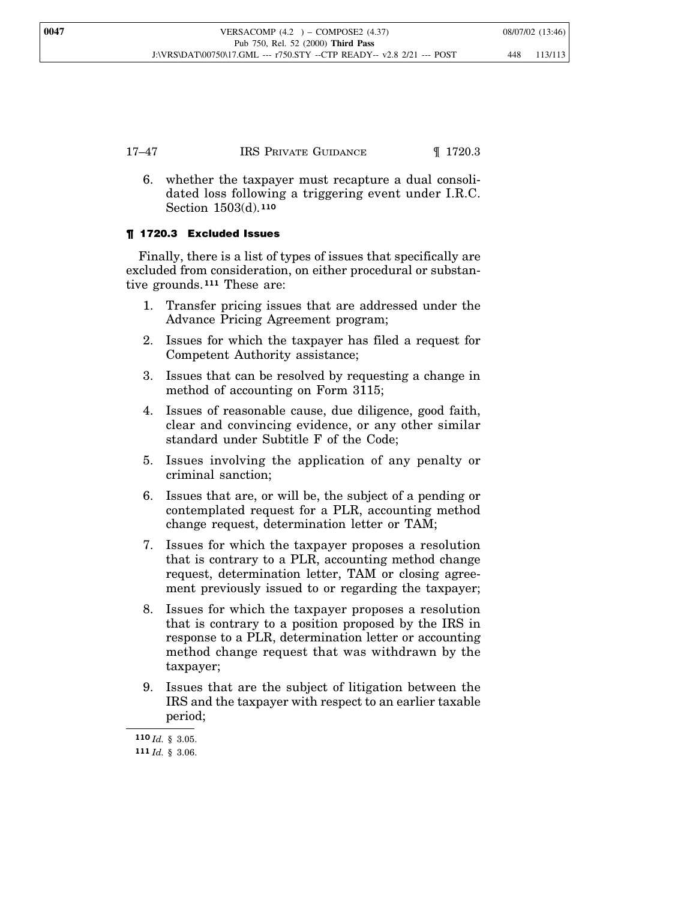6. whether the taxpayer must recapture a dual consolidated loss following a triggering event under I.R.C. Section 1503(d).[110]

## ¶ 1720.3 Excluded Issues

Finally, there is a list of types of issues that specifically are excluded from consideration, on either procedural or substantive grounds.[111] These are:

1. Transfer pricing issues that are addressed under the Advance Pricing Agreement program;
2. Issues for which the taxpayer has filed a request for Competent Authority assistance;
3. Issues that can be resolved by requesting a change in method of accounting on Form 3115;
4. Issues of reasonable cause, due diligence, good faith, clear and convincing evidence, or any other similar standard under Subtitle F of the Code;
5. Issues involving the application of any penalty or criminal sanction;
6. Issues that are, or will be, the subject of a pending or contemplated request for a PLR, accounting method change request, determination letter or TAM;
7. Issues for which the taxpayer proposes a resolution that is contrary to a PLR, accounting method change request, determination letter, TAM or closing agreement previously issued to or regarding the taxpayer;
8. Issues for which the taxpayer proposes a resolution that is contrary to a position proposed by the IRS in response to a PLR, determination letter or accounting method change request that was withdrawn by the taxpayer;
9. Issues that are the subject of litigation between the IRS and the taxpayer with respect to an earlier taxable period;

[110] *Id.* § 3.05.

[111] *Id.* § 3.06.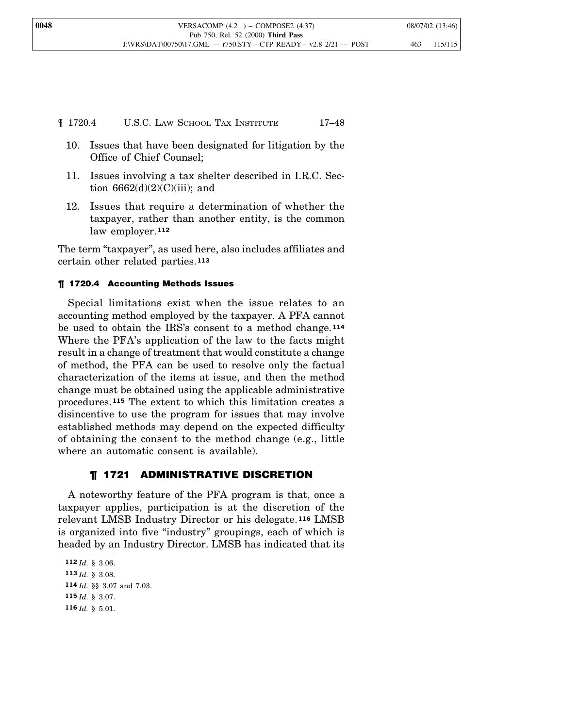10. Issues that have been designated for litigation by the Office of Chief Counsel;
11. Issues involving a tax shelter described in I.R.C. Section 6662(d)(2)(C)(iii); and
12. Issues that require a determination of whether the taxpayer, rather than another entity, is the common law employer.[112]

The term "taxpayer", as used here, also includes affiliates and certain other related parties.[113]

#### ¶ 1720.4 Accounting Methods Issues

Special limitations exist when the issue relates to an accounting method employed by the taxpayer. A PFA cannot be used to obtain the IRS's consent to a method change.[114] Where the PFA's application of the law to the facts might result in a change of treatment that would constitute a change of method, the PFA can be used to resolve only the factual characterization of the items at issue, and then the method change must be obtained using the applicable administrative procedures.[115] The extent to which this limitation creates a disincentive to use the program for issues that may involve established methods may depend on the expected difficulty of obtaining the consent to the method change (e.g., little where an automatic consent is available).

### ¶ 1721 ADMINISTRATIVE DISCRETION

A noteworthy feature of the PFA program is that, once a taxpayer applies, participation is at the discretion of the relevant LMSB Industry Director or his delegate.[116] LMSB is organized into five "industry" groupings, each of which is headed by an Industry Director. LMSB has indicated that its

---

[112] *Id.* § 3.06.

[113] *Id.* § 3.08.

[114] *Id.* §§ 3.07 and 7.03.

[115] *Id.* § 3.07.

[116] *Id.* § 5.01.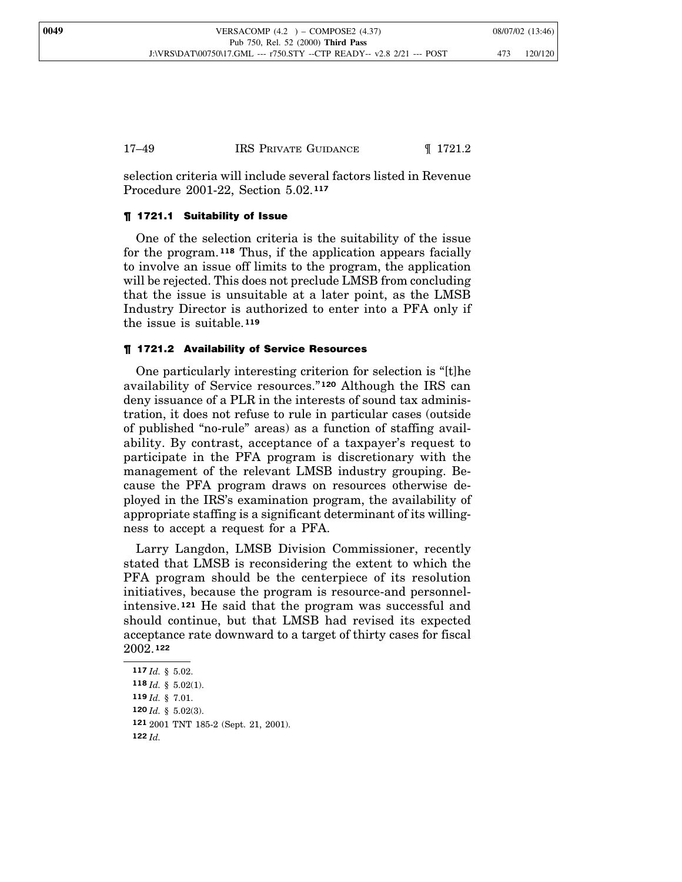selection criteria will include several factors listed in Revenue Procedure 2001-22, Section 5.02.[117]

### ¶ 1721.1 Suitability of Issue

One of the selection criteria is the suitability of the issue for the program.[118] Thus, if the application appears facially to involve an issue off limits to the program, the application will be rejected. This does not preclude LMSB from concluding that the issue is unsuitable at a later point, as the LMSB Industry Director is authorized to enter into a PFA only if the issue is suitable.[119]

### ¶ 1721.2 Availability of Service Resources

One particularly interesting criterion for selection is "[t]he availability of Service resources."[120] Although the IRS can deny issuance of a PLR in the interests of sound tax administration, it does not refuse to rule in particular cases (outside of published "no-rule" areas) as a function of staffing availability. By contrast, acceptance of a taxpayer's request to participate in the PFA program is discretionary with the management of the relevant LMSB industry grouping. Because the PFA program draws on resources otherwise deployed in the IRS's examination program, the availability of appropriate staffing is a significant determinant of its willingness to accept a request for a PFA.

Larry Langdon, LMSB Division Commissioner, recently stated that LMSB is reconsidering the extent to which the PFA program should be the centerpiece of its resolution initiatives, because the program is resource-and personnel-intensive.[121] He said that the program was successful and should continue, but that LMSB had revised its expected acceptance rate downward to a target of thirty cases for fiscal 2002.[122]

---

[117] *Id.* § 5.02.

[118] *Id.* § 5.02(1).

[119] *Id.* § 7.01.

[120] *Id.* § 5.02(3).

[121] 2001 TNT 185-2 (Sept. 21, 2001).

[122] *Id.*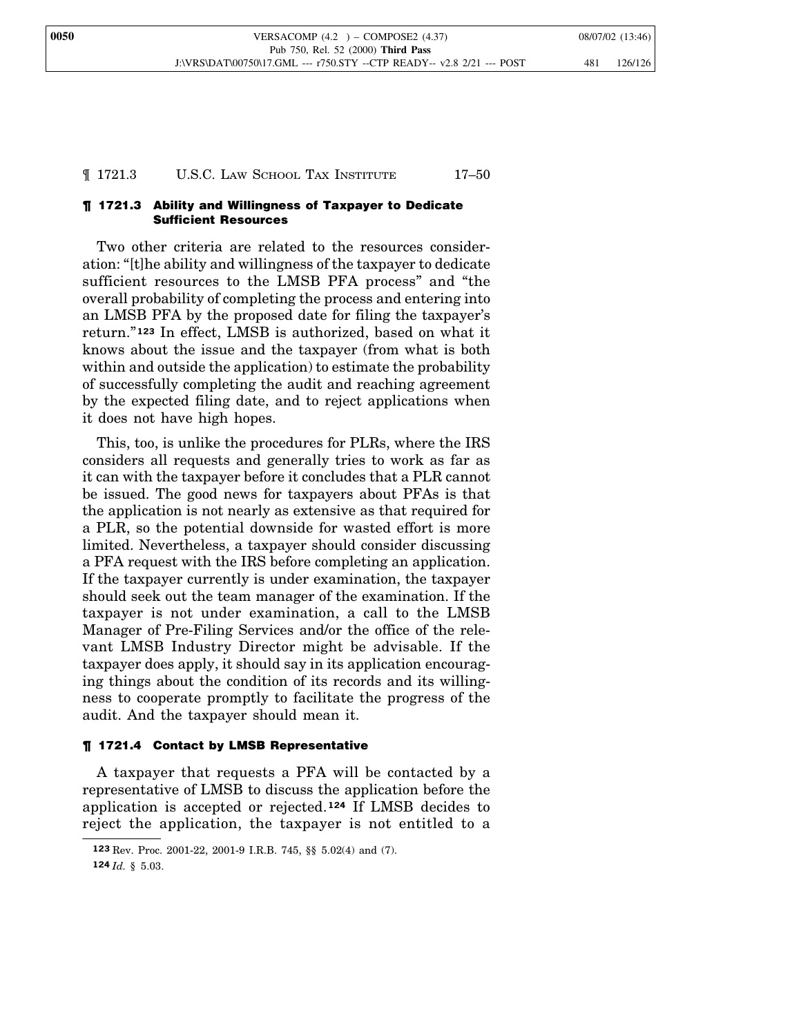## ¶ 1721.3 Ability and Willingness of Taxpayer to Dedicate Sufficient Resources

Two other criteria are related to the resources consideration: "[t]he ability and willingness of the taxpayer to dedicate sufficient resources to the LMSB PFA process" and "the overall probability of completing the process and entering into an LMSB PFA by the proposed date for filing the taxpayer's return."[123] In effect, LMSB is authorized, based on what it knows about the issue and the taxpayer (from what is both within and outside the application) to estimate the probability of successfully completing the audit and reaching agreement by the expected filing date, and to reject applications when it does not have high hopes.

This, too, is unlike the procedures for PLRs, where the IRS considers all requests and generally tries to work as far as it can with the taxpayer before it concludes that a PLR cannot be issued. The good news for taxpayers about PFAs is that the application is not nearly as extensive as that required for a PLR, so the potential downside for wasted effort is more limited. Nevertheless, a taxpayer should consider discussing a PFA request with the IRS before completing an application. If the taxpayer currently is under examination, the taxpayer should seek out the team manager of the examination. If the taxpayer is not under examination, a call to the LMSB Manager of Pre-Filing Services and/or the office of the relevant LMSB Industry Director might be advisable. If the taxpayer does apply, it should say in its application encouraging things about the condition of its records and its willingness to cooperate promptly to facilitate the progress of the audit. And the taxpayer should mean it.

## ¶ 1721.4 Contact by LMSB Representative

A taxpayer that requests a PFA will be contacted by a representative of LMSB to discuss the application before the application is accepted or rejected.[124] If LMSB decides to reject the application, the taxpayer is not entitled to a

---

[123] Rev. Proc. 2001-22, 2001-9 I.R.B. 745, §§ 5.02(4) and (7).

[124] *Id.* § 5.03.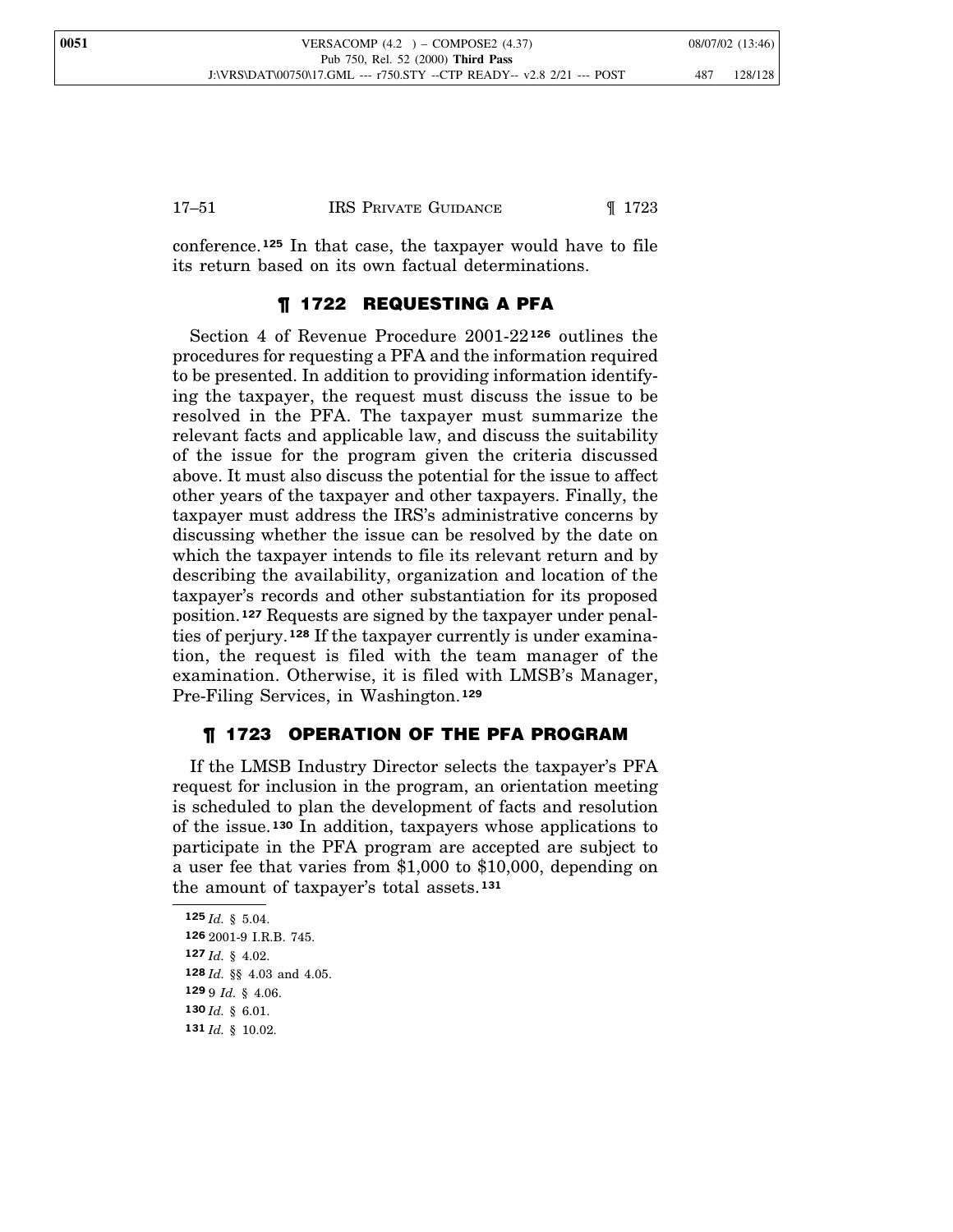conference.[125] In that case, the taxpayer would have to file its return based on its own factual determinations.

## ¶ 1722 REQUESTING A PFA

Section 4 of Revenue Procedure 2001-22[126] outlines the procedures for requesting a PFA and the information required to be presented. In addition to providing information identifying the taxpayer, the request must discuss the issue to be resolved in the PFA. The taxpayer must summarize the relevant facts and applicable law, and discuss the suitability of the issue for the program given the criteria discussed above. It must also discuss the potential for the issue to affect other years of the taxpayer and other taxpayers. Finally, the taxpayer must address the IRS's administrative concerns by discussing whether the issue can be resolved by the date on which the taxpayer intends to file its relevant return and by describing the availability, organization and location of the taxpayer's records and other substantiation for its proposed position.[127] Requests are signed by the taxpayer under penalties of perjury.[128] If the taxpayer currently is under examination, the request is filed with the team manager of the examination. Otherwise, it is filed with LMSB's Manager, Pre-Filing Services, in Washington.[129]

## ¶ 1723 OPERATION OF THE PFA PROGRAM

If the LMSB Industry Director selects the taxpayer's PFA request for inclusion in the program, an orientation meeting is scheduled to plan the development of facts and resolution of the issue.[130] In addition, taxpayers whose applications to participate in the PFA program are accepted are subject to a user fee that varies from $1,000 to $10,000, depending on the amount of taxpayer's total assets.[131]

---

[125] *Id.* § 5.04.

[126] 2001-9 I.R.B. 745.

[127] *Id.* § 4.02.

[128] *Id.* §§ 4.03 and 4.05.

[129] 9 *Id.* § 4.06.

[130] *Id.* § 6.01.

[131] *Id.* § 10.02.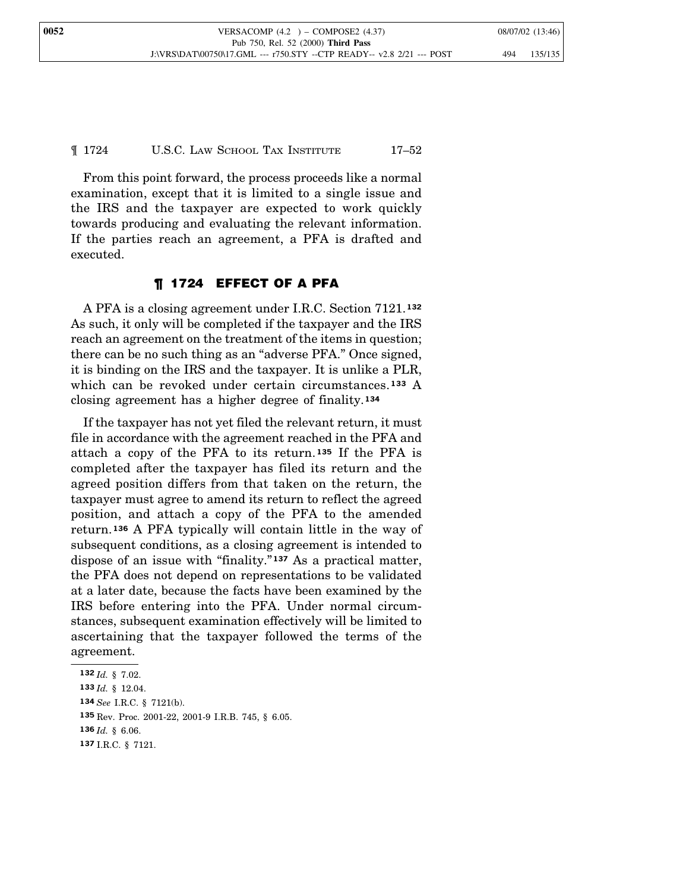From this point forward, the process proceeds like a normal examination, except that it is limited to a single issue and the IRS and the taxpayer are expected to work quickly towards producing and evaluating the relevant information. If the parties reach an agreement, a PFA is drafted and executed.

## ¶ 1724 EFFECT OF A PFA

A PFA is a closing agreement under I.R.C. Section 7121.[132] As such, it only will be completed if the taxpayer and the IRS reach an agreement on the treatment of the items in question; there can be no such thing as an "adverse PFA." Once signed, it is binding on the IRS and the taxpayer. It is unlike a PLR, which can be revoked under certain circumstances.[133] A closing agreement has a higher degree of finality.[134]

If the taxpayer has not yet filed the relevant return, it must file in accordance with the agreement reached in the PFA and attach a copy of the PFA to its return.[135] If the PFA is completed after the taxpayer has filed its return and the agreed position differs from that taken on the return, the taxpayer must agree to amend its return to reflect the agreed position, and attach a copy of the PFA to the amended return.[136] A PFA typically will contain little in the way of subsequent conditions, as a closing agreement is intended to dispose of an issue with "finality."[137] As a practical matter, the PFA does not depend on representations to be validated at a later date, because the facts have been examined by the IRS before entering into the PFA. Under normal circumstances, subsequent examination effectively will be limited to ascertaining that the taxpayer followed the terms of the agreement.

---

[132] *Id.* § 7.02.

[133] *Id.* § 12.04.

[134] *See* I.R.C. § 7121(b).

[135] Rev. Proc. 2001-22, 2001-9 I.R.B. 745, § 6.05.

[136] *Id.* § 6.06.

[137] I.R.C. § 7121.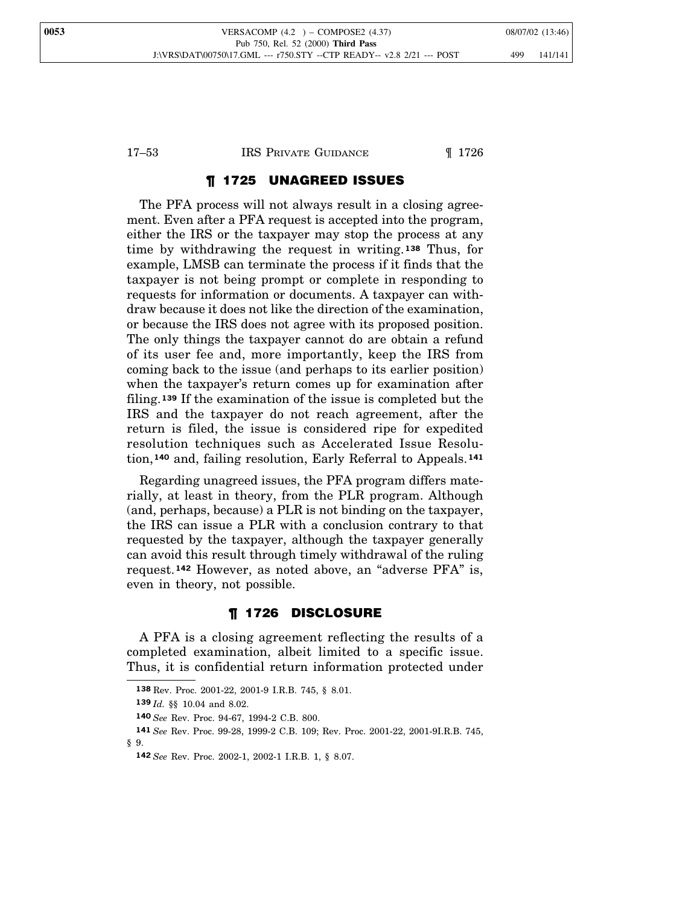## ¶ 1725 UNAGREED ISSUES

The PFA process will not always result in a closing agreement. Even after a PFA request is accepted into the program, either the IRS or the taxpayer may stop the process at any time by withdrawing the request in writing.[138] Thus, for example, LMSB can terminate the process if it finds that the taxpayer is not being prompt or complete in responding to requests for information or documents. A taxpayer can withdraw because it does not like the direction of the examination, or because the IRS does not agree with its proposed position. The only things the taxpayer cannot do are obtain a refund of its user fee and, more importantly, keep the IRS from coming back to the issue (and perhaps to its earlier position) when the taxpayer's return comes up for examination after filing.[139] If the examination of the issue is completed but the IRS and the taxpayer do not reach agreement, after the return is filed, the issue is considered ripe for expedited resolution techniques such as Accelerated Issue Resolution,[140] and, failing resolution, Early Referral to Appeals.[141]

Regarding unagreed issues, the PFA program differs materially, at least in theory, from the PLR program. Although (and, perhaps, because) a PLR is not binding on the taxpayer, the IRS can issue a PLR with a conclusion contrary to that requested by the taxpayer, although the taxpayer generally can avoid this result through timely withdrawal of the ruling request.[142] However, as noted above, an "adverse PFA" is, even in theory, not possible.

## ¶ 1726 DISCLOSURE

A PFA is a closing agreement reflecting the results of a completed examination, albeit limited to a specific issue. Thus, it is confidential return information protected under

---

[138] Rev. Proc. 2001-22, 2001-9 I.R.B. 745, § 8.01.

[139] *Id.* §§ 10.04 and 8.02.

[140] *See* Rev. Proc. 94-67, 1994-2 C.B. 800.

[141] *See* Rev. Proc. 99-28, 1999-2 C.B. 109; Rev. Proc. 2001-22, 2001-9I.R.B. 745, § 9.

[142] *See* Rev. Proc. 2002-1, 2002-1 I.R.B. 1, § 8.07.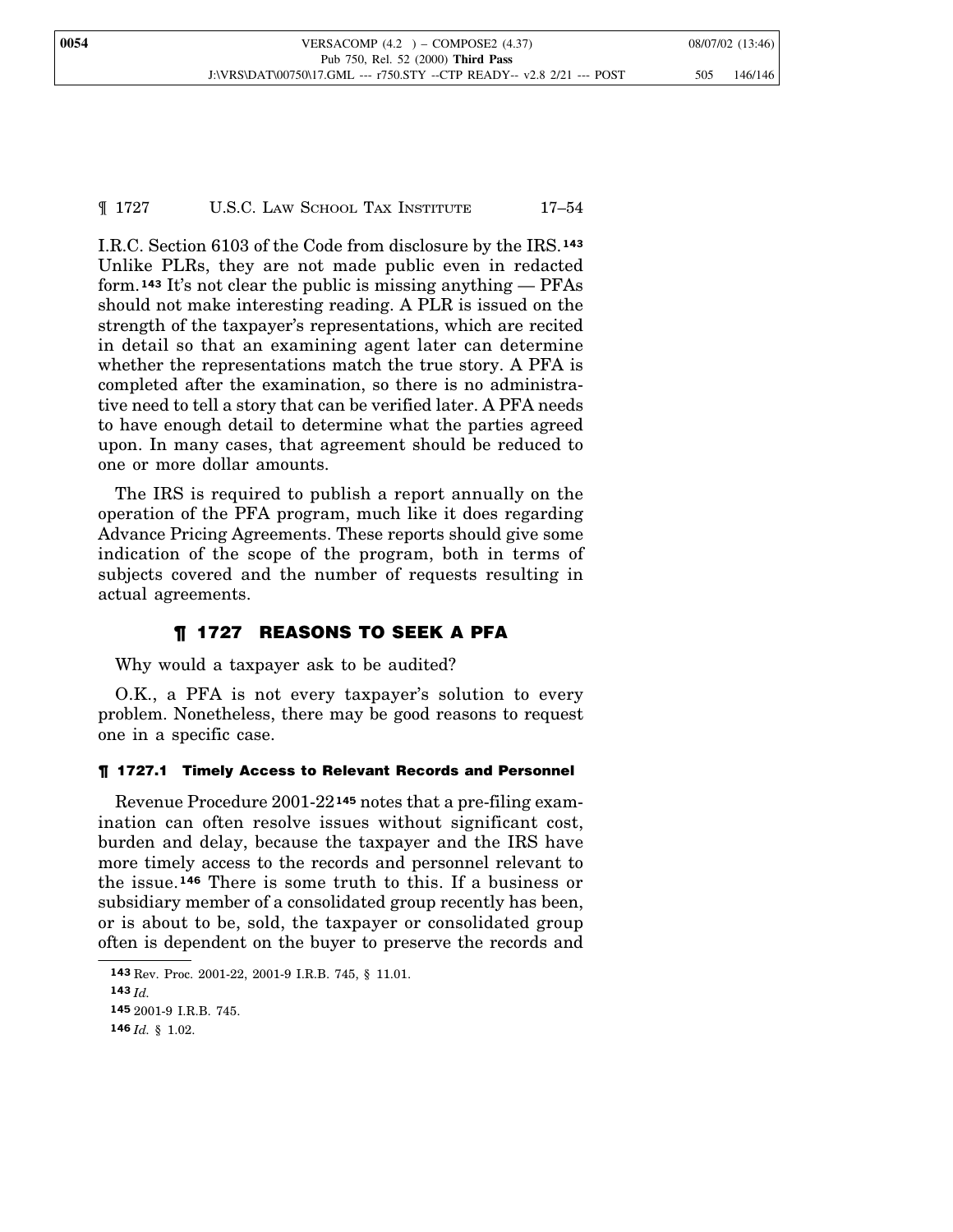I.R.C. Section 6103 of the Code from disclosure by the IRS.[143] Unlike PLRs, they are not made public even in redacted form.[143] It's not clear the public is missing anything — PFAs should not make interesting reading. A PLR is issued on the strength of the taxpayer's representations, which are recited in detail so that an examining agent later can determine whether the representations match the true story. A PFA is completed after the examination, so there is no administrative need to tell a story that can be verified later. A PFA needs to have enough detail to determine what the parties agreed upon. In many cases, that agreement should be reduced to one or more dollar amounts.

The IRS is required to publish a report annually on the operation of the PFA program, much like it does regarding Advance Pricing Agreements. These reports should give some indication of the scope of the program, both in terms of subjects covered and the number of requests resulting in actual agreements.

## ¶ 1727 REASONS TO SEEK A PFA

Why would a taxpayer ask to be audited?

O.K., a PFA is not every taxpayer's solution to every problem. Nonetheless, there may be good reasons to request one in a specific case.

### ¶ 1727.1 Timely Access to Relevant Records and Personnel

Revenue Procedure 2001-22[145] notes that a pre-filing examination can often resolve issues without significant cost, burden and delay, because the taxpayer and the IRS have more timely access to the records and personnel relevant to the issue.[146] There is some truth to this. If a business or subsidiary member of a consolidated group recently has been, or is about to be, sold, the taxpayer or consolidated group often is dependent on the buyer to preserve the records and

---

[143] Rev. Proc. 2001-22, 2001-9 I.R.B. 745, § 11.01.

[143] *Id.*

[145] 2001-9 I.R.B. 745.

[146] *Id.* § 1.02.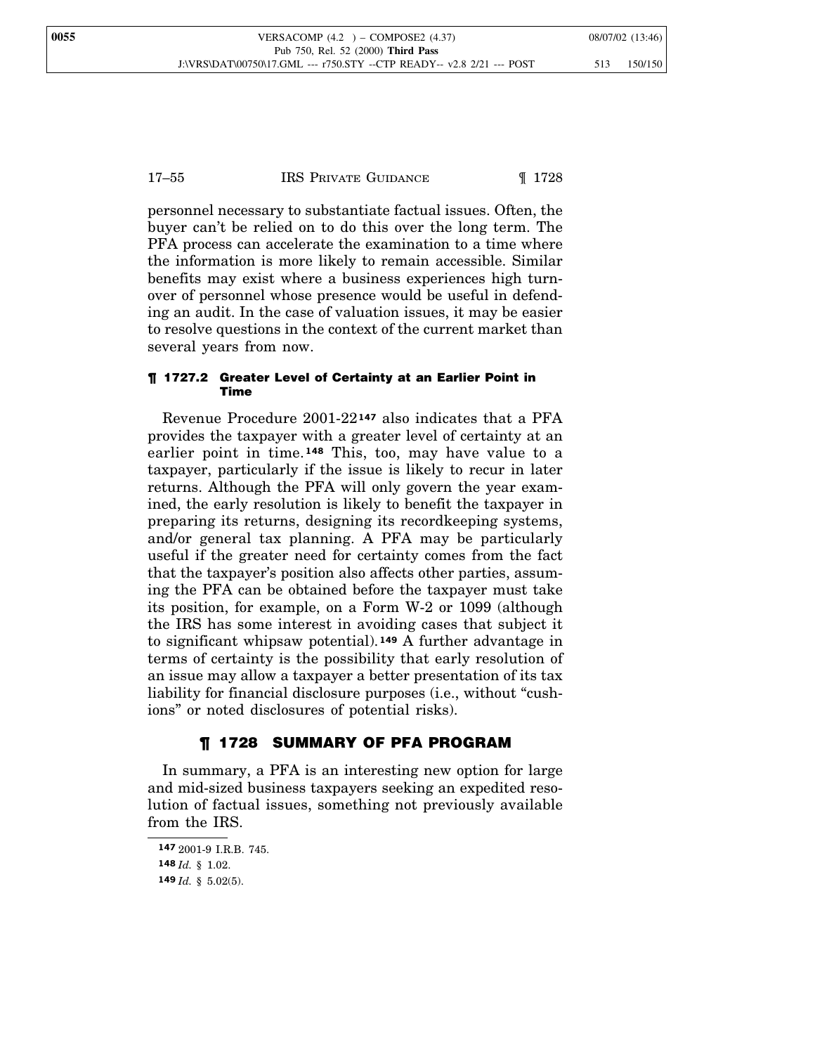personnel necessary to substantiate factual issues. Often, the buyer can't be relied on to do this over the long term. The PFA process can accelerate the examination to a time where the information is more likely to remain accessible. Similar benefits may exist where a business experiences high turnover of personnel whose presence would be useful in defending an audit. In the case of valuation issues, it may be easier to resolve questions in the context of the current market than several years from now.

### ¶ 1727.2 Greater Level of Certainty at an Earlier Point in Time

Revenue Procedure 2001-22[147] also indicates that a PFA provides the taxpayer with a greater level of certainty at an earlier point in time.[148] This, too, may have value to a taxpayer, particularly if the issue is likely to recur in later returns. Although the PFA will only govern the year examined, the early resolution is likely to benefit the taxpayer in preparing its returns, designing its recordkeeping systems, and/or general tax planning. A PFA may be particularly useful if the greater need for certainty comes from the fact that the taxpayer's position also affects other parties, assuming the PFA can be obtained before the taxpayer must take its position, for example, on a Form W-2 or 1099 (although the IRS has some interest in avoiding cases that subject it to significant whipsaw potential).[149] A further advantage in terms of certainty is the possibility that early resolution of an issue may allow a taxpayer a better presentation of its tax liability for financial disclosure purposes (i.e., without "cushions" or noted disclosures of potential risks).

## ¶ 1728 SUMMARY OF PFA PROGRAM

In summary, a PFA is an interesting new option for large and mid-sized business taxpayers seeking an expedited resolution of factual issues, something not previously available from the IRS.

[147] 2001-9 I.R.B. 745.

[148] *Id.* § 1.02.

[149] *Id.* § 5.02(5).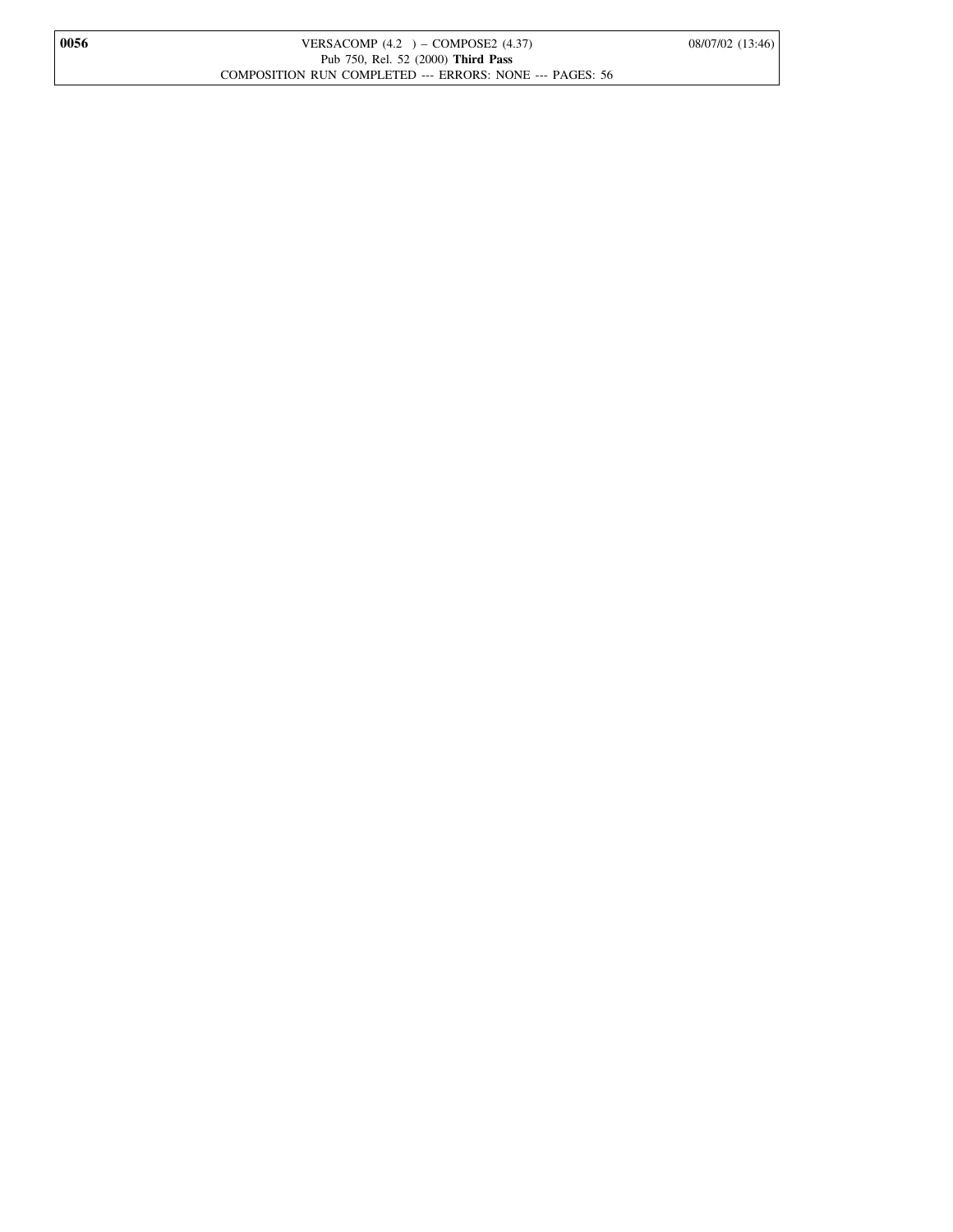0056 VERSACOMP (4.2 ) – COMPOSE2 (4.37) 08/07/02 (13:46)

Pub 750, Rel. 52 (2000) **Third Pass**

COMPOSITION RUN COMPLETED --- ERRORS: NONE --- PAGES: 56